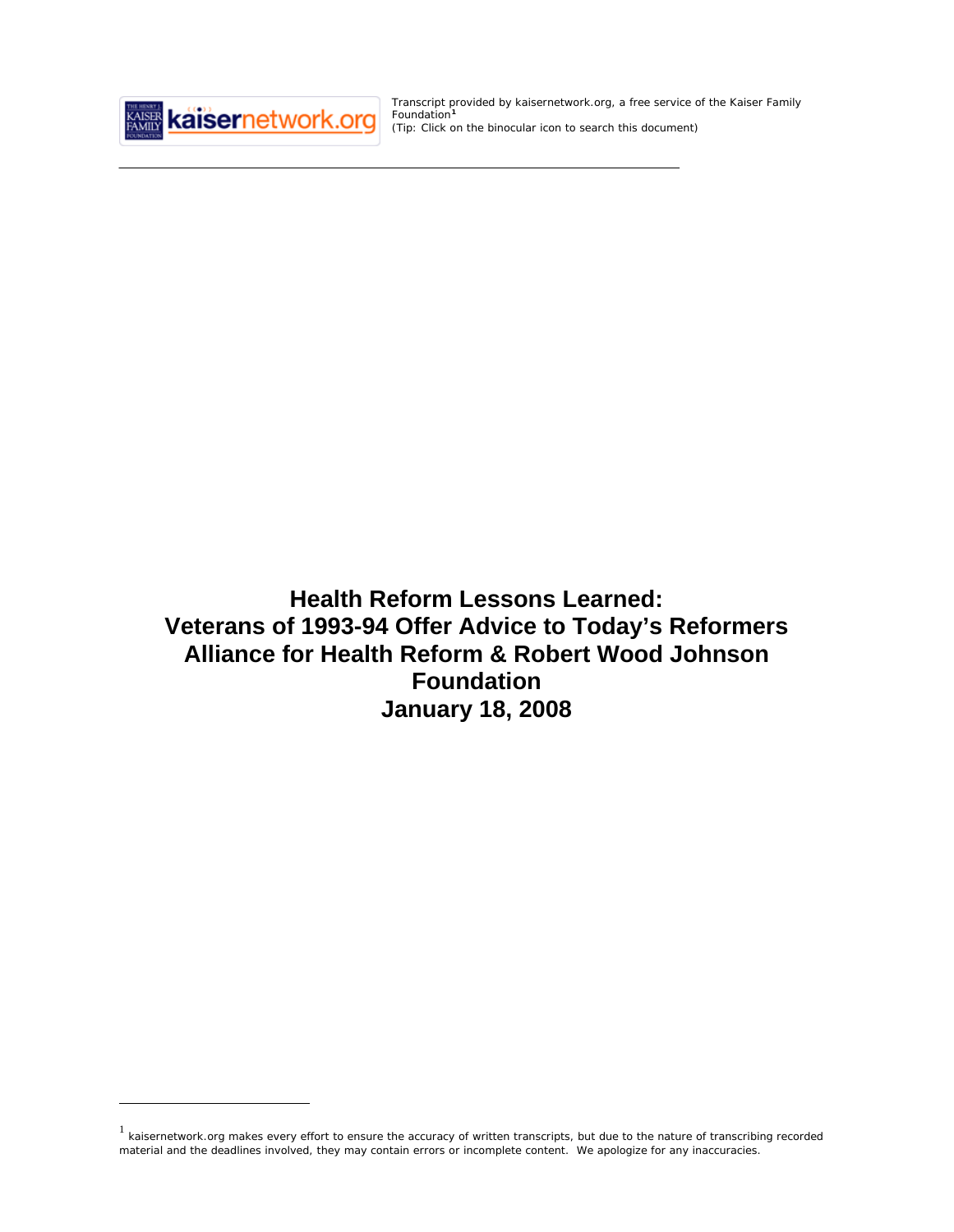Transcript provided by kaisernetwork.org, a free service of the Kaiser Family Foundation[1]
(Tip: Click on the binocular icon to search this document)

# Health Reform Lessons Learned: Veterans of 1993-94 Offer Advice to Today's Reformers
# Alliance for Health Reform & Robert Wood Johnson Foundation
# January 18, 2008

[1] kaisernetwork.org makes every effort to ensure the accuracy of written transcripts, but due to the nature of transcribing recorded material and the deadlines involved, they may contain errors or incomplete content. We apologize for any inaccuracies.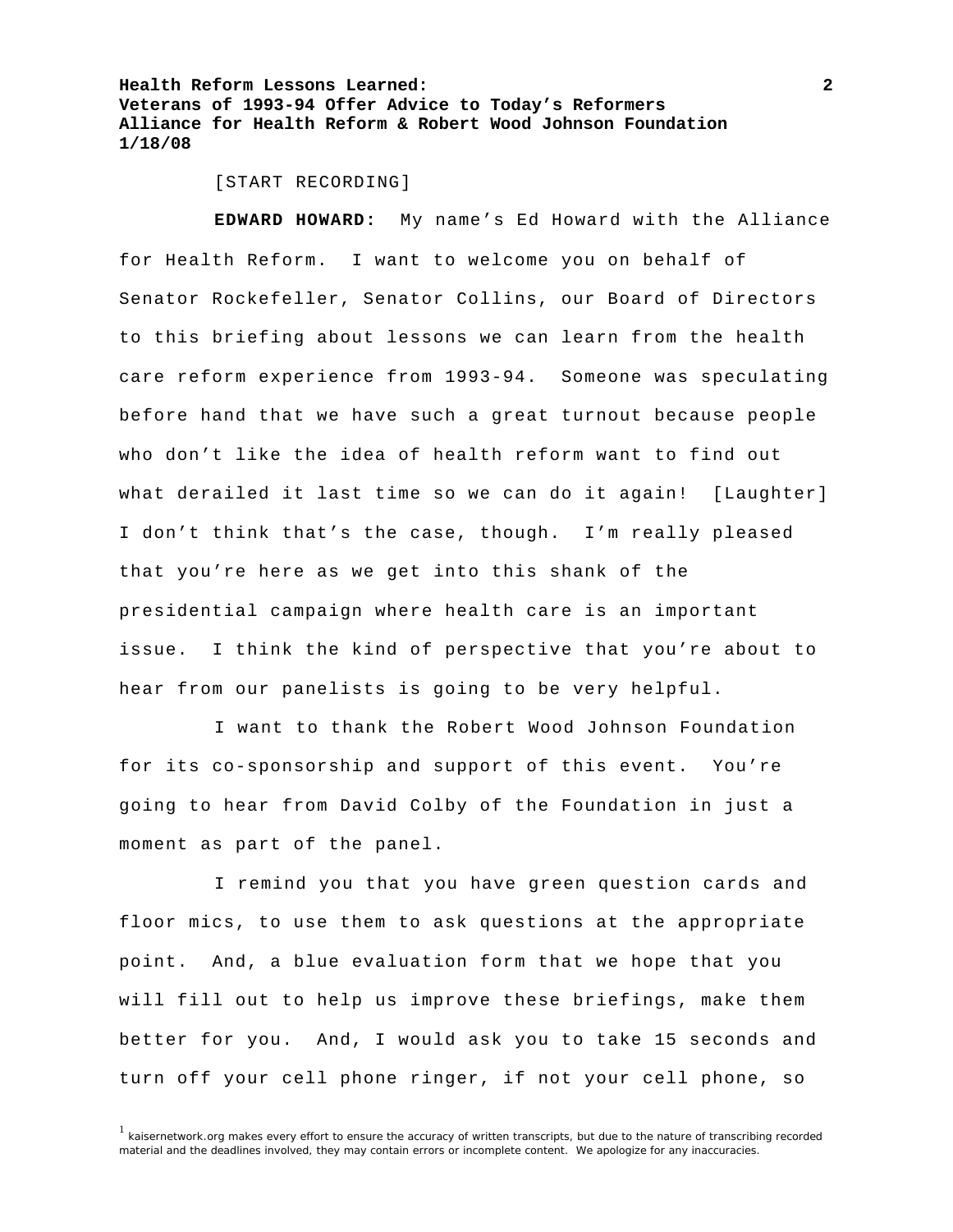[START RECORDING]

**EDWARD HOWARD:** My name's Ed Howard with the Alliance for Health Reform. I want to welcome you on behalf of Senator Rockefeller, Senator Collins, our Board of Directors to this briefing about lessons we can learn from the health care reform experience from 1993-94. Someone was speculating before hand that we have such a great turnout because people who don't like the idea of health reform want to find out what derailed it last time so we can do it again! [Laughter] I don't think that's the case, though. I'm really pleased that you're here as we get into this shank of the presidential campaign where health care is an important issue. I think the kind of perspective that you're about to hear from our panelists is going to be very helpful.

I want to thank the Robert Wood Johnson Foundation for its co-sponsorship and support of this event. You're going to hear from David Colby of the Foundation in just a moment as part of the panel.

I remind you that you have green question cards and floor mics, to use them to ask questions at the appropriate point. And, a blue evaluation form that we hope that you will fill out to help us improve these briefings, make them better for you. And, I would ask you to take 15 seconds and turn off your cell phone ringer, if not your cell phone, so

[1] kaisernetwork.org makes every effort to ensure the accuracy of written transcripts, but due to the nature of transcribing recorded material and the deadlines involved, they may contain errors or incomplete content. We apologize for any inaccuracies.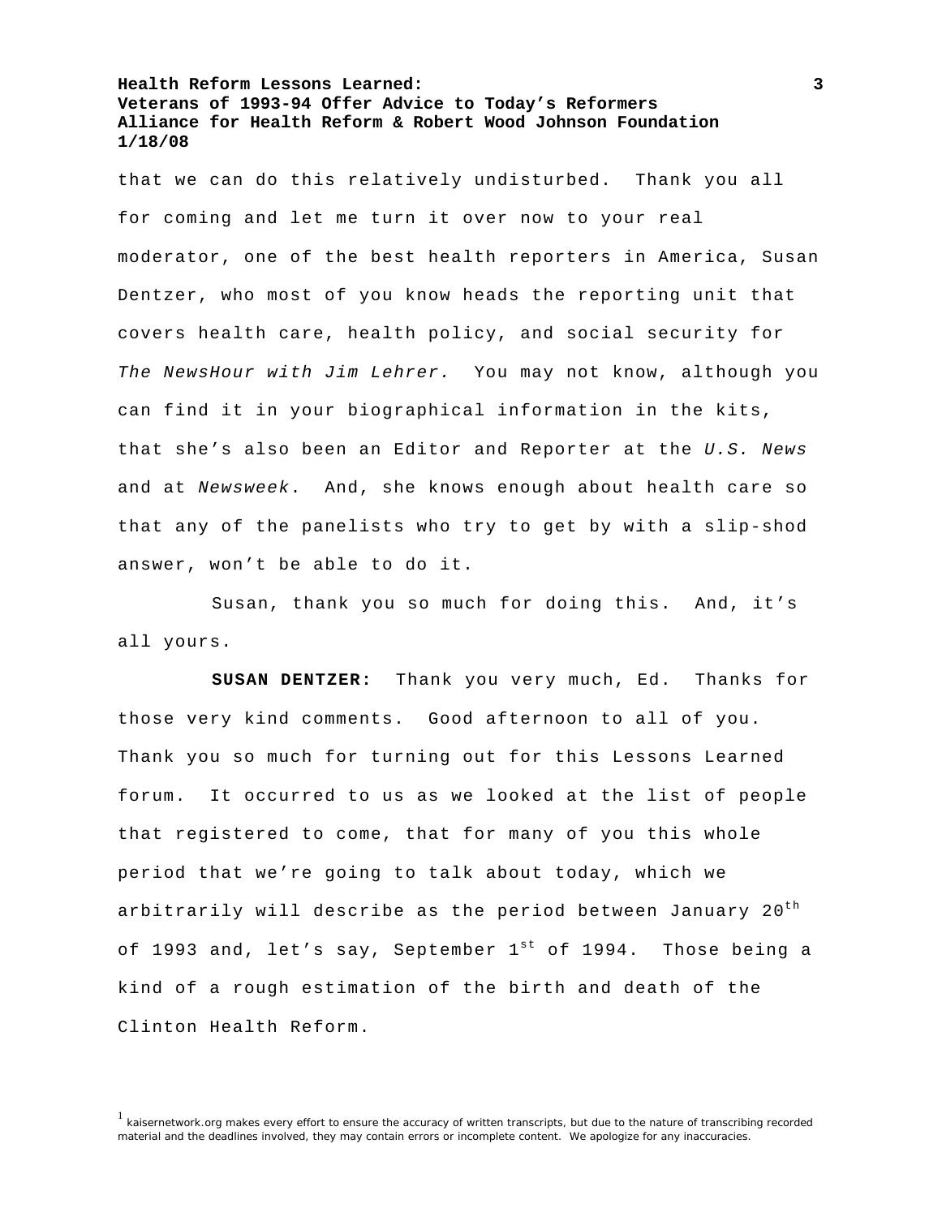that we can do this relatively undisturbed. Thank you all for coming and let me turn it over now to your real moderator, one of the best health reporters in America, Susan Dentzer, who most of you know heads the reporting unit that covers health care, health policy, and social security for *The NewsHour with Jim Lehrer.* You may not know, although you can find it in your biographical information in the kits, that she's also been an Editor and Reporter at the *U.S. News* and at *Newsweek*. And, she knows enough about health care so that any of the panelists who try to get by with a slip-shod answer, won't be able to do it.

Susan, thank you so much for doing this. And, it's all yours.

**SUSAN DENTZER:** Thank you very much, Ed. Thanks for those very kind comments. Good afternoon to all of you. Thank you so much for turning out for this Lessons Learned forum. It occurred to us as we looked at the list of people that registered to come, that for many of you this whole period that we're going to talk about today, which we arbitrarily will describe as the period between January 20th of 1993 and, let's say, September 1st of 1994. Those being a kind of a rough estimation of the birth and death of the Clinton Health Reform.

[1] kaisernetwork.org makes every effort to ensure the accuracy of written transcripts, but due to the nature of transcribing recorded material and the deadlines involved, they may contain errors or incomplete content. We apologize for any inaccuracies.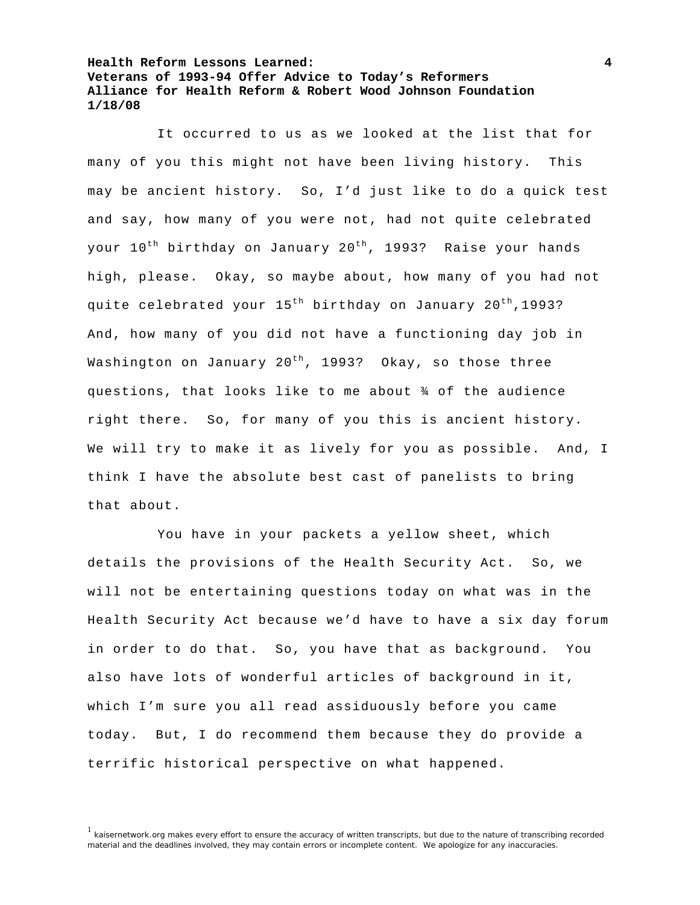It occurred to us as we looked at the list that for many of you this might not have been living history. This may be ancient history. So, I'd just like to do a quick test and say, how many of you were not, had not quite celebrated your 10th birthday on January 20th, 1993? Raise your hands high, please. Okay, so maybe about, how many of you had not quite celebrated your 15th birthday on January 20th,1993? And, how many of you did not have a functioning day job in Washington on January 20th, 1993? Okay, so those three questions, that looks like to me about ¾ of the audience right there. So, for many of you this is ancient history. We will try to make it as lively for you as possible. And, I think I have the absolute best cast of panelists to bring that about.

You have in your packets a yellow sheet, which details the provisions of the Health Security Act. So, we will not be entertaining questions today on what was in the Health Security Act because we'd have to have a six day forum in order to do that. So, you have that as background. You also have lots of wonderful articles of background in it, which I'm sure you all read assiduously before you came today. But, I do recommend them because they do provide a terrific historical perspective on what happened.

[1] kaisernetwork.org makes every effort to ensure the accuracy of written transcripts, but due to the nature of transcribing recorded material and the deadlines involved, they may contain errors or incomplete content. We apologize for any inaccuracies.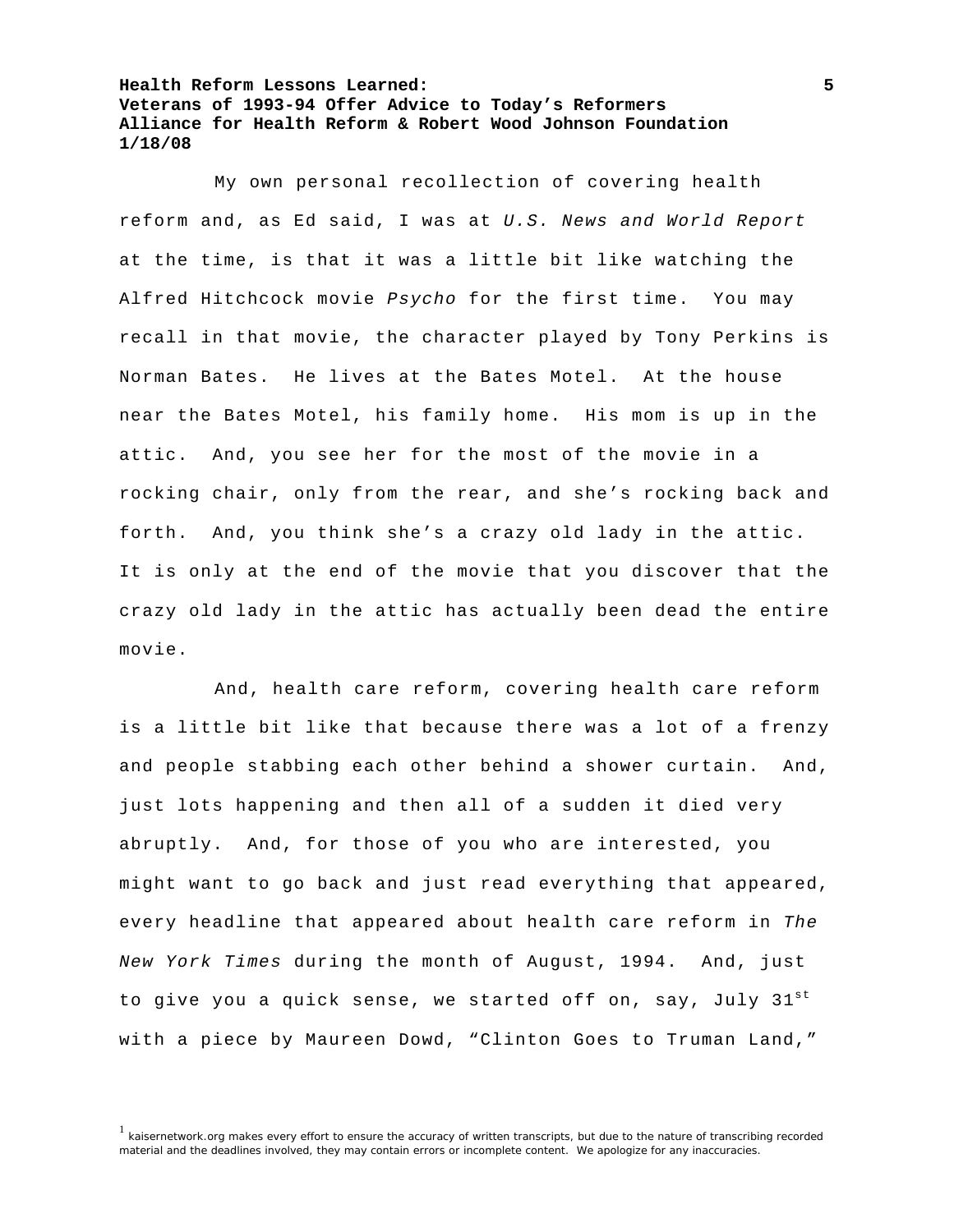My own personal recollection of covering health reform and, as Ed said, I was at *U.S. News and World Report* at the time, is that it was a little bit like watching the Alfred Hitchcock movie *Psycho* for the first time. You may recall in that movie, the character played by Tony Perkins is Norman Bates. He lives at the Bates Motel. At the house near the Bates Motel, his family home. His mom is up in the attic. And, you see her for the most of the movie in a rocking chair, only from the rear, and she's rocking back and forth. And, you think she's a crazy old lady in the attic. It is only at the end of the movie that you discover that the crazy old lady in the attic has actually been dead the entire movie.

And, health care reform, covering health care reform is a little bit like that because there was a lot of a frenzy and people stabbing each other behind a shower curtain. And, just lots happening and then all of a sudden it died very abruptly. And, for those of you who are interested, you might want to go back and just read everything that appeared, every headline that appeared about health care reform in *The New York Times* during the month of August, 1994. And, just to give you a quick sense, we started off on, say, July 31st with a piece by Maureen Dowd, "Clinton Goes to Truman Land,"

[1] kaisernetwork.org makes every effort to ensure the accuracy of written transcripts, but due to the nature of transcribing recorded material and the deadlines involved, they may contain errors or incomplete content. We apologize for any inaccuracies.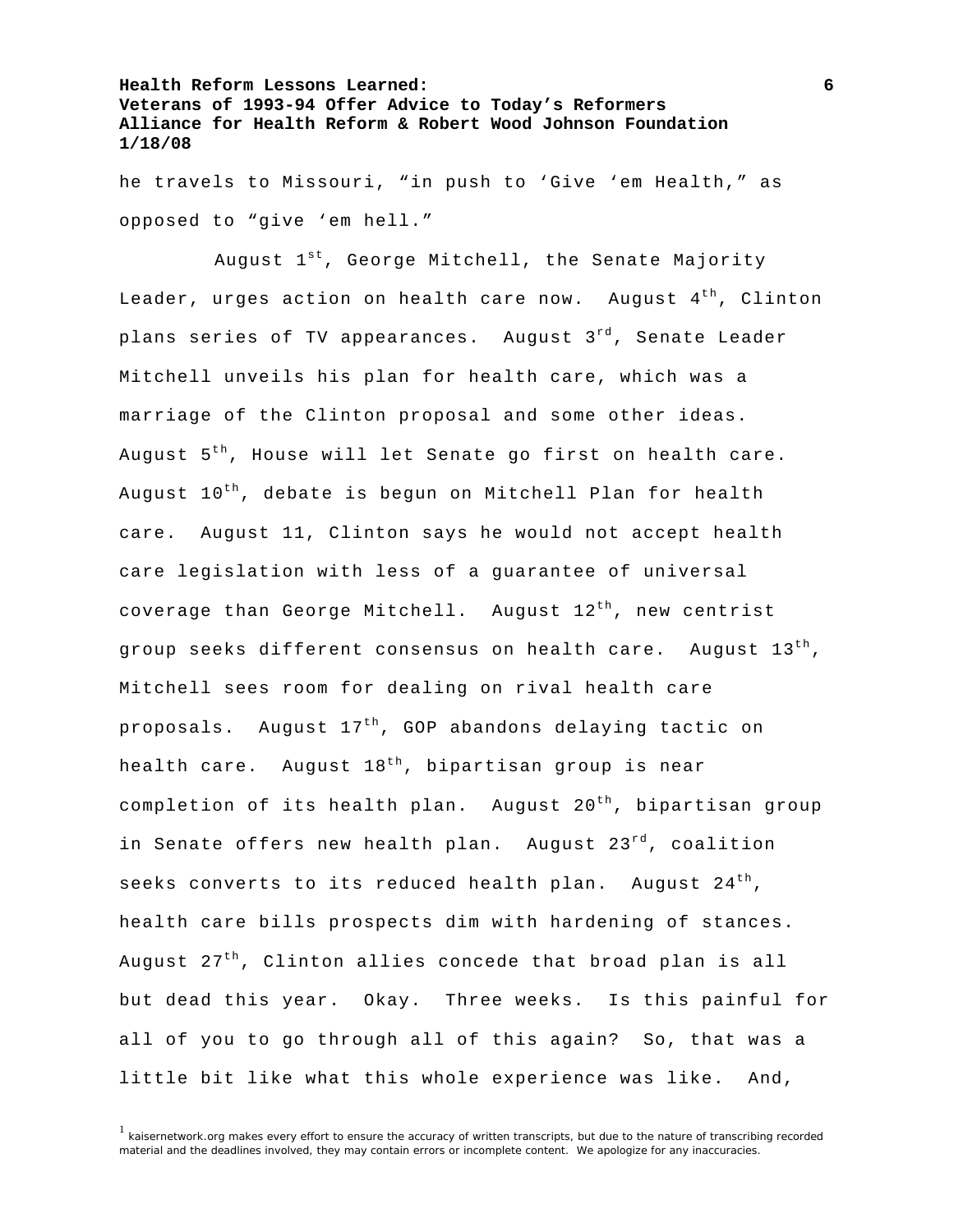he travels to Missouri, "in push to 'Give 'em Health," as opposed to "give 'em hell."

August 1st, George Mitchell, the Senate Majority Leader, urges action on health care now. August 4th, Clinton plans series of TV appearances. August 3rd, Senate Leader Mitchell unveils his plan for health care, which was a marriage of the Clinton proposal and some other ideas. August 5th, House will let Senate go first on health care. August 10th, debate is begun on Mitchell Plan for health care. August 11, Clinton says he would not accept health care legislation with less of a guarantee of universal coverage than George Mitchell. August 12th, new centrist group seeks different consensus on health care. August 13th, Mitchell sees room for dealing on rival health care proposals. August 17th, GOP abandons delaying tactic on health care. August 18th, bipartisan group is near completion of its health plan. August 20th, bipartisan group in Senate offers new health plan. August 23rd, coalition seeks converts to its reduced health plan. August 24th, health care bills prospects dim with hardening of stances. August 27th, Clinton allies concede that broad plan is all but dead this year. Okay. Three weeks. Is this painful for all of you to go through all of this again? So, that was a little bit like what this whole experience was like. And,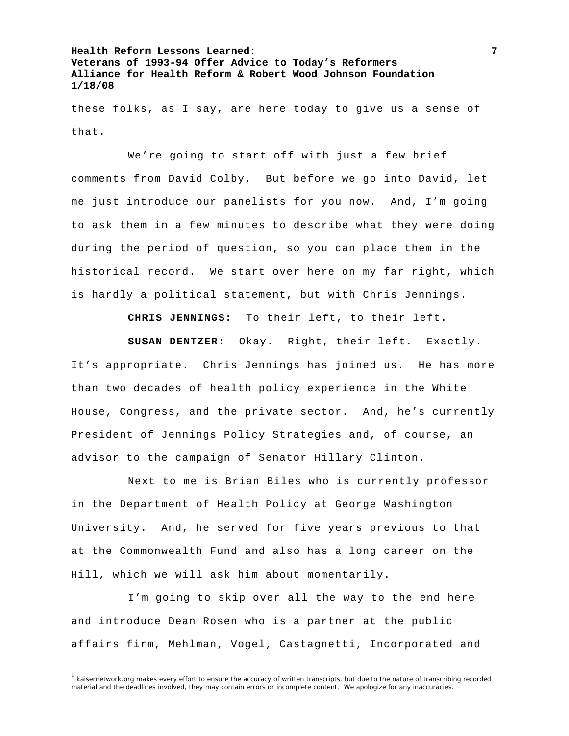these folks, as I say, are here today to give us a sense of that.

We're going to start off with just a few brief comments from David Colby. But before we go into David, let me just introduce our panelists for you now. And, I'm going to ask them in a few minutes to describe what they were doing during the period of question, so you can place them in the historical record. We start over here on my far right, which is hardly a political statement, but with Chris Jennings.

**CHRIS JENNINGS:** To their left, to their left.

**SUSAN DENTZER:** Okay. Right, their left. Exactly. It's appropriate. Chris Jennings has joined us. He has more than two decades of health policy experience in the White House, Congress, and the private sector. And, he's currently President of Jennings Policy Strategies and, of course, an advisor to the campaign of Senator Hillary Clinton.

Next to me is Brian Biles who is currently professor in the Department of Health Policy at George Washington University. And, he served for five years previous to that at the Commonwealth Fund and also has a long career on the Hill, which we will ask him about momentarily.

I'm going to skip over all the way to the end here and introduce Dean Rosen who is a partner at the public affairs firm, Mehlman, Vogel, Castagnetti, Incorporated and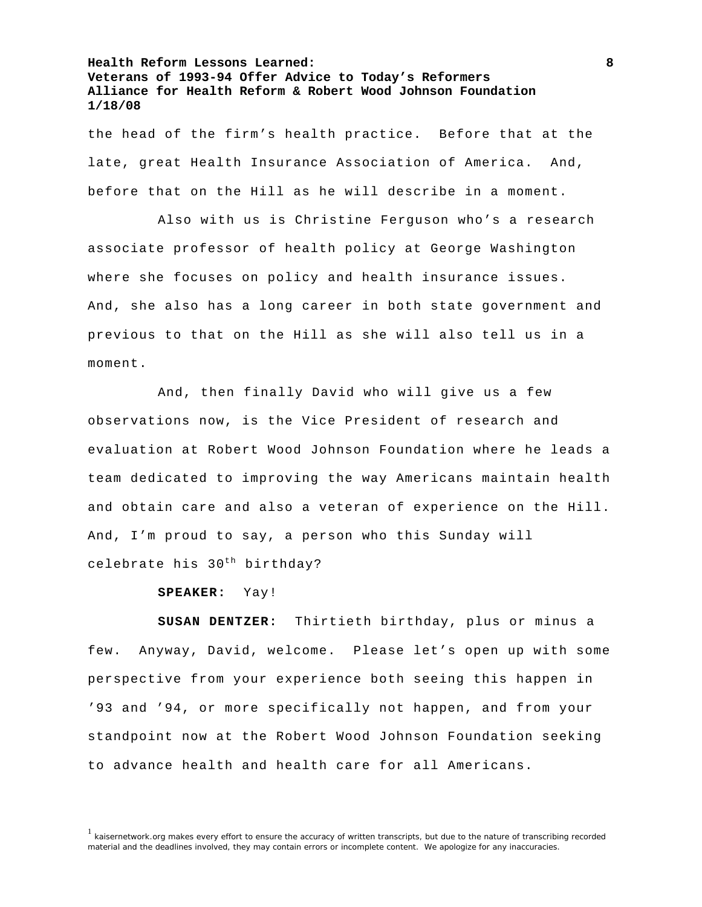the head of the firm’s health practice. Before that at the late, great Health Insurance Association of America. And, before that on the Hill as he will describe in a moment.

Also with us is Christine Ferguson who’s a research associate professor of health policy at George Washington where she focuses on policy and health insurance issues. And, she also has a long career in both state government and previous to that on the Hill as she will also tell us in a moment.

And, then finally David who will give us a few observations now, is the Vice President of research and evaluation at Robert Wood Johnson Foundation where he leads a team dedicated to improving the way Americans maintain health and obtain care and also a veteran of experience on the Hill. And, I’m proud to say, a person who this Sunday will celebrate his 30th birthday?

**SPEAKER:** Yay!

**SUSAN DENTZER:** Thirtieth birthday, plus or minus a few. Anyway, David, welcome. Please let’s open up with some perspective from your experience both seeing this happen in ’93 and ’94, or more specifically not happen, and from your standpoint now at the Robert Wood Johnson Foundation seeking to advance health and health care for all Americans.

[1] kaisernetwork.org makes every effort to ensure the accuracy of written transcripts, but due to the nature of transcribing recorded material and the deadlines involved, they may contain errors or incomplete content. We apologize for any inaccuracies.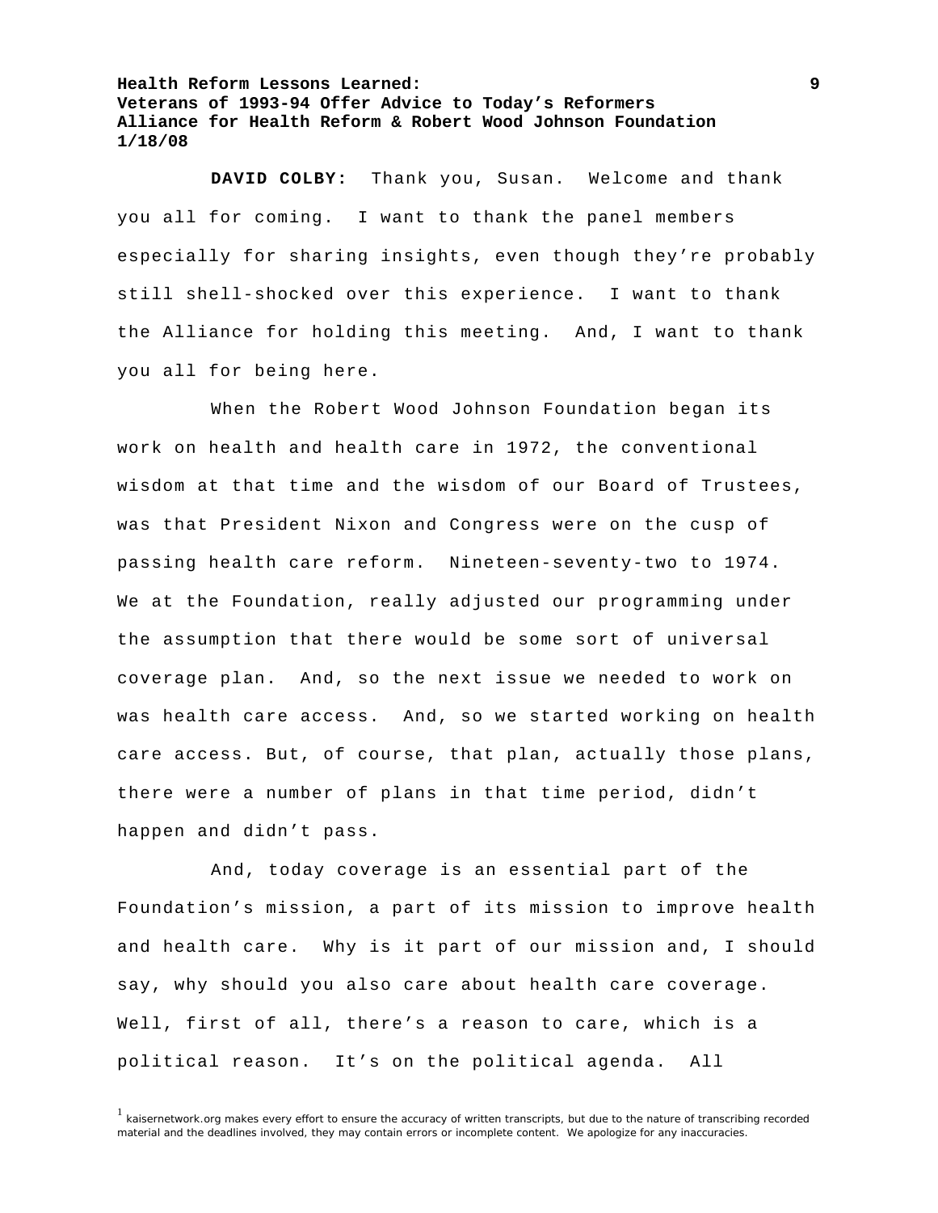**DAVID COLBY:** Thank you, Susan. Welcome and thank you all for coming. I want to thank the panel members especially for sharing insights, even though they're probably still shell-shocked over this experience. I want to thank the Alliance for holding this meeting. And, I want to thank you all for being here.

When the Robert Wood Johnson Foundation began its work on health and health care in 1972, the conventional wisdom at that time and the wisdom of our Board of Trustees, was that President Nixon and Congress were on the cusp of passing health care reform. Nineteen-seventy-two to 1974. We at the Foundation, really adjusted our programming under the assumption that there would be some sort of universal coverage plan. And, so the next issue we needed to work on was health care access. And, so we started working on health care access. But, of course, that plan, actually those plans, there were a number of plans in that time period, didn't happen and didn't pass.

And, today coverage is an essential part of the Foundation's mission, a part of its mission to improve health and health care. Why is it part of our mission and, I should say, why should you also care about health care coverage. Well, first of all, there's a reason to care, which is a political reason. It's on the political agenda. All

[1] kaisernetwork.org makes every effort to ensure the accuracy of written transcripts, but due to the nature of transcribing recorded material and the deadlines involved, they may contain errors or incomplete content. We apologize for any inaccuracies.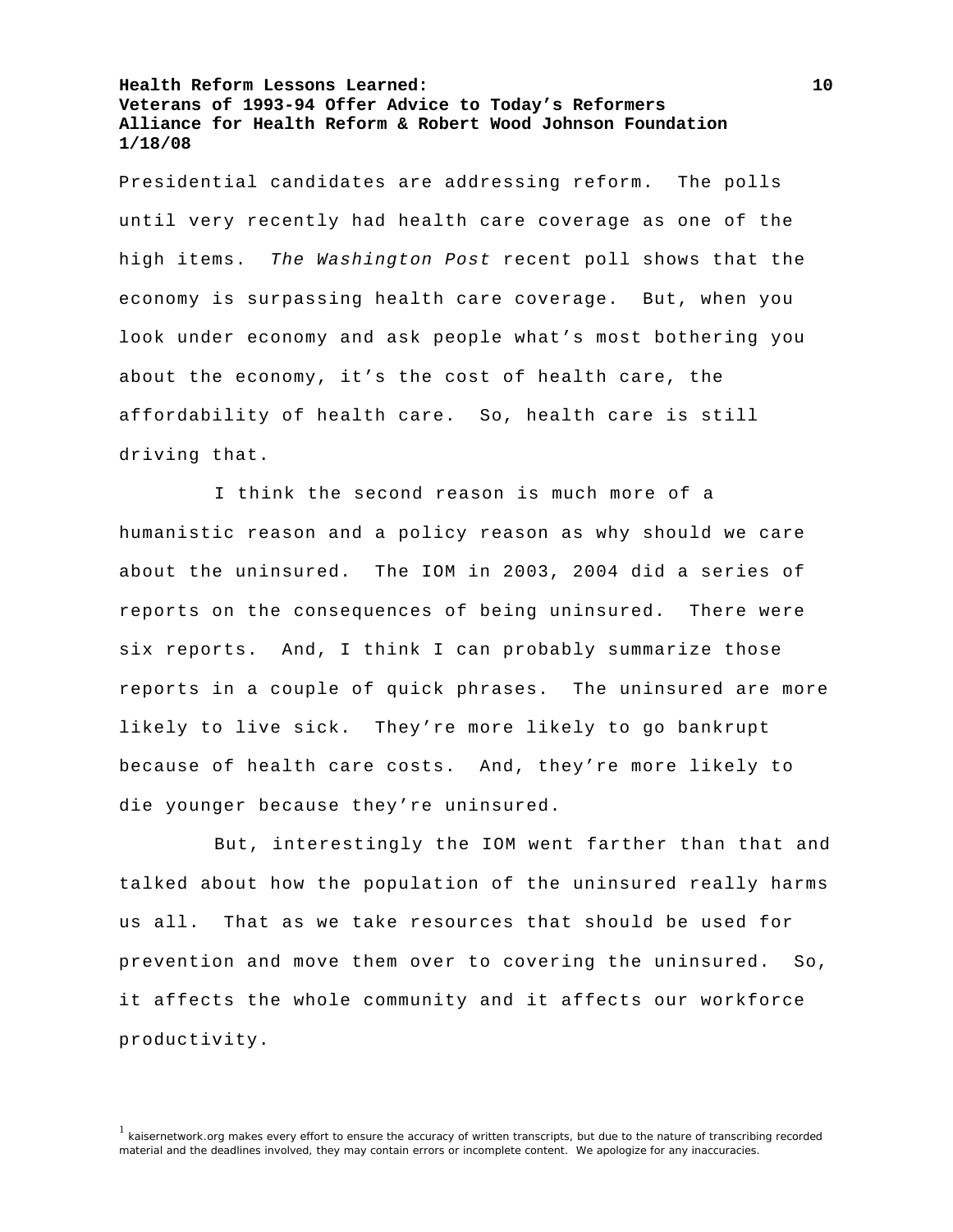Presidential candidates are addressing reform. The polls until very recently had health care coverage as one of the high items. *The Washington Post* recent poll shows that the economy is surpassing health care coverage. But, when you look under economy and ask people what's most bothering you about the economy, it's the cost of health care, the affordability of health care. So, health care is still driving that.

I think the second reason is much more of a humanistic reason and a policy reason as why should we care about the uninsured. The IOM in 2003, 2004 did a series of reports on the consequences of being uninsured. There were six reports. And, I think I can probably summarize those reports in a couple of quick phrases. The uninsured are more likely to live sick. They're more likely to go bankrupt because of health care costs. And, they're more likely to die younger because they're uninsured.

But, interestingly the IOM went farther than that and talked about how the population of the uninsured really harms us all. That as we take resources that should be used for prevention and move them over to covering the uninsured. So, it affects the whole community and it affects our workforce productivity.

[1] kaisernetwork.org makes every effort to ensure the accuracy of written transcripts, but due to the nature of transcribing recorded material and the deadlines involved, they may contain errors or incomplete content. We apologize for any inaccuracies.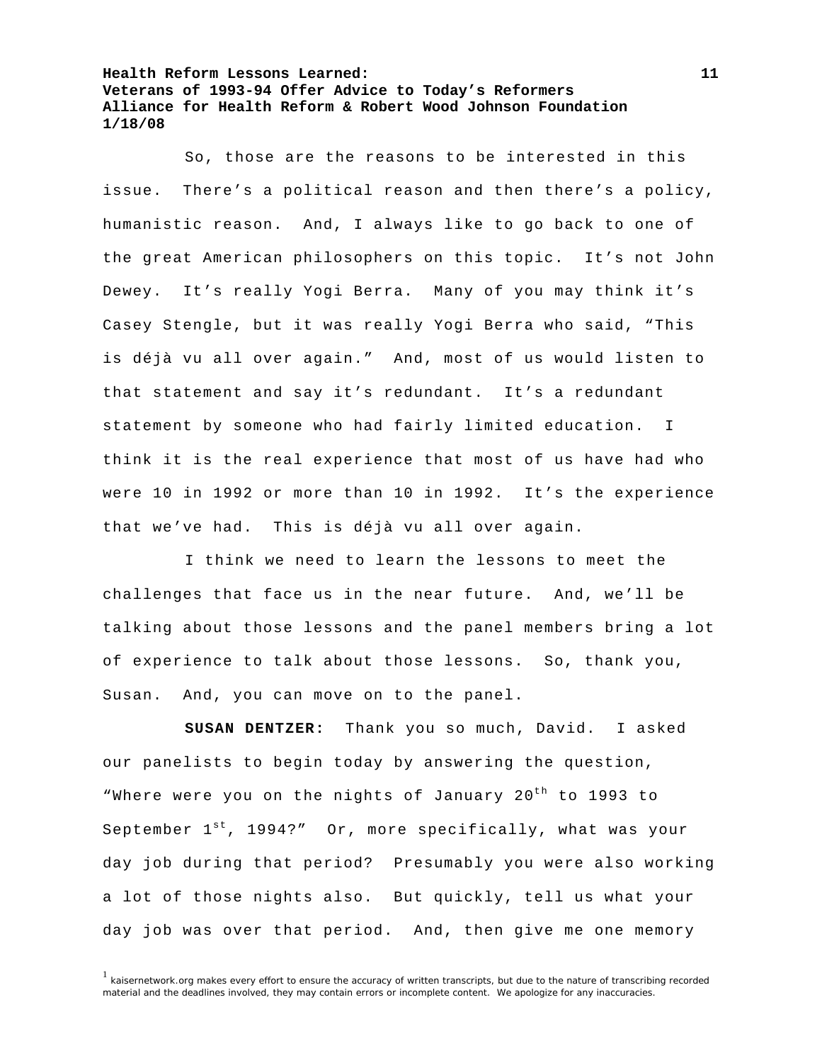So, those are the reasons to be interested in this issue. There's a political reason and then there's a policy, humanistic reason. And, I always like to go back to one of the great American philosophers on this topic. It's not John Dewey. It's really Yogi Berra. Many of you may think it's Casey Stengle, but it was really Yogi Berra who said, "This is déjà vu all over again." And, most of us would listen to that statement and say it's redundant. It's a redundant statement by someone who had fairly limited education. I think it is the real experience that most of us have had who were 10 in 1992 or more than 10 in 1992. It's the experience that we've had. This is déjà vu all over again.

I think we need to learn the lessons to meet the challenges that face us in the near future. And, we'll be talking about those lessons and the panel members bring a lot of experience to talk about those lessons. So, thank you, Susan. And, you can move on to the panel.

**SUSAN DENTZER:** Thank you so much, David. I asked our panelists to begin today by answering the question, "Where were you on the nights of January 20th to 1993 to September 1st, 1994?" Or, more specifically, what was your day job during that period? Presumably you were also working a lot of those nights also. But quickly, tell us what your day job was over that period. And, then give me one memory

[1] kaisernetwork.org makes every effort to ensure the accuracy of written transcripts, but due to the nature of transcribing recorded material and the deadlines involved, they may contain errors or incomplete content. We apologize for any inaccuracies.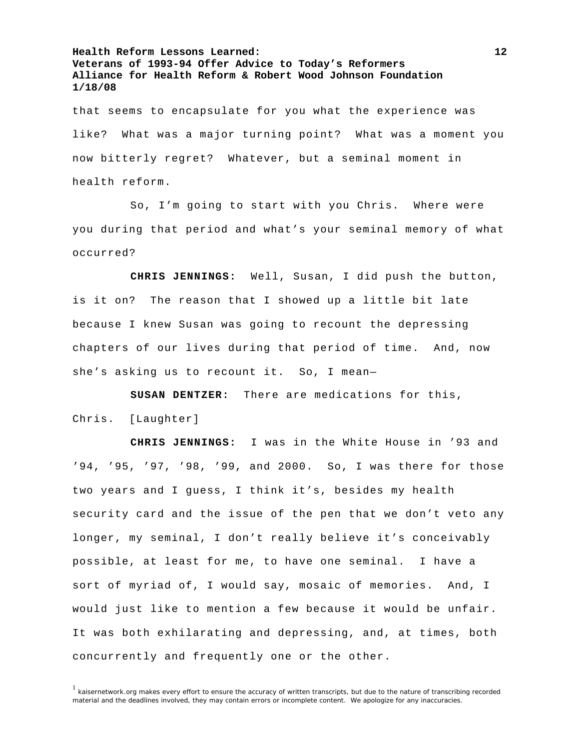that seems to encapsulate for you what the experience was like? What was a major turning point? What was a moment you now bitterly regret? Whatever, but a seminal moment in health reform.

So, I'm going to start with you Chris. Where were you during that period and what's your seminal memory of what occurred?

**CHRIS JENNINGS:** Well, Susan, I did push the button, is it on? The reason that I showed up a little bit late because I knew Susan was going to recount the depressing chapters of our lives during that period of time. And, now she's asking us to recount it. So, I mean—

**SUSAN DENTZER:** There are medications for this, Chris. [Laughter]

**CHRIS JENNINGS:** I was in the White House in '93 and '94, '95, '97, '98, '99, and 2000. So, I was there for those two years and I guess, I think it's, besides my health security card and the issue of the pen that we don't veto any longer, my seminal, I don't really believe it's conceivably possible, at least for me, to have one seminal. I have a sort of myriad of, I would say, mosaic of memories. And, I would just like to mention a few because it would be unfair. It was both exhilarating and depressing, and, at times, both concurrently and frequently one or the other.

[1] kaisernetwork.org makes every effort to ensure the accuracy of written transcripts, but due to the nature of transcribing recorded material and the deadlines involved, they may contain errors or incomplete content. We apologize for any inaccuracies.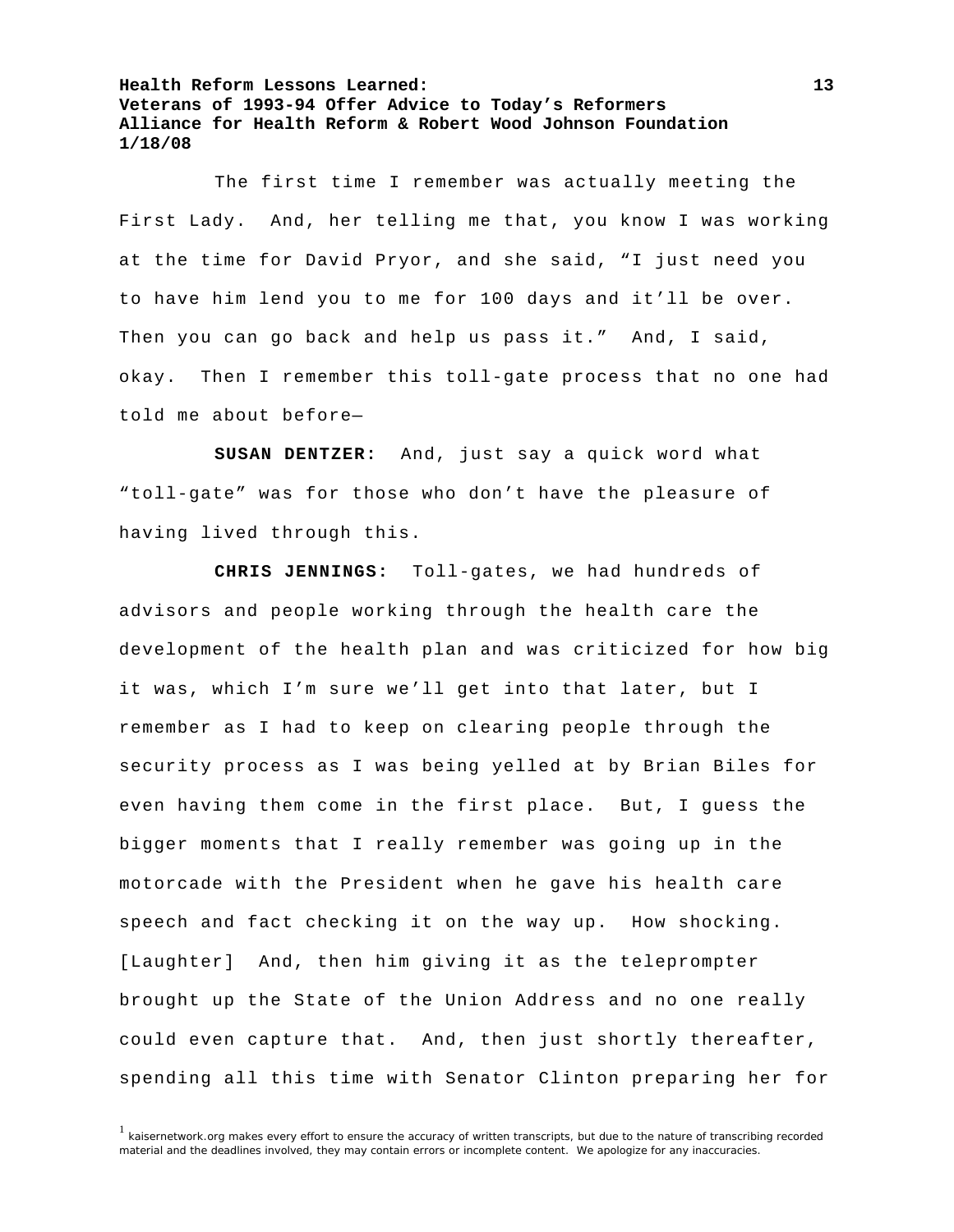The first time I remember was actually meeting the First Lady. And, her telling me that, you know I was working at the time for David Pryor, and she said, "I just need you to have him lend you to me for 100 days and it'll be over. Then you can go back and help us pass it." And, I said, okay. Then I remember this toll-gate process that no one had told me about before—

**SUSAN DENTZER:** And, just say a quick word what "toll-gate" was for those who don't have the pleasure of having lived through this.

**CHRIS JENNINGS:** Toll-gates, we had hundreds of advisors and people working through the health care the development of the health plan and was criticized for how big it was, which I'm sure we'll get into that later, but I remember as I had to keep on clearing people through the security process as I was being yelled at by Brian Biles for even having them come in the first place. But, I guess the bigger moments that I really remember was going up in the motorcade with the President when he gave his health care speech and fact checking it on the way up. How shocking. [Laughter] And, then him giving it as the teleprompter brought up the State of the Union Address and no one really could even capture that. And, then just shortly thereafter, spending all this time with Senator Clinton preparing her for

[1] kaisernetwork.org makes every effort to ensure the accuracy of written transcripts, but due to the nature of transcribing recorded material and the deadlines involved, they may contain errors or incomplete content. We apologize for any inaccuracies.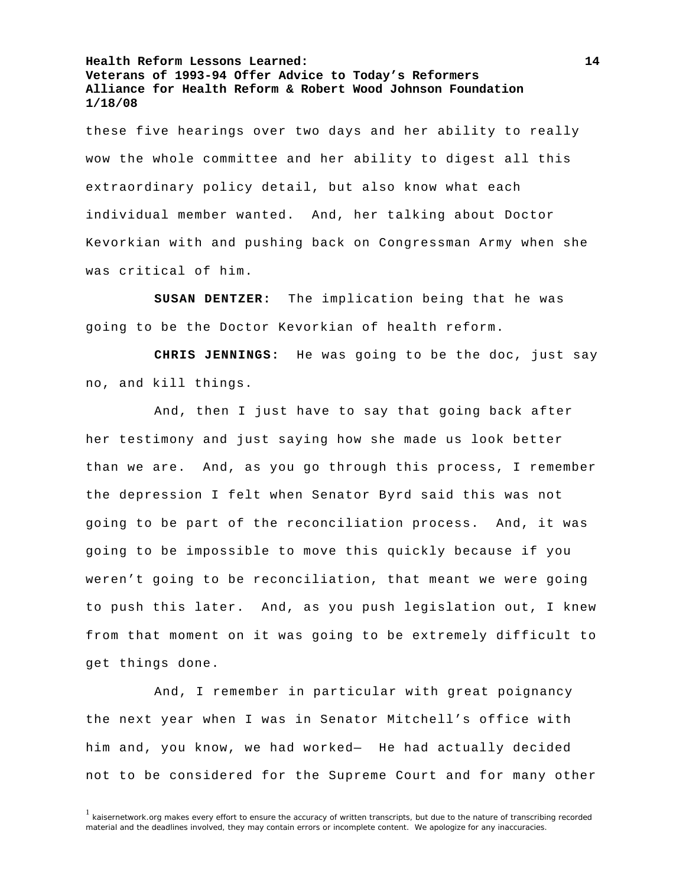these five hearings over two days and her ability to really wow the whole committee and her ability to digest all this extraordinary policy detail, but also know what each individual member wanted. And, her talking about Doctor Kevorkian with and pushing back on Congressman Army when she was critical of him.

**SUSAN DENTZER:** The implication being that he was going to be the Doctor Kevorkian of health reform.

**CHRIS JENNINGS:** He was going to be the doc, just say no, and kill things.

And, then I just have to say that going back after her testimony and just saying how she made us look better than we are. And, as you go through this process, I remember the depression I felt when Senator Byrd said this was not going to be part of the reconciliation process. And, it was going to be impossible to move this quickly because if you weren't going to be reconciliation, that meant we were going to push this later. And, as you push legislation out, I knew from that moment on it was going to be extremely difficult to get things done.

And, I remember in particular with great poignancy the next year when I was in Senator Mitchell's office with him and, you know, we had worked— He had actually decided not to be considered for the Supreme Court and for many other

[1] kaisernetwork.org makes every effort to ensure the accuracy of written transcripts, but due to the nature of transcribing recorded material and the deadlines involved, they may contain errors or incomplete content. We apologize for any inaccuracies.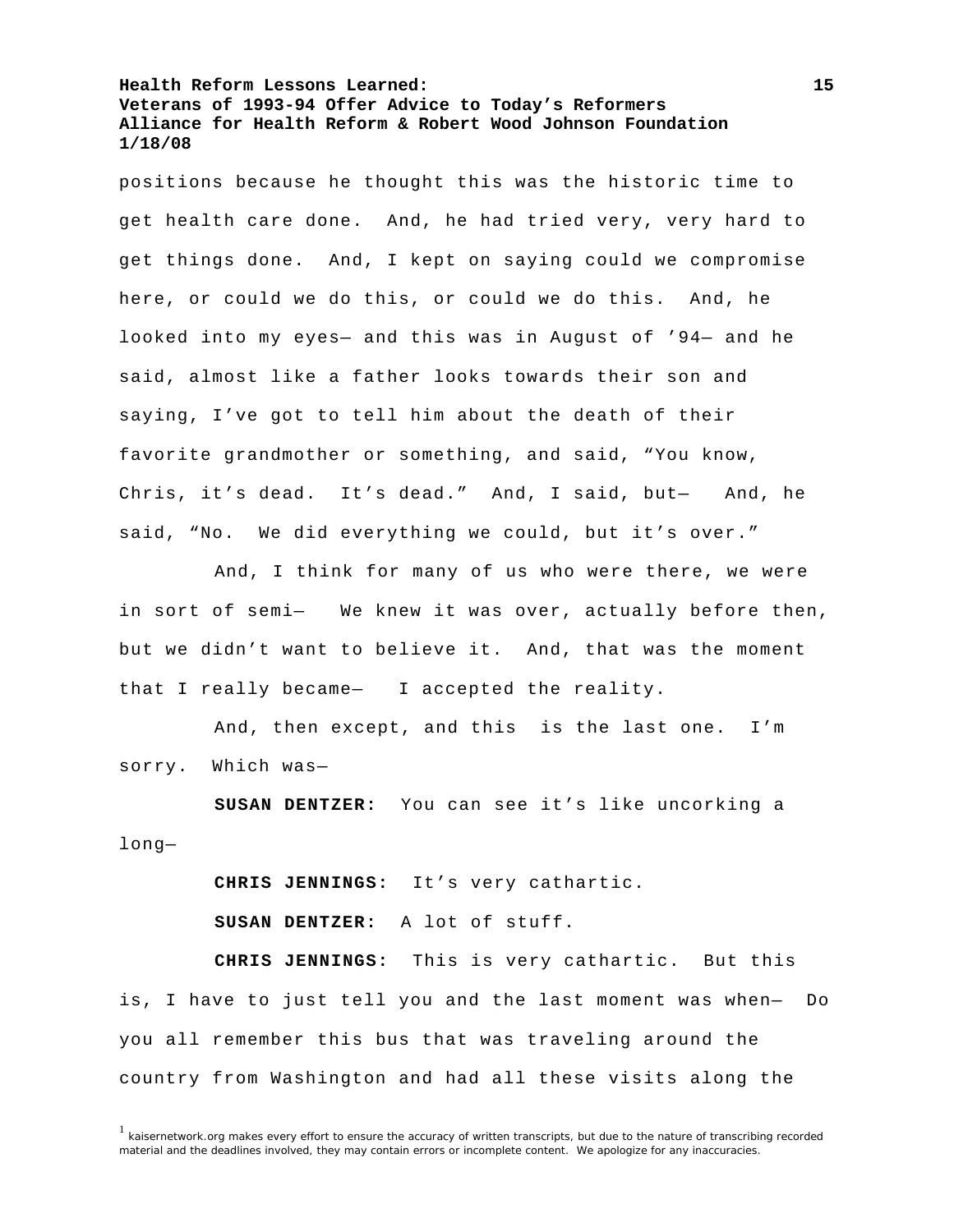positions because he thought this was the historic time to get health care done. And, he had tried very, very hard to get things done. And, I kept on saying could we compromise here, or could we do this, or could we do this. And, he looked into my eyes— and this was in August of '94— and he said, almost like a father looks towards their son and saying, I've got to tell him about the death of their favorite grandmother or something, and said, "You know, Chris, it's dead. It's dead." And, I said, but— And, he said, "No. We did everything we could, but it's over."

And, I think for many of us who were there, we were in sort of semi— We knew it was over, actually before then, but we didn't want to believe it. And, that was the moment that I really became— I accepted the reality.

And, then except, and this is the last one. I'm sorry. Which was—

**SUSAN DENTZER:** You can see it's like uncorking a long—

**CHRIS JENNINGS:** It's very cathartic.

**SUSAN DENTZER:** A lot of stuff.

**CHRIS JENNINGS:** This is very cathartic. But this is, I have to just tell you and the last moment was when— Do you all remember this bus that was traveling around the country from Washington and had all these visits along the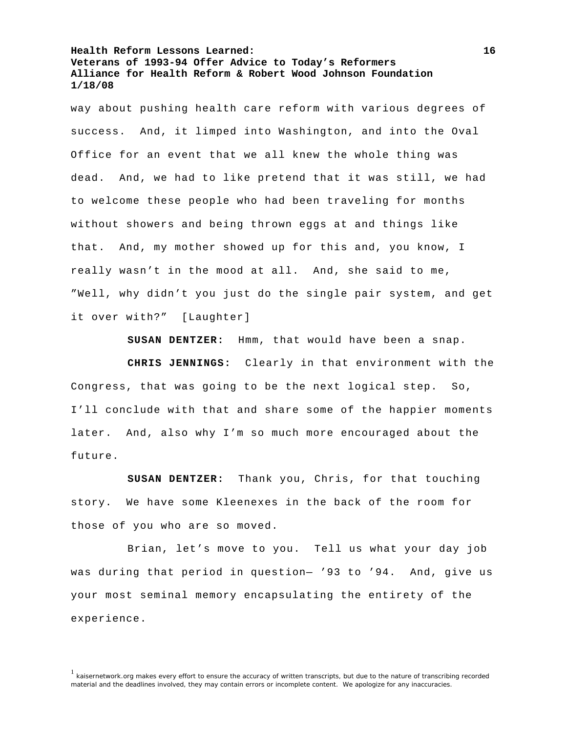way about pushing health care reform with various degrees of success. And, it limped into Washington, and into the Oval Office for an event that we all knew the whole thing was dead. And, we had to like pretend that it was still, we had to welcome these people who had been traveling for months without showers and being thrown eggs at and things like that. And, my mother showed up for this and, you know, I really wasn't in the mood at all. And, she said to me, "Well, why didn't you just do the single pair system, and get it over with?" [Laughter]

**SUSAN DENTZER:** Hmm, that would have been a snap.

**CHRIS JENNINGS:** Clearly in that environment with the Congress, that was going to be the next logical step. So, I'll conclude with that and share some of the happier moments later. And, also why I'm so much more encouraged about the future.

**SUSAN DENTZER:** Thank you, Chris, for that touching story. We have some Kleenexes in the back of the room for those of you who are so moved.

Brian, let's move to you. Tell us what your day job was during that period in question— '93 to '94. And, give us your most seminal memory encapsulating the entirety of the experience.

[1] kaisernetwork.org makes every effort to ensure the accuracy of written transcripts, but due to the nature of transcribing recorded material and the deadlines involved, they may contain errors or incomplete content. We apologize for any inaccuracies.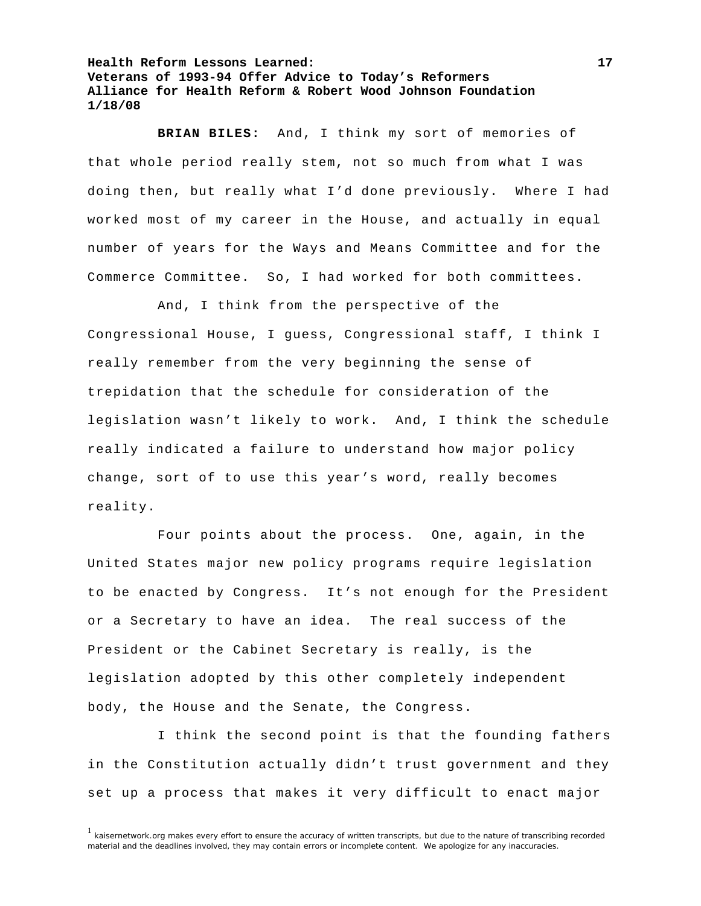**BRIAN BILES:** And, I think my sort of memories of that whole period really stem, not so much from what I was doing then, but really what I'd done previously. Where I had worked most of my career in the House, and actually in equal number of years for the Ways and Means Committee and for the Commerce Committee. So, I had worked for both committees.

And, I think from the perspective of the Congressional House, I guess, Congressional staff, I think I really remember from the very beginning the sense of trepidation that the schedule for consideration of the legislation wasn't likely to work. And, I think the schedule really indicated a failure to understand how major policy change, sort of to use this year's word, really becomes reality.

Four points about the process. One, again, in the United States major new policy programs require legislation to be enacted by Congress. It's not enough for the President or a Secretary to have an idea. The real success of the President or the Cabinet Secretary is really, is the legislation adopted by this other completely independent body, the House and the Senate, the Congress.

I think the second point is that the founding fathers in the Constitution actually didn't trust government and they set up a process that makes it very difficult to enact major

[1] kaisernetwork.org makes every effort to ensure the accuracy of written transcripts, but due to the nature of transcribing recorded material and the deadlines involved, they may contain errors or incomplete content. We apologize for any inaccuracies.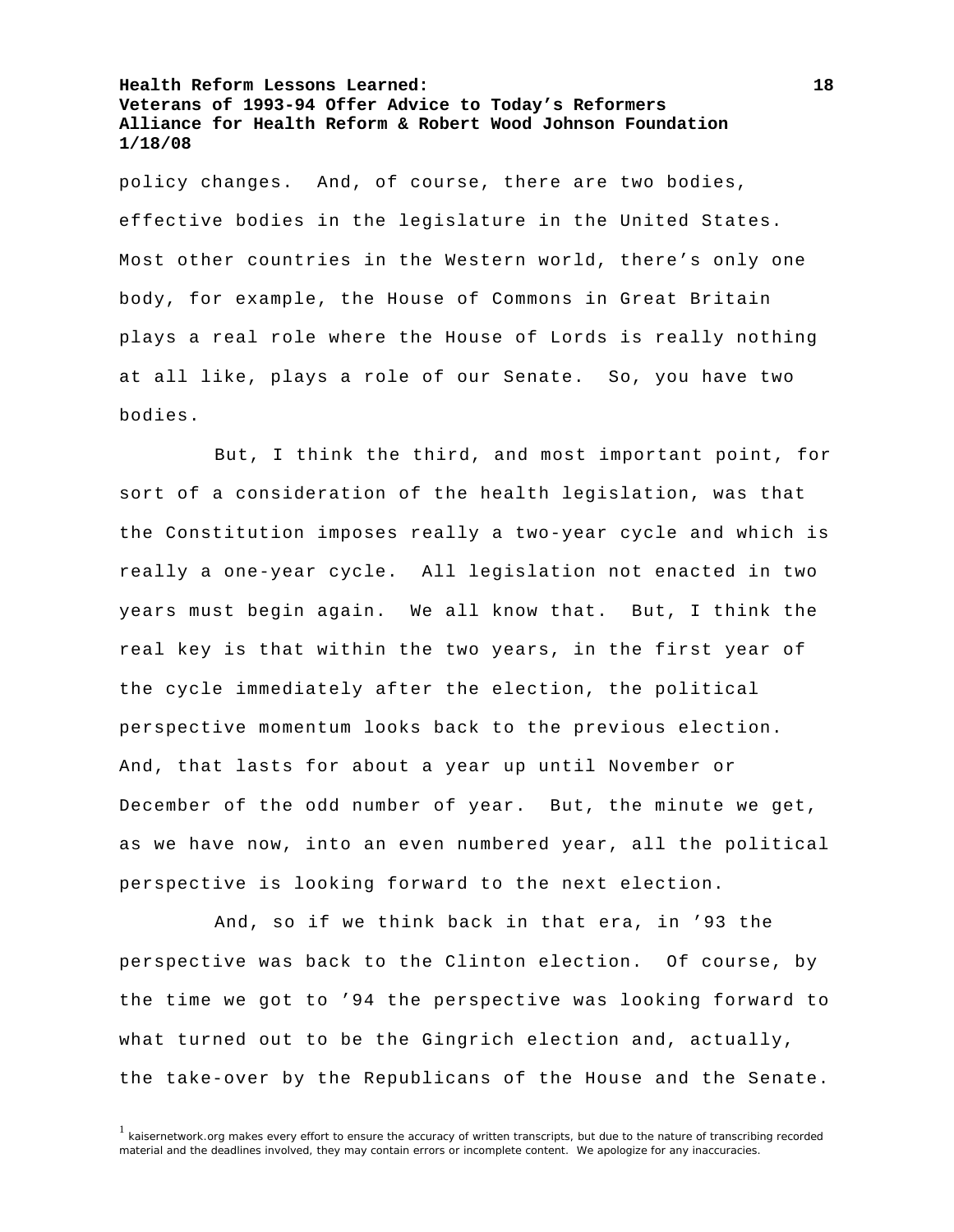policy changes. And, of course, there are two bodies, effective bodies in the legislature in the United States. Most other countries in the Western world, there's only one body, for example, the House of Commons in Great Britain plays a real role where the House of Lords is really nothing at all like, plays a role of our Senate. So, you have two bodies.

But, I think the third, and most important point, for sort of a consideration of the health legislation, was that the Constitution imposes really a two-year cycle and which is really a one-year cycle. All legislation not enacted in two years must begin again. We all know that. But, I think the real key is that within the two years, in the first year of the cycle immediately after the election, the political perspective momentum looks back to the previous election. And, that lasts for about a year up until November or December of the odd number of year. But, the minute we get, as we have now, into an even numbered year, all the political perspective is looking forward to the next election.

And, so if we think back in that era, in '93 the perspective was back to the Clinton election. Of course, by the time we got to '94 the perspective was looking forward to what turned out to be the Gingrich election and, actually, the take-over by the Republicans of the House and the Senate.

[1] kaisernetwork.org makes every effort to ensure the accuracy of written transcripts, but due to the nature of transcribing recorded material and the deadlines involved, they may contain errors or incomplete content. We apologize for any inaccuracies.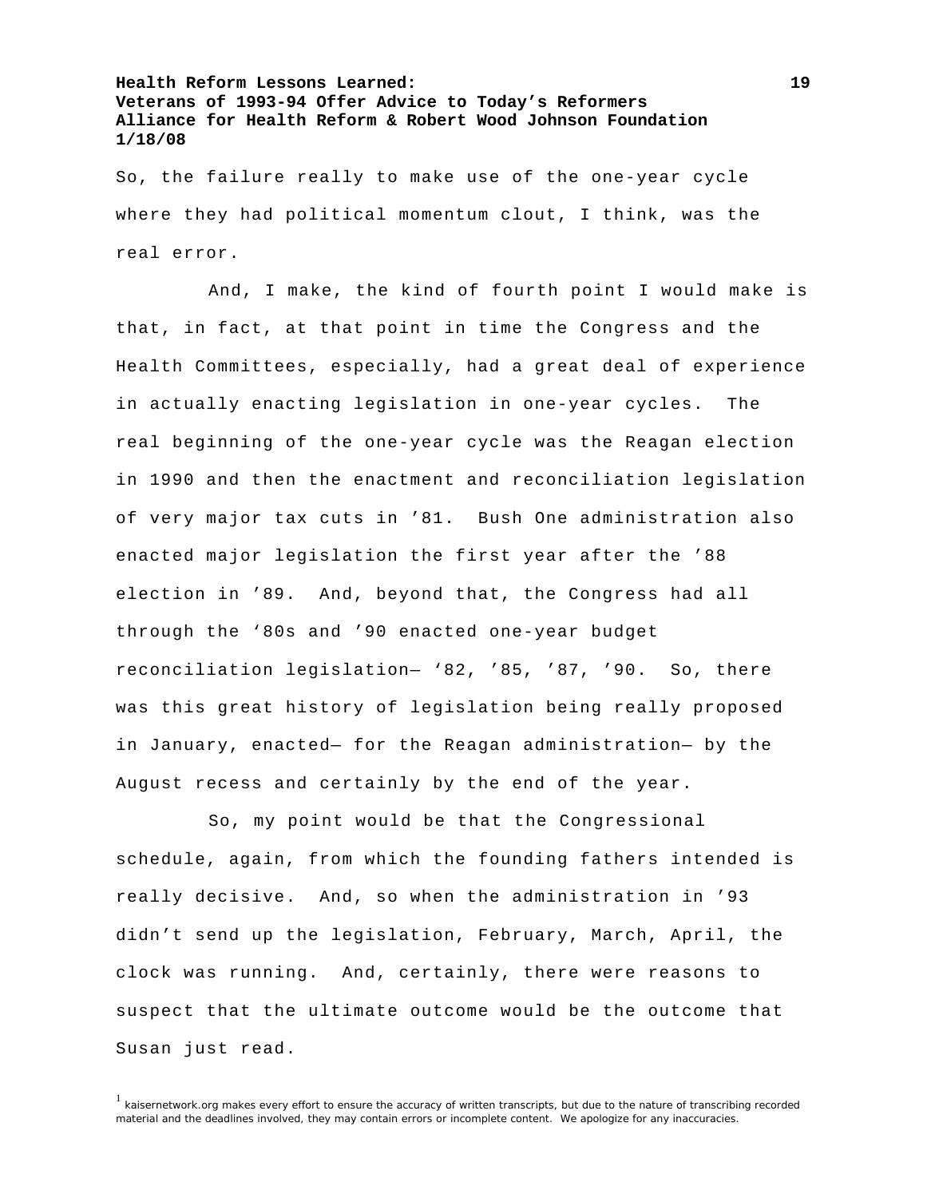So, the failure really to make use of the one-year cycle where they had political momentum clout, I think, was the real error.

And, I make, the kind of fourth point I would make is that, in fact, at that point in time the Congress and the Health Committees, especially, had a great deal of experience in actually enacting legislation in one-year cycles. The real beginning of the one-year cycle was the Reagan election in 1990 and then the enactment and reconciliation legislation of very major tax cuts in '81. Bush One administration also enacted major legislation the first year after the '88 election in '89. And, beyond that, the Congress had all through the '80s and '90 enacted one-year budget reconciliation legislation— '82, '85, '87, '90. So, there was this great history of legislation being really proposed in January, enacted— for the Reagan administration— by the August recess and certainly by the end of the year.

So, my point would be that the Congressional schedule, again, from which the founding fathers intended is really decisive. And, so when the administration in '93 didn't send up the legislation, February, March, April, the clock was running. And, certainly, there were reasons to suspect that the ultimate outcome would be the outcome that Susan just read.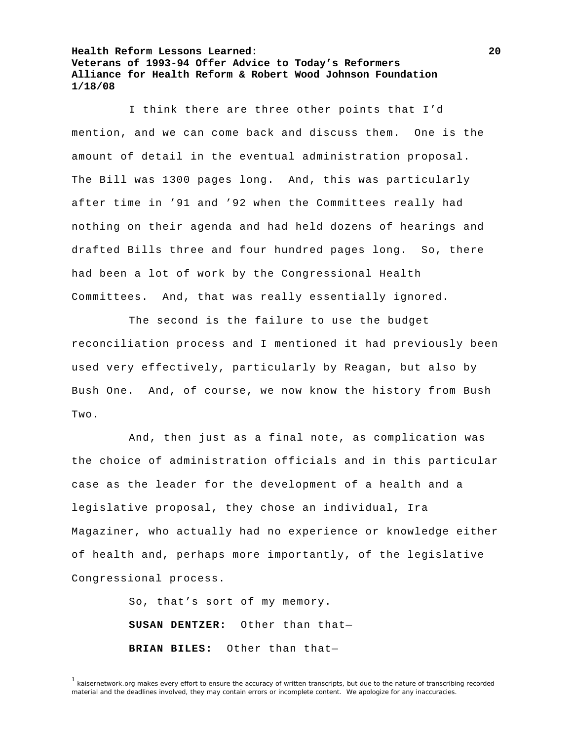I think there are three other points that I'd mention, and we can come back and discuss them. One is the amount of detail in the eventual administration proposal. The Bill was 1300 pages long. And, this was particularly after time in '91 and '92 when the Committees really had nothing on their agenda and had held dozens of hearings and drafted Bills three and four hundred pages long. So, there had been a lot of work by the Congressional Health Committees. And, that was really essentially ignored.

The second is the failure to use the budget reconciliation process and I mentioned it had previously been used very effectively, particularly by Reagan, but also by Bush One. And, of course, we now know the history from Bush Two.

And, then just as a final note, as complication was the choice of administration officials and in this particular case as the leader for the development of a health and a legislative proposal, they chose an individual, Ira Magaziner, who actually had no experience or knowledge either of health and, perhaps more importantly, of the legislative Congressional process.

So, that's sort of my memory.

**SUSAN DENTZER:** Other than that—

**BRIAN BILES:** Other than that—

[1] kaisernetwork.org makes every effort to ensure the accuracy of written transcripts, but due to the nature of transcribing recorded material and the deadlines involved, they may contain errors or incomplete content. We apologize for any inaccuracies.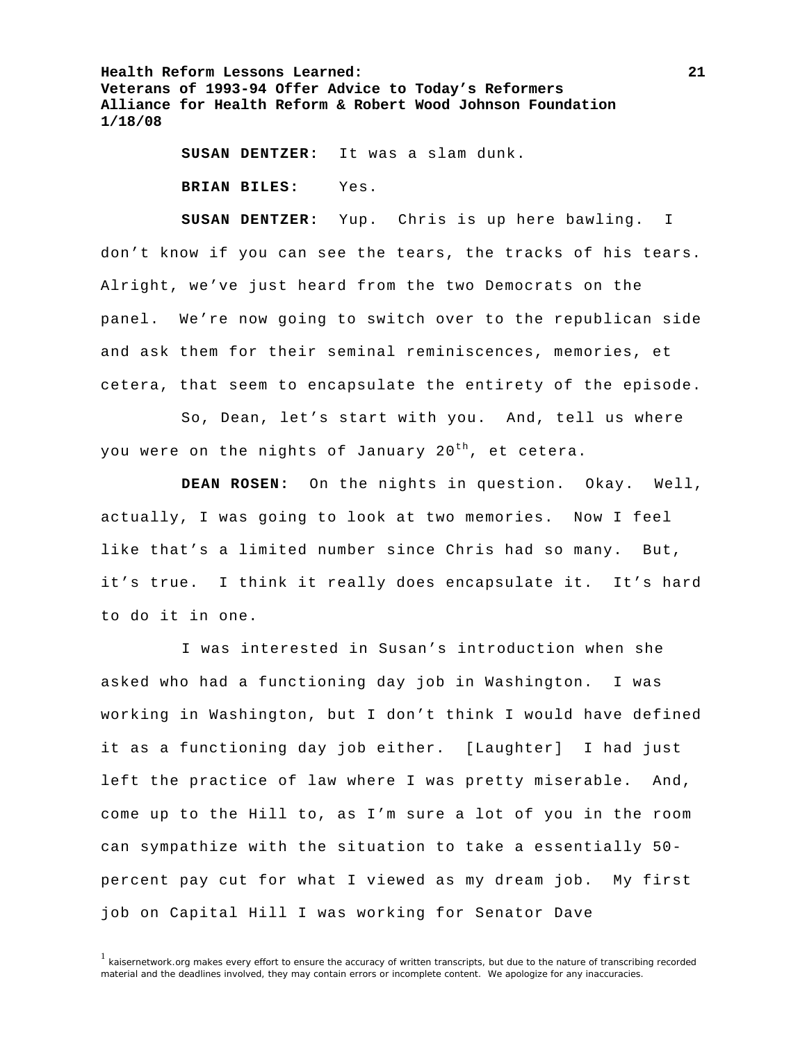**SUSAN DENTZER:** It was a slam dunk.

**BRIAN BILES:** Yes.

**SUSAN DENTZER:** Yup. Chris is up here bawling. I don't know if you can see the tears, the tracks of his tears. Alright, we've just heard from the two Democrats on the panel. We're now going to switch over to the republican side and ask them for their seminal reminiscences, memories, et cetera, that seem to encapsulate the entirety of the episode.

So, Dean, let's start with you. And, tell us where you were on the nights of January 20th, et cetera.

**DEAN ROSEN:** On the nights in question. Okay. Well, actually, I was going to look at two memories. Now I feel like that's a limited number since Chris had so many. But, it's true. I think it really does encapsulate it. It's hard to do it in one.

I was interested in Susan's introduction when she asked who had a functioning day job in Washington. I was working in Washington, but I don't think I would have defined it as a functioning day job either. [Laughter] I had just left the practice of law where I was pretty miserable. And, come up to the Hill to, as I'm sure a lot of you in the room can sympathize with the situation to take a essentially 50-percent pay cut for what I viewed as my dream job. My first job on Capital Hill I was working for Senator Dave

[1] kaisernetwork.org makes every effort to ensure the accuracy of written transcripts, but due to the nature of transcribing recorded material and the deadlines involved, they may contain errors or incomplete content. We apologize for any inaccuracies.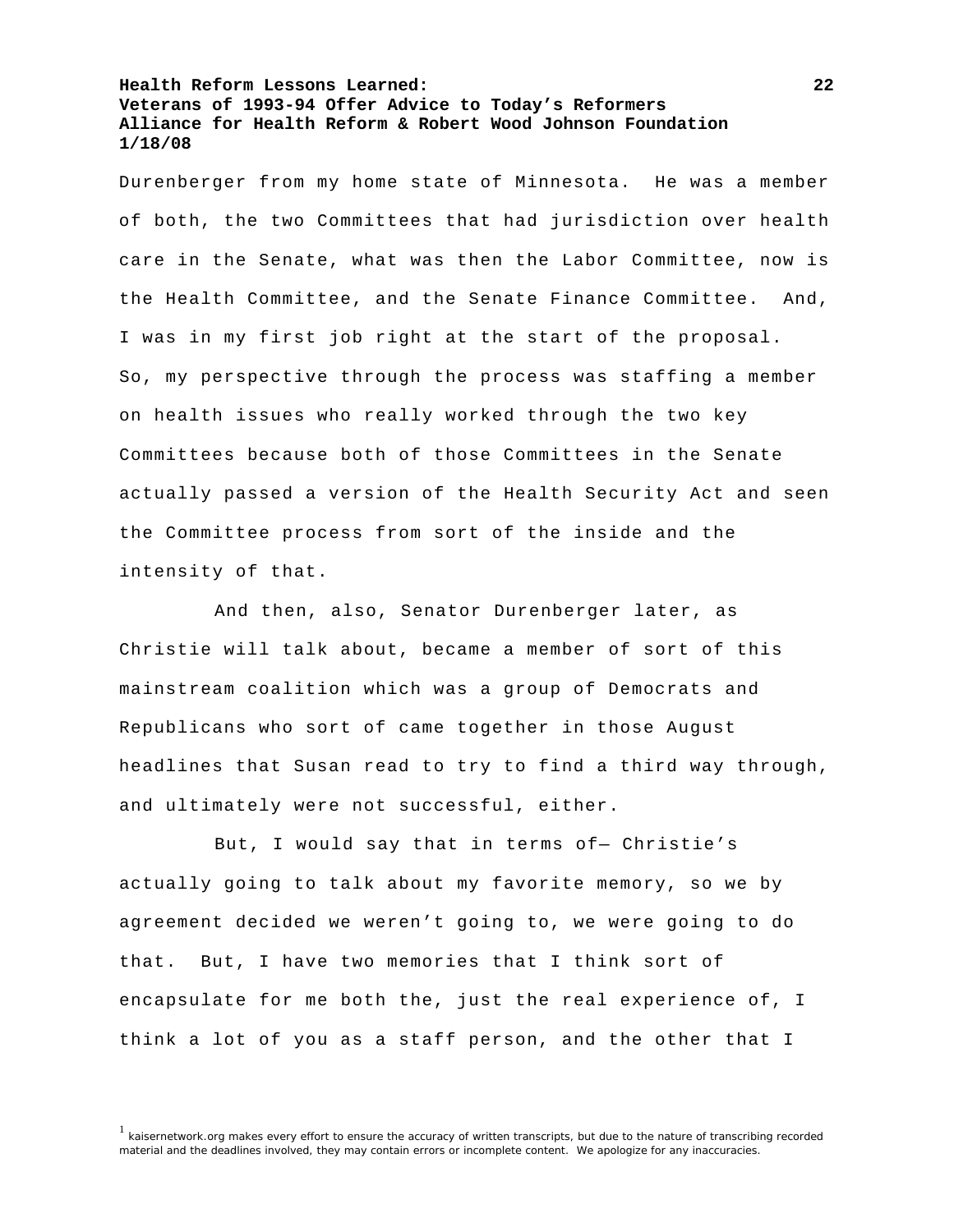Durenberger from my home state of Minnesota. He was a member of both, the two Committees that had jurisdiction over health care in the Senate, what was then the Labor Committee, now is the Health Committee, and the Senate Finance Committee. And, I was in my first job right at the start of the proposal. So, my perspective through the process was staffing a member on health issues who really worked through the two key Committees because both of those Committees in the Senate actually passed a version of the Health Security Act and seen the Committee process from sort of the inside and the intensity of that.

And then, also, Senator Durenberger later, as Christie will talk about, became a member of sort of this mainstream coalition which was a group of Democrats and Republicans who sort of came together in those August headlines that Susan read to try to find a third way through, and ultimately were not successful, either.

But, I would say that in terms of— Christie's actually going to talk about my favorite memory, so we by agreement decided we weren't going to, we were going to do that. But, I have two memories that I think sort of encapsulate for me both the, just the real experience of, I think a lot of you as a staff person, and the other that I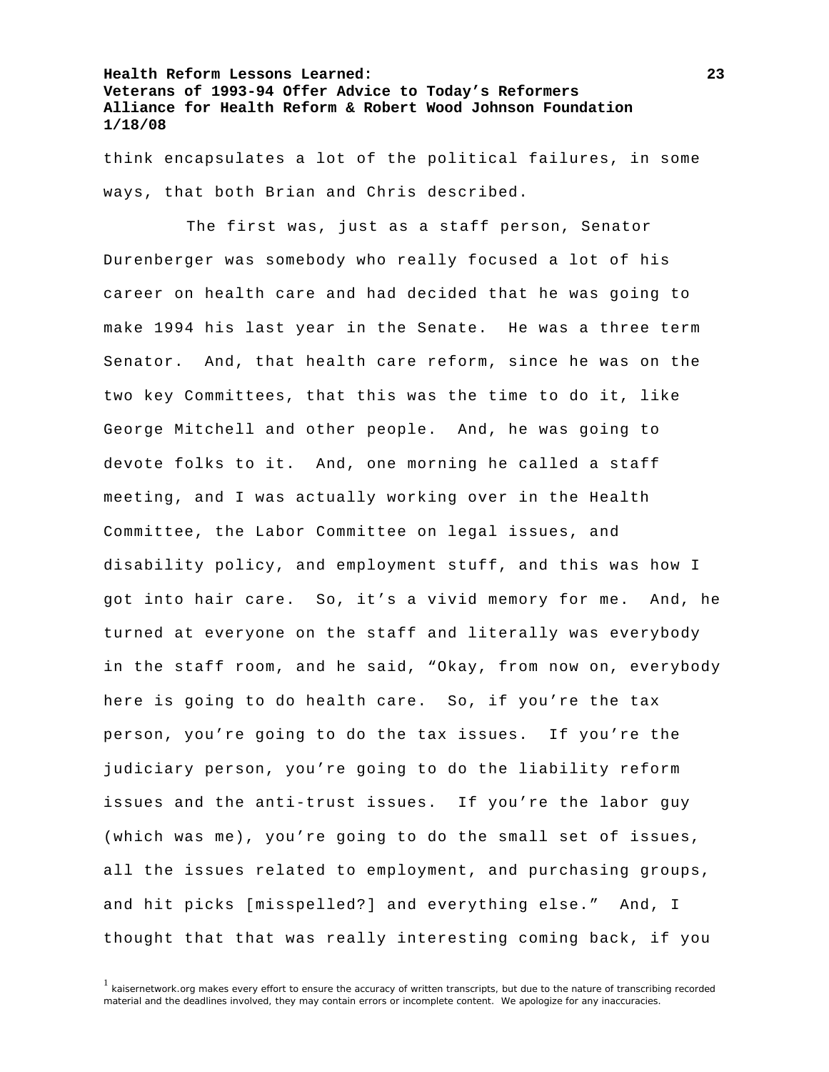think encapsulates a lot of the political failures, in some ways, that both Brian and Chris described.

The first was, just as a staff person, Senator Durenberger was somebody who really focused a lot of his career on health care and had decided that he was going to make 1994 his last year in the Senate. He was a three term Senator. And, that health care reform, since he was on the two key Committees, that this was the time to do it, like George Mitchell and other people. And, he was going to devote folks to it. And, one morning he called a staff meeting, and I was actually working over in the Health Committee, the Labor Committee on legal issues, and disability policy, and employment stuff, and this was how I got into hair care. So, it's a vivid memory for me. And, he turned at everyone on the staff and literally was everybody in the staff room, and he said, "Okay, from now on, everybody here is going to do health care. So, if you're the tax person, you're going to do the tax issues. If you're the judiciary person, you're going to do the liability reform issues and the anti-trust issues. If you're the labor guy (which was me), you're going to do the small set of issues, all the issues related to employment, and purchasing groups, and hit picks [misspelled?] and everything else." And, I thought that that was really interesting coming back, if you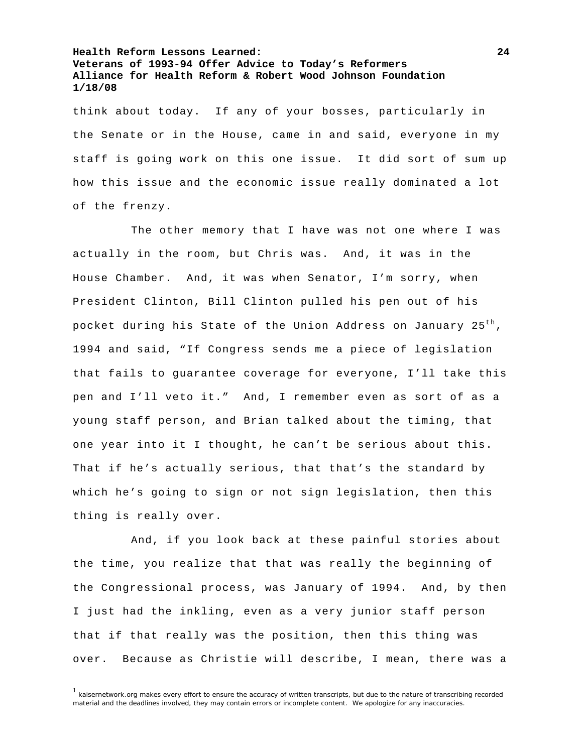think about today. If any of your bosses, particularly in the Senate or in the House, came in and said, everyone in my staff is going work on this one issue. It did sort of sum up how this issue and the economic issue really dominated a lot of the frenzy.

The other memory that I have was not one where I was actually in the room, but Chris was. And, it was in the House Chamber. And, it was when Senator, I'm sorry, when President Clinton, Bill Clinton pulled his pen out of his pocket during his State of the Union Address on January 25th, 1994 and said, "If Congress sends me a piece of legislation that fails to guarantee coverage for everyone, I'll take this pen and I'll veto it." And, I remember even as sort of as a young staff person, and Brian talked about the timing, that one year into it I thought, he can't be serious about this. That if he's actually serious, that that's the standard by which he's going to sign or not sign legislation, then this thing is really over.

And, if you look back at these painful stories about the time, you realize that that was really the beginning of the Congressional process, was January of 1994. And, by then I just had the inkling, even as a very junior staff person that if that really was the position, then this thing was over. Because as Christie will describe, I mean, there was a

[1] kaisernetwork.org makes every effort to ensure the accuracy of written transcripts, but due to the nature of transcribing recorded material and the deadlines involved, they may contain errors or incomplete content. We apologize for any inaccuracies.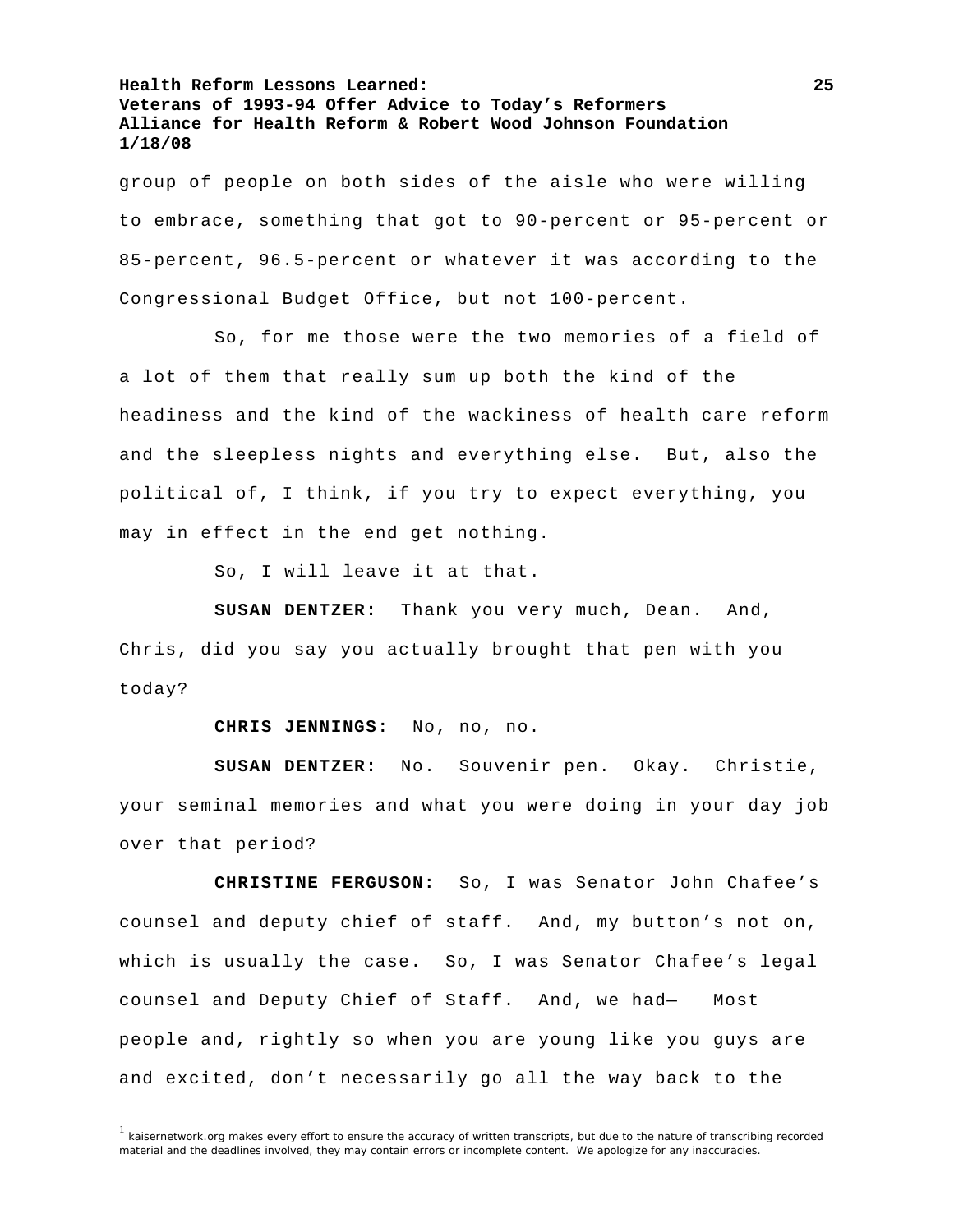group of people on both sides of the aisle who were willing to embrace, something that got to 90-percent or 95-percent or 85-percent, 96.5-percent or whatever it was according to the Congressional Budget Office, but not 100-percent.

So, for me those were the two memories of a field of a lot of them that really sum up both the kind of the headiness and the kind of the wackiness of health care reform and the sleepless nights and everything else. But, also the political of, I think, if you try to expect everything, you may in effect in the end get nothing.

So, I will leave it at that.

**SUSAN DENTZER:** Thank you very much, Dean. And, Chris, did you say you actually brought that pen with you today?

**CHRIS JENNINGS:** No, no, no.

**SUSAN DENTZER:** No. Souvenir pen. Okay. Christie, your seminal memories and what you were doing in your day job over that period?

**CHRISTINE FERGUSON:** So, I was Senator John Chafee's counsel and deputy chief of staff. And, my button's not on, which is usually the case. So, I was Senator Chafee's legal counsel and Deputy Chief of Staff. And, we had— Most people and, rightly so when you are young like you guys are and excited, don't necessarily go all the way back to the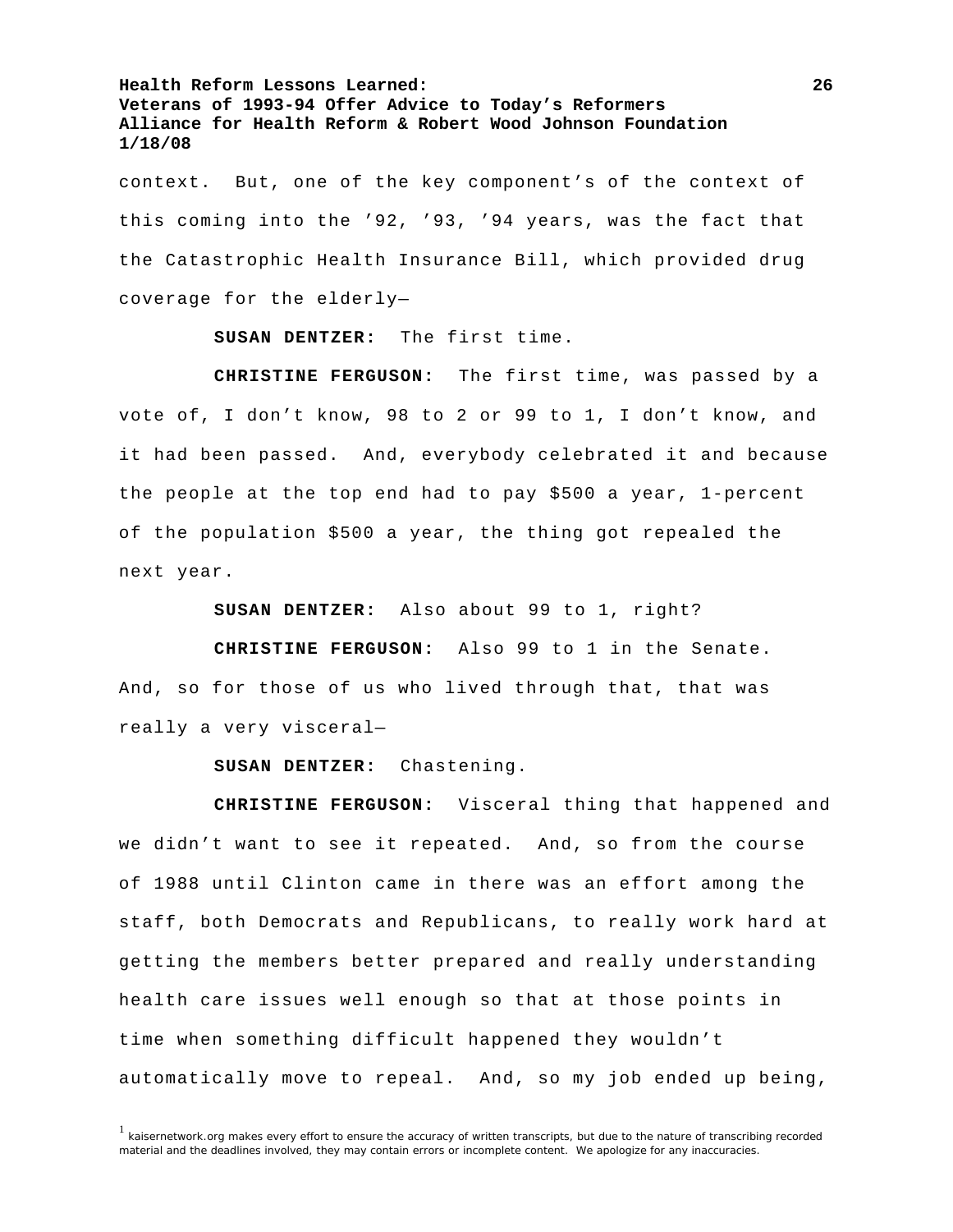context. But, one of the key component's of the context of this coming into the '92, '93, '94 years, was the fact that the Catastrophic Health Insurance Bill, which provided drug coverage for the elderly—

**SUSAN DENTZER:** The first time.

**CHRISTINE FERGUSON:** The first time, was passed by a vote of, I don't know, 98 to 2 or 99 to 1, I don't know, and it had been passed. And, everybody celebrated it and because the people at the top end had to pay $500 a year, 1-percent of the population $500 a year, the thing got repealed the next year.

**SUSAN DENTZER:** Also about 99 to 1, right?

**CHRISTINE FERGUSON:** Also 99 to 1 in the Senate. And, so for those of us who lived through that, that was really a very visceral—

**SUSAN DENTZER:** Chastening.

**CHRISTINE FERGUSON:** Visceral thing that happened and we didn't want to see it repeated. And, so from the course of 1988 until Clinton came in there was an effort among the staff, both Democrats and Republicans, to really work hard at getting the members better prepared and really understanding health care issues well enough so that at those points in time when something difficult happened they wouldn't automatically move to repeal. And, so my job ended up being,

[1] kaisernetwork.org makes every effort to ensure the accuracy of written transcripts, but due to the nature of transcribing recorded material and the deadlines involved, they may contain errors or incomplete content. We apologize for any inaccuracies.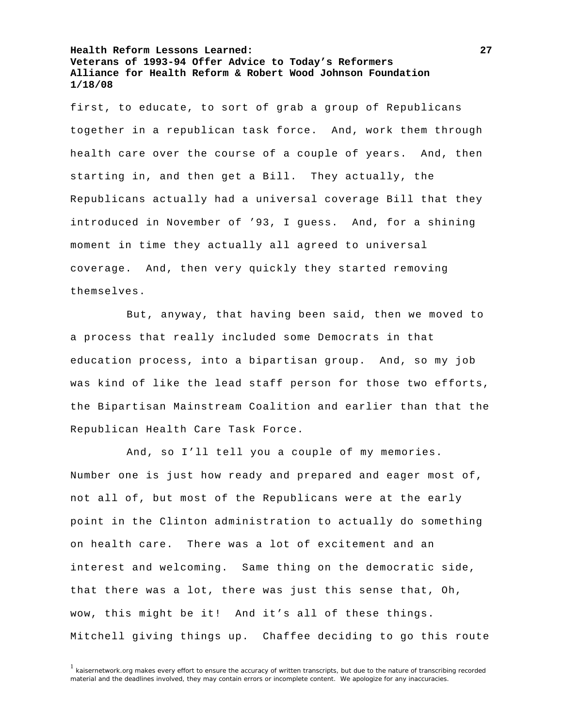first, to educate, to sort of grab a group of Republicans together in a republican task force. And, work them through health care over the course of a couple of years. And, then starting in, and then get a Bill. They actually, the Republicans actually had a universal coverage Bill that they introduced in November of ’93, I guess. And, for a shining moment in time they actually all agreed to universal coverage. And, then very quickly they started removing themselves.

But, anyway, that having been said, then we moved to a process that really included some Democrats in that education process, into a bipartisan group. And, so my job was kind of like the lead staff person for those two efforts, the Bipartisan Mainstream Coalition and earlier than that the Republican Health Care Task Force.

And, so I’ll tell you a couple of my memories. Number one is just how ready and prepared and eager most of, not all of, but most of the Republicans were at the early point in the Clinton administration to actually do something on health care. There was a lot of excitement and an interest and welcoming. Same thing on the democratic side, that there was a lot, there was just this sense that, Oh, wow, this might be it! And it’s all of these things. Mitchell giving things up. Chaffee deciding to go this route

[1] kaisernetwork.org makes every effort to ensure the accuracy of written transcripts, but due to the nature of transcribing recorded material and the deadlines involved, they may contain errors or incomplete content. We apologize for any inaccuracies.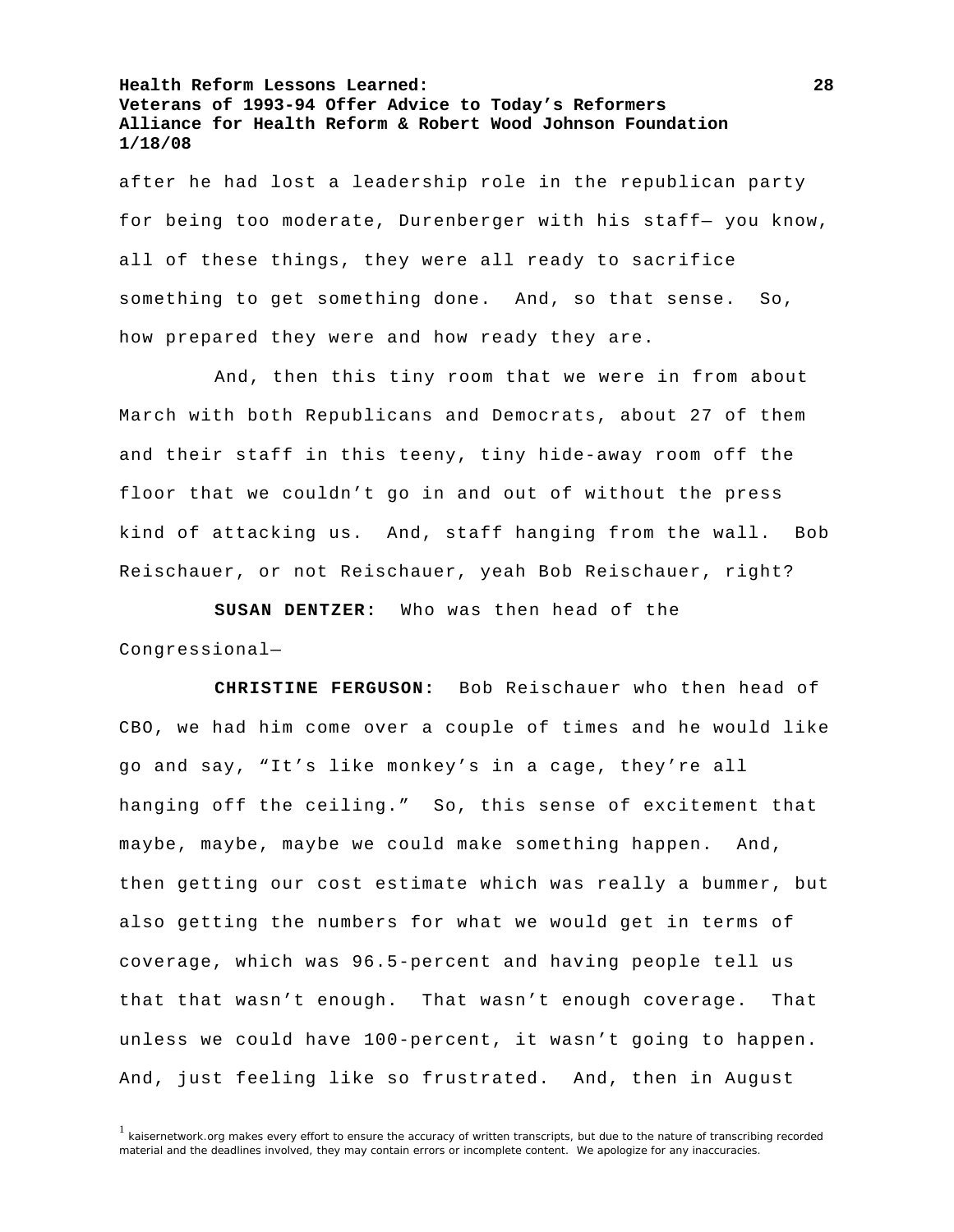after he had lost a leadership role in the republican party for being too moderate, Durenberger with his staff— you know, all of these things, they were all ready to sacrifice something to get something done. And, so that sense. So, how prepared they were and how ready they are.

And, then this tiny room that we were in from about March with both Republicans and Democrats, about 27 of them and their staff in this teeny, tiny hide-away room off the floor that we couldn't go in and out of without the press kind of attacking us. And, staff hanging from the wall. Bob Reischauer, or not Reischauer, yeah Bob Reischauer, right?

**SUSAN DENTZER:** Who was then head of the Congressional—

**CHRISTINE FERGUSON:** Bob Reischauer who then head of CBO, we had him come over a couple of times and he would like go and say, "It's like monkey's in a cage, they're all hanging off the ceiling." So, this sense of excitement that maybe, maybe, maybe we could make something happen. And, then getting our cost estimate which was really a bummer, but also getting the numbers for what we would get in terms of coverage, which was 96.5-percent and having people tell us that that wasn't enough. That wasn't enough coverage. That unless we could have 100-percent, it wasn't going to happen. And, just feeling like so frustrated. And, then in August

[1] kaisernetwork.org makes every effort to ensure the accuracy of written transcripts, but due to the nature of transcribing recorded material and the deadlines involved, they may contain errors or incomplete content. We apologize for any inaccuracies.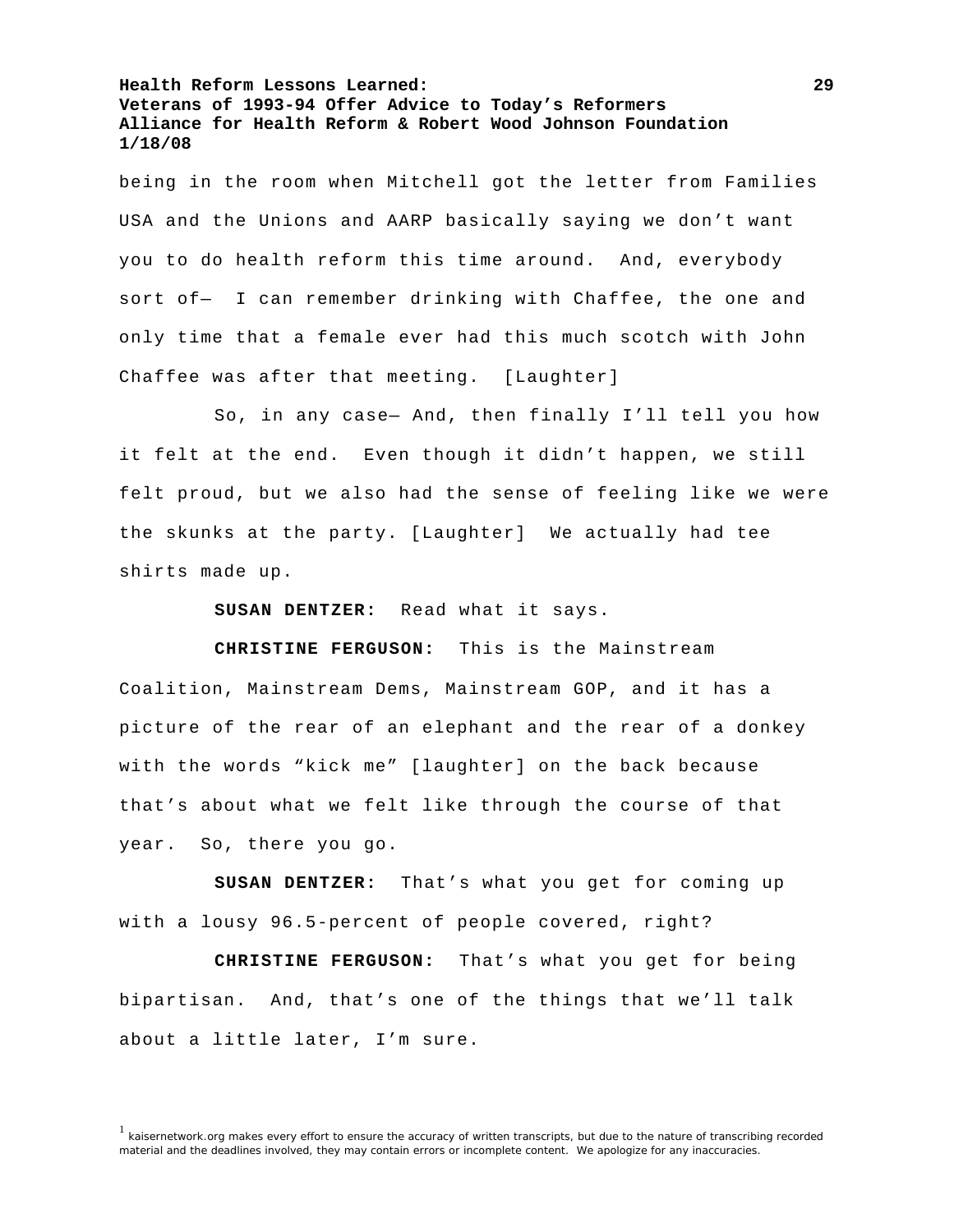being in the room when Mitchell got the letter from Families USA and the Unions and AARP basically saying we don't want you to do health reform this time around. And, everybody sort of— I can remember drinking with Chaffee, the one and only time that a female ever had this much scotch with John Chaffee was after that meeting. [Laughter]

So, in any case— And, then finally I'll tell you how it felt at the end. Even though it didn't happen, we still felt proud, but we also had the sense of feeling like we were the skunks at the party. [Laughter] We actually had tee shirts made up.

**SUSAN DENTZER:** Read what it says.

**CHRISTINE FERGUSON:** This is the Mainstream Coalition, Mainstream Dems, Mainstream GOP, and it has a picture of the rear of an elephant and the rear of a donkey with the words "kick me" [laughter] on the back because that's about what we felt like through the course of that year. So, there you go.

**SUSAN DENTZER:** That's what you get for coming up with a lousy 96.5-percent of people covered, right?

**CHRISTINE FERGUSON:** That's what you get for being bipartisan. And, that's one of the things that we'll talk about a little later, I'm sure.

[1] kaisernetwork.org makes every effort to ensure the accuracy of written transcripts, but due to the nature of transcribing recorded material and the deadlines involved, they may contain errors or incomplete content. We apologize for any inaccuracies.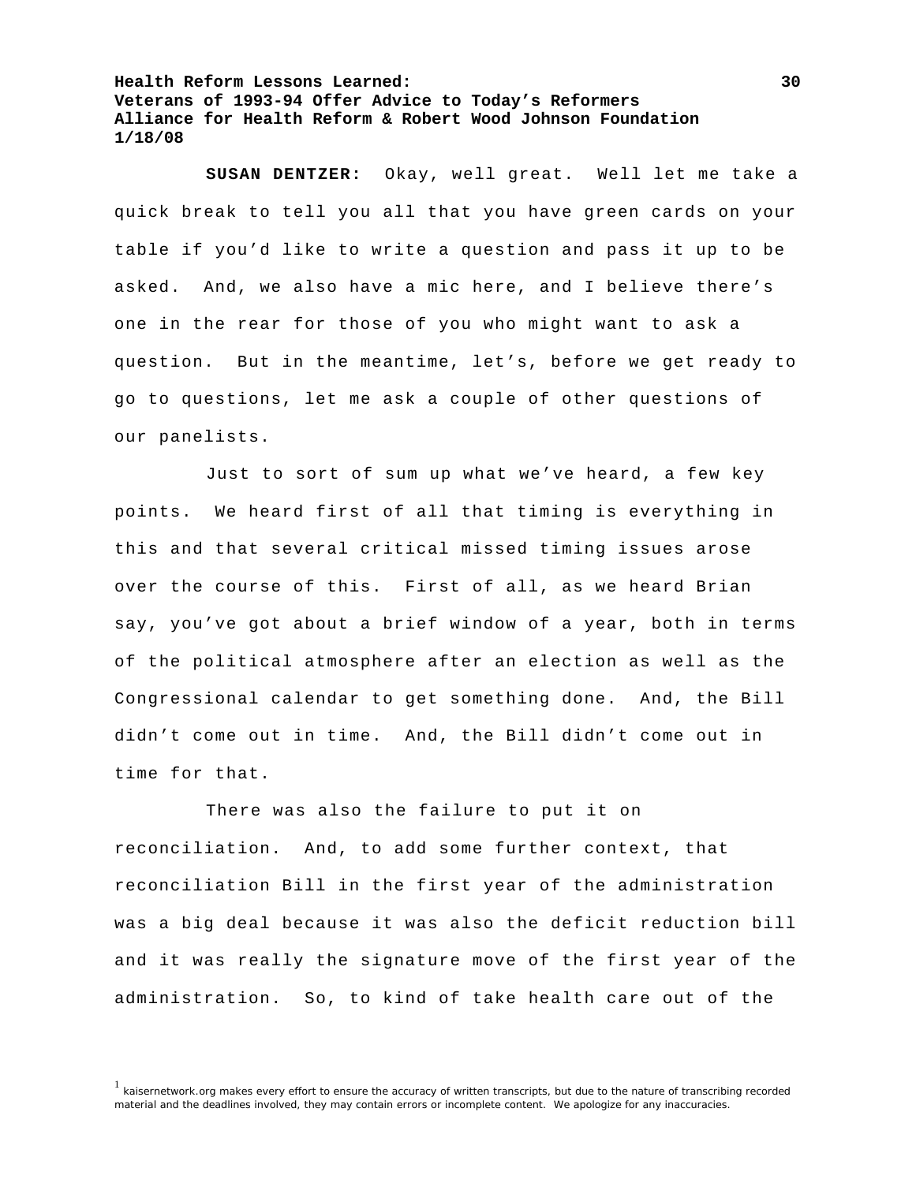**SUSAN DENTZER:** Okay, well great. Well let me take a quick break to tell you all that you have green cards on your table if you'd like to write a question and pass it up to be asked. And, we also have a mic here, and I believe there's one in the rear for those of you who might want to ask a question. But in the meantime, let's, before we get ready to go to questions, let me ask a couple of other questions of our panelists.

Just to sort of sum up what we've heard, a few key points. We heard first of all that timing is everything in this and that several critical missed timing issues arose over the course of this. First of all, as we heard Brian say, you've got about a brief window of a year, both in terms of the political atmosphere after an election as well as the Congressional calendar to get something done. And, the Bill didn't come out in time. And, the Bill didn't come out in time for that.

There was also the failure to put it on reconciliation. And, to add some further context, that reconciliation Bill in the first year of the administration was a big deal because it was also the deficit reduction bill and it was really the signature move of the first year of the administration. So, to kind of take health care out of the

[1] kaisernetwork.org makes every effort to ensure the accuracy of written transcripts, but due to the nature of transcribing recorded material and the deadlines involved, they may contain errors or incomplete content. We apologize for any inaccuracies.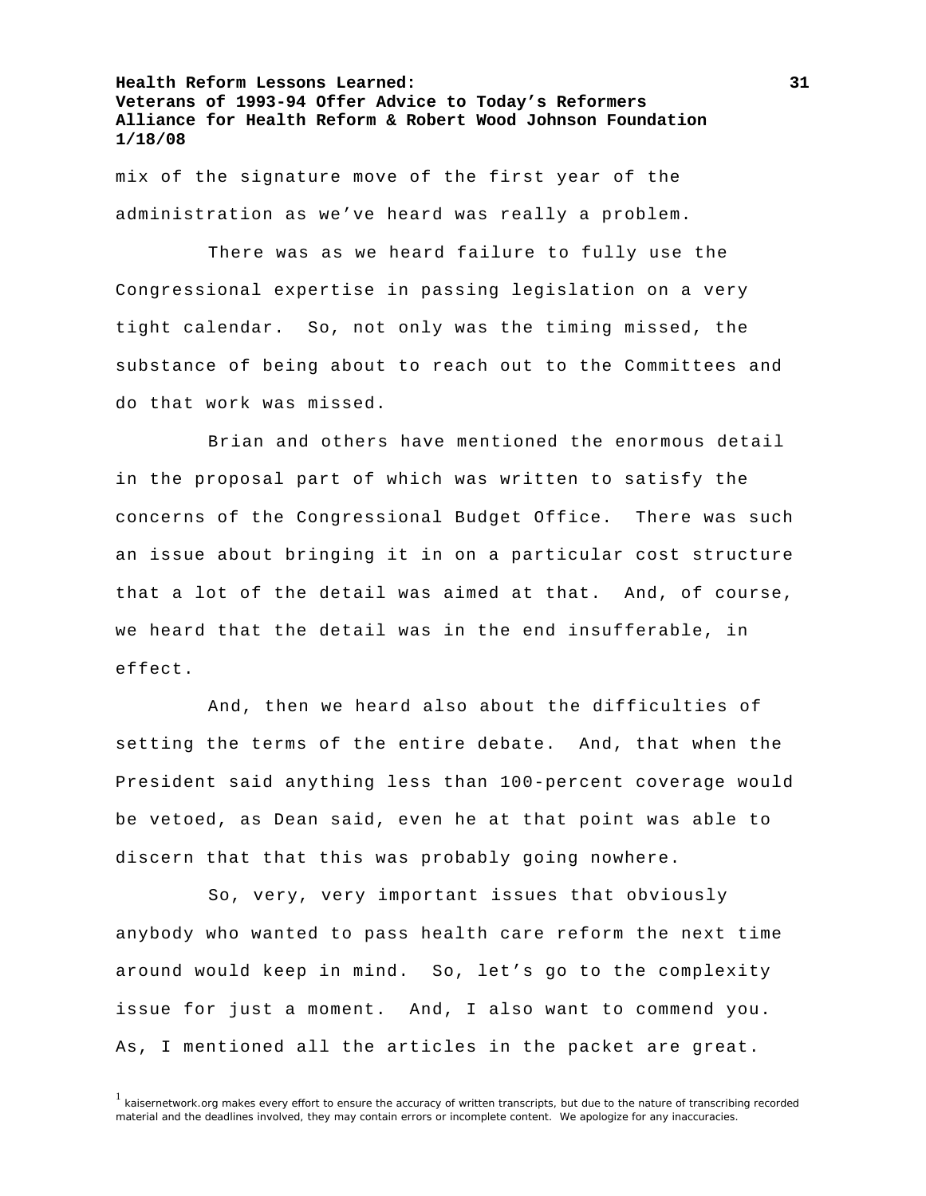mix of the signature move of the first year of the administration as we've heard was really a problem.

There was as we heard failure to fully use the Congressional expertise in passing legislation on a very tight calendar. So, not only was the timing missed, the substance of being about to reach out to the Committees and do that work was missed.

Brian and others have mentioned the enormous detail in the proposal part of which was written to satisfy the concerns of the Congressional Budget Office. There was such an issue about bringing it in on a particular cost structure that a lot of the detail was aimed at that. And, of course, we heard that the detail was in the end insufferable, in effect.

And, then we heard also about the difficulties of setting the terms of the entire debate. And, that when the President said anything less than 100-percent coverage would be vetoed, as Dean said, even he at that point was able to discern that that this was probably going nowhere.

So, very, very important issues that obviously anybody who wanted to pass health care reform the next time around would keep in mind. So, let's go to the complexity issue for just a moment. And, I also want to commend you. As, I mentioned all the articles in the packet are great.

[1] kaisernetwork.org makes every effort to ensure the accuracy of written transcripts, but due to the nature of transcribing recorded material and the deadlines involved, they may contain errors or incomplete content. We apologize for any inaccuracies.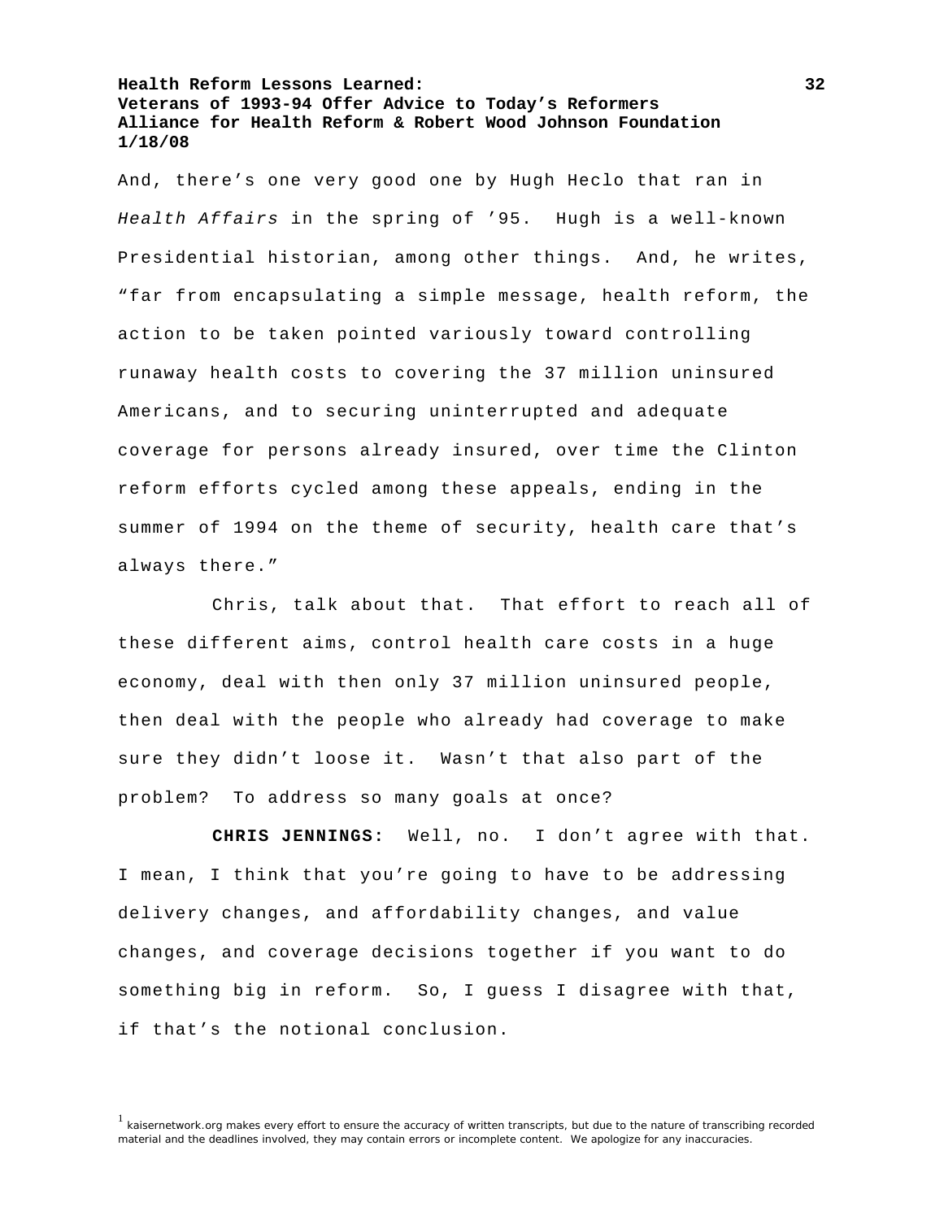And, there's one very good one by Hugh Heclo that ran in *Health Affairs* in the spring of '95. Hugh is a well-known Presidential historian, among other things. And, he writes, "far from encapsulating a simple message, health reform, the action to be taken pointed variously toward controlling runaway health costs to covering the 37 million uninsured Americans, and to securing uninterrupted and adequate coverage for persons already insured, over time the Clinton reform efforts cycled among these appeals, ending in the summer of 1994 on the theme of security, health care that's always there."

Chris, talk about that. That effort to reach all of these different aims, control health care costs in a huge economy, deal with then only 37 million uninsured people, then deal with the people who already had coverage to make sure they didn't loose it. Wasn't that also part of the problem? To address so many goals at once?

**CHRIS JENNINGS:** Well, no. I don't agree with that. I mean, I think that you're going to have to be addressing delivery changes, and affordability changes, and value changes, and coverage decisions together if you want to do something big in reform. So, I guess I disagree with that, if that's the notional conclusion.

[1] kaisernetwork.org makes every effort to ensure the accuracy of written transcripts, but due to the nature of transcribing recorded material and the deadlines involved, they may contain errors or incomplete content. We apologize for any inaccuracies.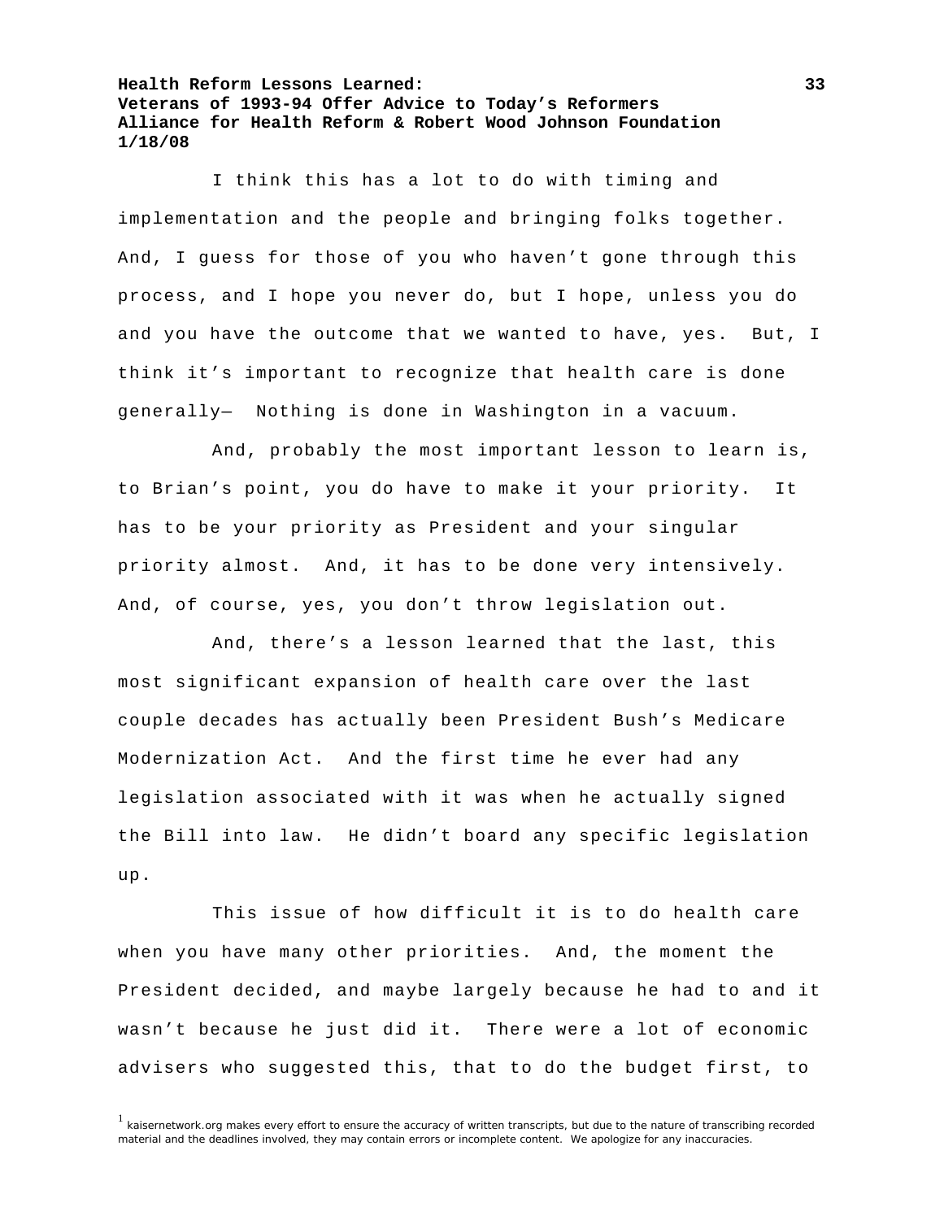I think this has a lot to do with timing and implementation and the people and bringing folks together. And, I guess for those of you who haven't gone through this process, and I hope you never do, but I hope, unless you do and you have the outcome that we wanted to have, yes. But, I think it's important to recognize that health care is done generally— Nothing is done in Washington in a vacuum.

And, probably the most important lesson to learn is, to Brian's point, you do have to make it your priority. It has to be your priority as President and your singular priority almost. And, it has to be done very intensively. And, of course, yes, you don't throw legislation out.

And, there's a lesson learned that the last, this most significant expansion of health care over the last couple decades has actually been President Bush's Medicare Modernization Act. And the first time he ever had any legislation associated with it was when he actually signed the Bill into law. He didn't board any specific legislation up.

This issue of how difficult it is to do health care when you have many other priorities. And, the moment the President decided, and maybe largely because he had to and it wasn't because he just did it. There were a lot of economic advisers who suggested this, that to do the budget first, to

[1] kaisernetwork.org makes every effort to ensure the accuracy of written transcripts, but due to the nature of transcribing recorded material and the deadlines involved, they may contain errors or incomplete content. We apologize for any inaccuracies.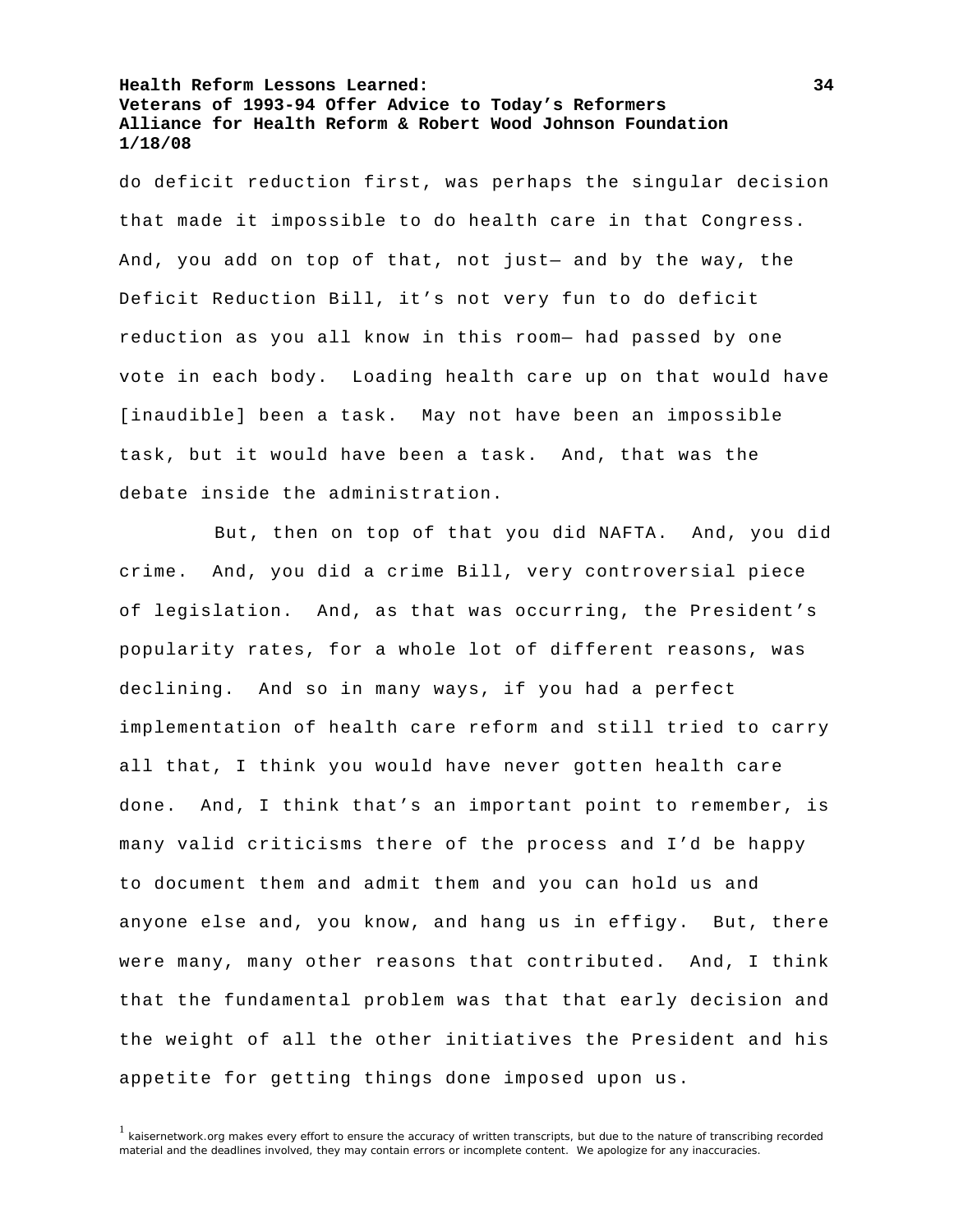do deficit reduction first, was perhaps the singular decision that made it impossible to do health care in that Congress. And, you add on top of that, not just— and by the way, the Deficit Reduction Bill, it's not very fun to do deficit reduction as you all know in this room— had passed by one vote in each body. Loading health care up on that would have [inaudible] been a task. May not have been an impossible task, but it would have been a task. And, that was the debate inside the administration.

But, then on top of that you did NAFTA. And, you did crime. And, you did a crime Bill, very controversial piece of legislation. And, as that was occurring, the President's popularity rates, for a whole lot of different reasons, was declining. And so in many ways, if you had a perfect implementation of health care reform and still tried to carry all that, I think you would have never gotten health care done. And, I think that's an important point to remember, is many valid criticisms there of the process and I'd be happy to document them and admit them and you can hold us and anyone else and, you know, and hang us in effigy. But, there were many, many other reasons that contributed. And, I think that the fundamental problem was that that early decision and the weight of all the other initiatives the President and his appetite for getting things done imposed upon us.

[1] kaisernetwork.org makes every effort to ensure the accuracy of written transcripts, but due to the nature of transcribing recorded material and the deadlines involved, they may contain errors or incomplete content. We apologize for any inaccuracies.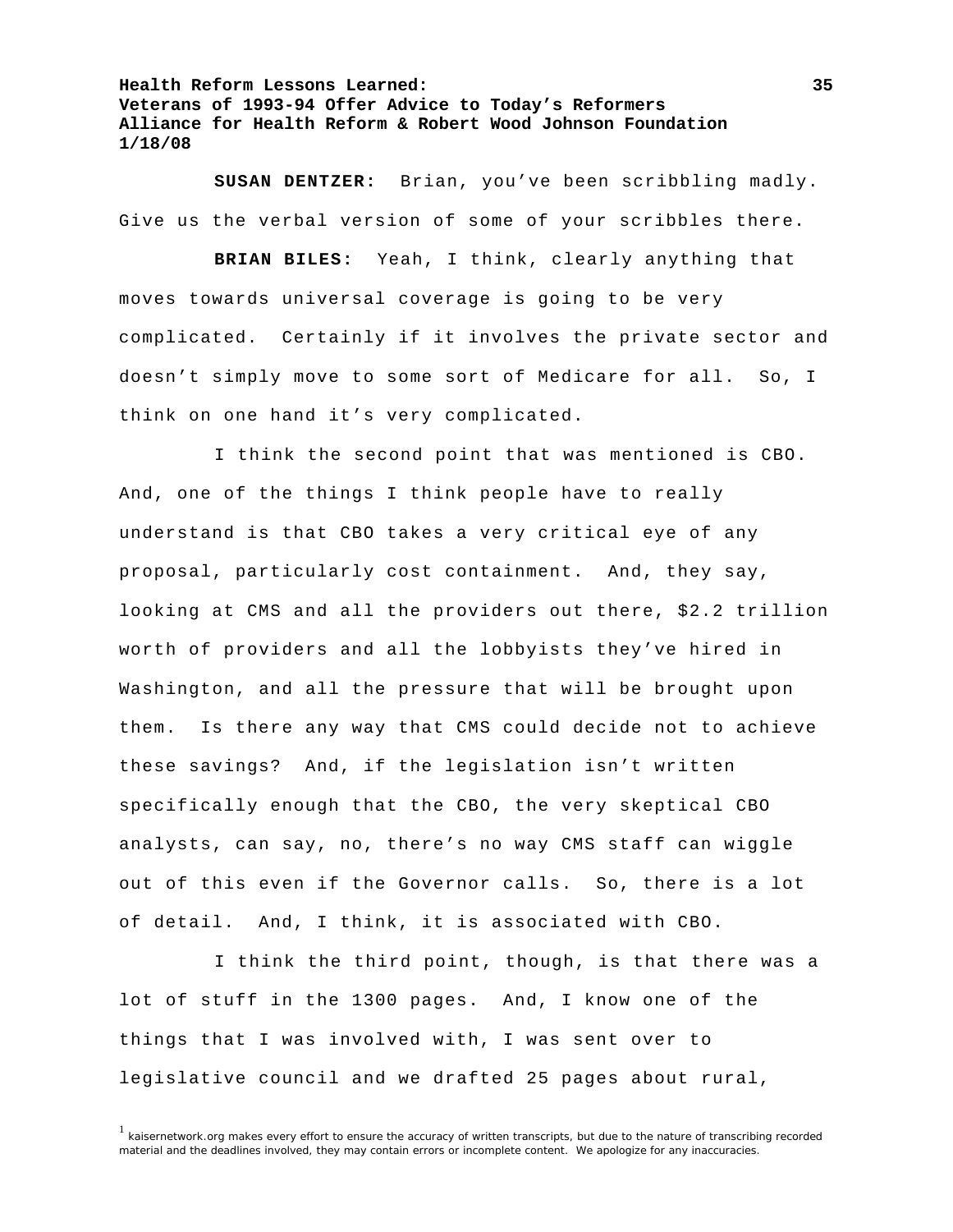**SUSAN DENTZER:** Brian, you've been scribbling madly. Give us the verbal version of some of your scribbles there.

**BRIAN BILES:** Yeah, I think, clearly anything that moves towards universal coverage is going to be very complicated. Certainly if it involves the private sector and doesn't simply move to some sort of Medicare for all. So, I think on one hand it's very complicated.

I think the second point that was mentioned is CBO. And, one of the things I think people have to really understand is that CBO takes a very critical eye of any proposal, particularly cost containment. And, they say, looking at CMS and all the providers out there, $2.2 trillion worth of providers and all the lobbyists they've hired in Washington, and all the pressure that will be brought upon them. Is there any way that CMS could decide not to achieve these savings? And, if the legislation isn't written specifically enough that the CBO, the very skeptical CBO analysts, can say, no, there's no way CMS staff can wiggle out of this even if the Governor calls. So, there is a lot of detail. And, I think, it is associated with CBO.

I think the third point, though, is that there was a lot of stuff in the 1300 pages. And, I know one of the things that I was involved with, I was sent over to legislative council and we drafted 25 pages about rural,

[1] kaisernetwork.org makes every effort to ensure the accuracy of written transcripts, but due to the nature of transcribing recorded material and the deadlines involved, they may contain errors or incomplete content. We apologize for any inaccuracies.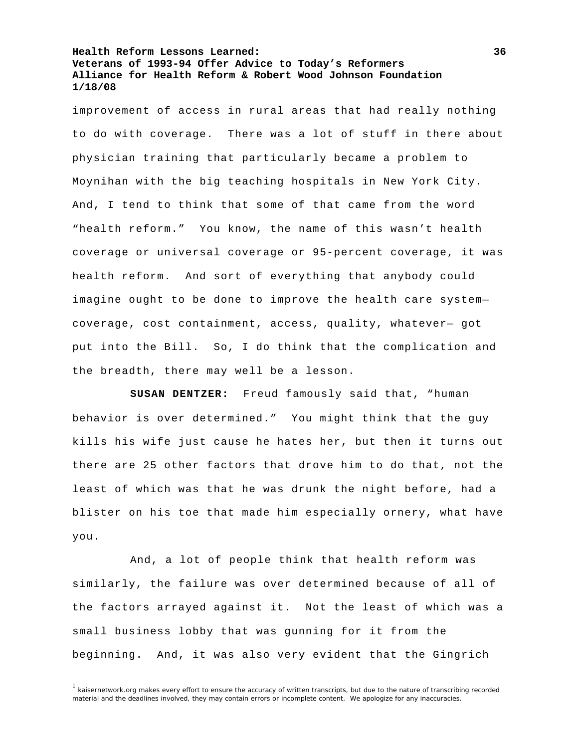improvement of access in rural areas that had really nothing to do with coverage. There was a lot of stuff in there about physician training that particularly became a problem to Moynihan with the big teaching hospitals in New York City. And, I tend to think that some of that came from the word "health reform." You know, the name of this wasn't health coverage or universal coverage or 95-percent coverage, it was health reform. And sort of everything that anybody could imagine ought to be done to improve the health care system—coverage, cost containment, access, quality, whatever— got put into the Bill. So, I do think that the complication and the breadth, there may well be a lesson.

**SUSAN DENTZER:** Freud famously said that, "human behavior is over determined." You might think that the guy kills his wife just cause he hates her, but then it turns out there are 25 other factors that drove him to do that, not the least of which was that he was drunk the night before, had a blister on his toe that made him especially ornery, what have you.

And, a lot of people think that health reform was similarly, the failure was over determined because of all of the factors arrayed against it. Not the least of which was a small business lobby that was gunning for it from the beginning. And, it was also very evident that the Gingrich

[1] kaisernetwork.org makes every effort to ensure the accuracy of written transcripts, but due to the nature of transcribing recorded material and the deadlines involved, they may contain errors or incomplete content. We apologize for any inaccuracies.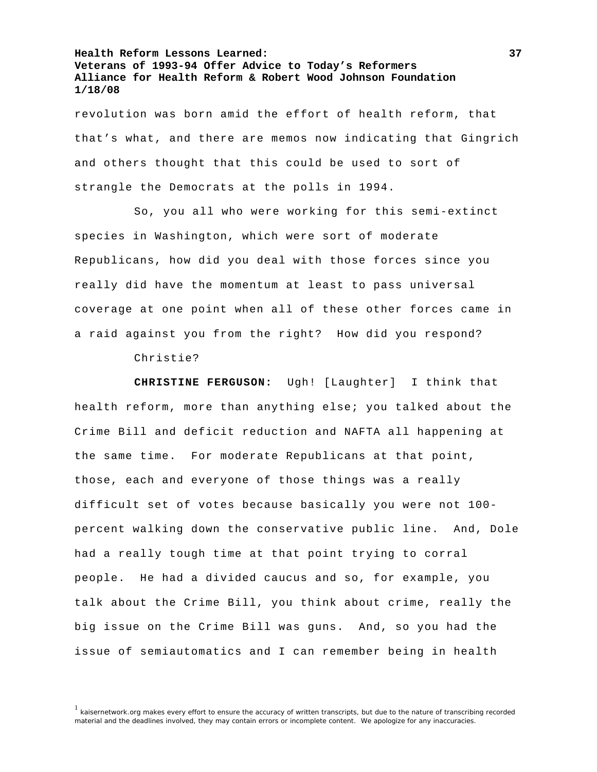revolution was born amid the effort of health reform, that that's what, and there are memos now indicating that Gingrich and others thought that this could be used to sort of strangle the Democrats at the polls in 1994.

So, you all who were working for this semi-extinct species in Washington, which were sort of moderate Republicans, how did you deal with those forces since you really did have the momentum at least to pass universal coverage at one point when all of these other forces came in a raid against you from the right? How did you respond?

Christie?

**CHRISTINE FERGUSON:** Ugh! [Laughter] I think that health reform, more than anything else; you talked about the Crime Bill and deficit reduction and NAFTA all happening at the same time. For moderate Republicans at that point, those, each and everyone of those things was a really difficult set of votes because basically you were not 100-percent walking down the conservative public line. And, Dole had a really tough time at that point trying to corral people. He had a divided caucus and so, for example, you talk about the Crime Bill, you think about crime, really the big issue on the Crime Bill was guns. And, so you had the issue of semiautomatics and I can remember being in health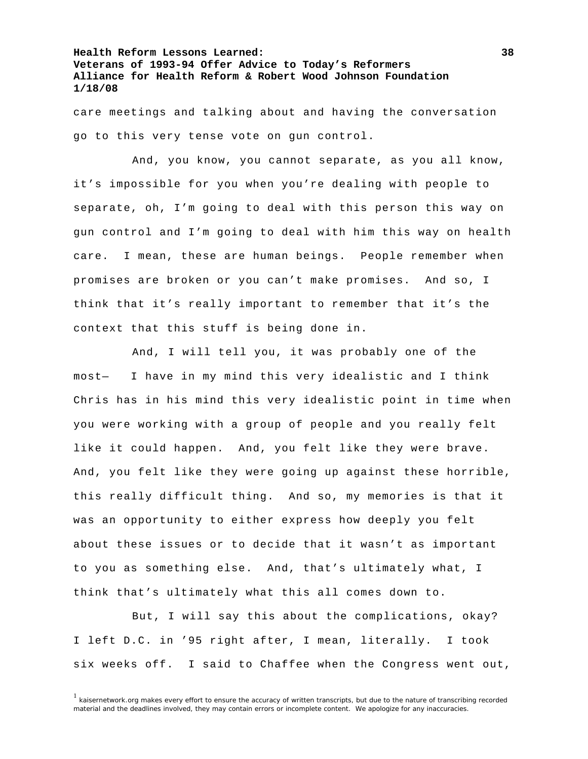care meetings and talking about and having the conversation go to this very tense vote on gun control.

And, you know, you cannot separate, as you all know, it's impossible for you when you're dealing with people to separate, oh, I'm going to deal with this person this way on gun control and I'm going to deal with him this way on health care. I mean, these are human beings. People remember when promises are broken or you can't make promises. And so, I think that it's really important to remember that it's the context that this stuff is being done in.

And, I will tell you, it was probably one of the most— I have in my mind this very idealistic and I think Chris has in his mind this very idealistic point in time when you were working with a group of people and you really felt like it could happen. And, you felt like they were brave. And, you felt like they were going up against these horrible, this really difficult thing. And so, my memories is that it was an opportunity to either express how deeply you felt about these issues or to decide that it wasn't as important to you as something else. And, that's ultimately what, I think that's ultimately what this all comes down to.

But, I will say this about the complications, okay? I left D.C. in '95 right after, I mean, literally. I took six weeks off. I said to Chaffee when the Congress went out,

[1] kaisernetwork.org makes every effort to ensure the accuracy of written transcripts, but due to the nature of transcribing recorded material and the deadlines involved, they may contain errors or incomplete content. We apologize for any inaccuracies.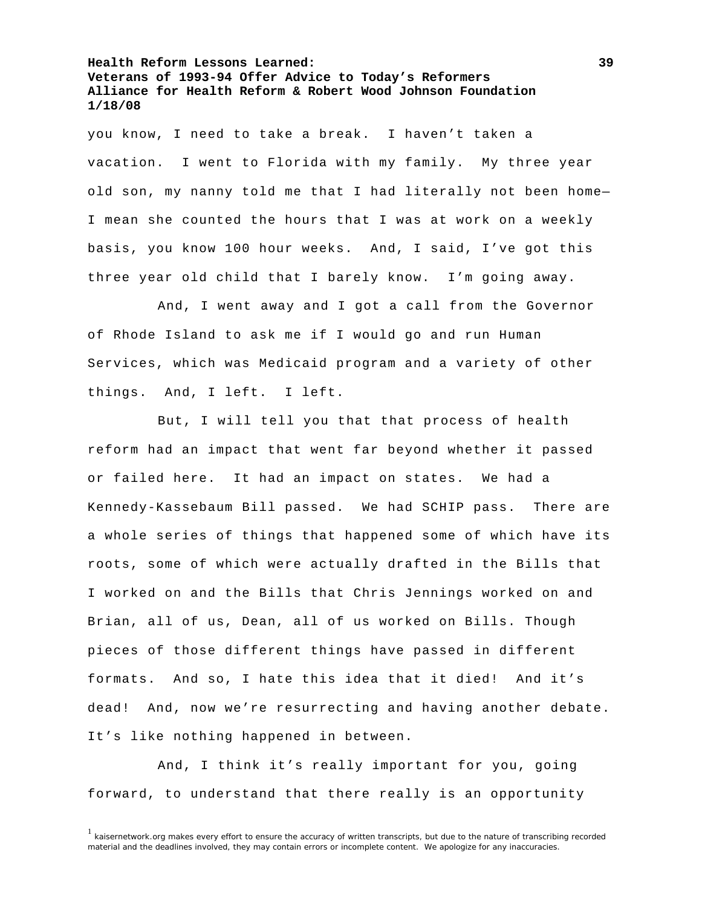you know, I need to take a break. I haven't taken a vacation. I went to Florida with my family. My three year old son, my nanny told me that I had literally not been home—I mean she counted the hours that I was at work on a weekly basis, you know 100 hour weeks. And, I said, I've got this three year old child that I barely know. I'm going away.

And, I went away and I got a call from the Governor of Rhode Island to ask me if I would go and run Human Services, which was Medicaid program and a variety of other things. And, I left. I left.

But, I will tell you that that process of health reform had an impact that went far beyond whether it passed or failed here. It had an impact on states. We had a Kennedy-Kassebaum Bill passed. We had SCHIP pass. There are a whole series of things that happened some of which have its roots, some of which were actually drafted in the Bills that I worked on and the Bills that Chris Jennings worked on and Brian, all of us, Dean, all of us worked on Bills. Though pieces of those different things have passed in different formats. And so, I hate this idea that it died! And it's dead! And, now we're resurrecting and having another debate. It's like nothing happened in between.

And, I think it's really important for you, going forward, to understand that there really is an opportunity

[1] kaisernetwork.org makes every effort to ensure the accuracy of written transcripts, but due to the nature of transcribing recorded material and the deadlines involved, they may contain errors or incomplete content. We apologize for any inaccuracies.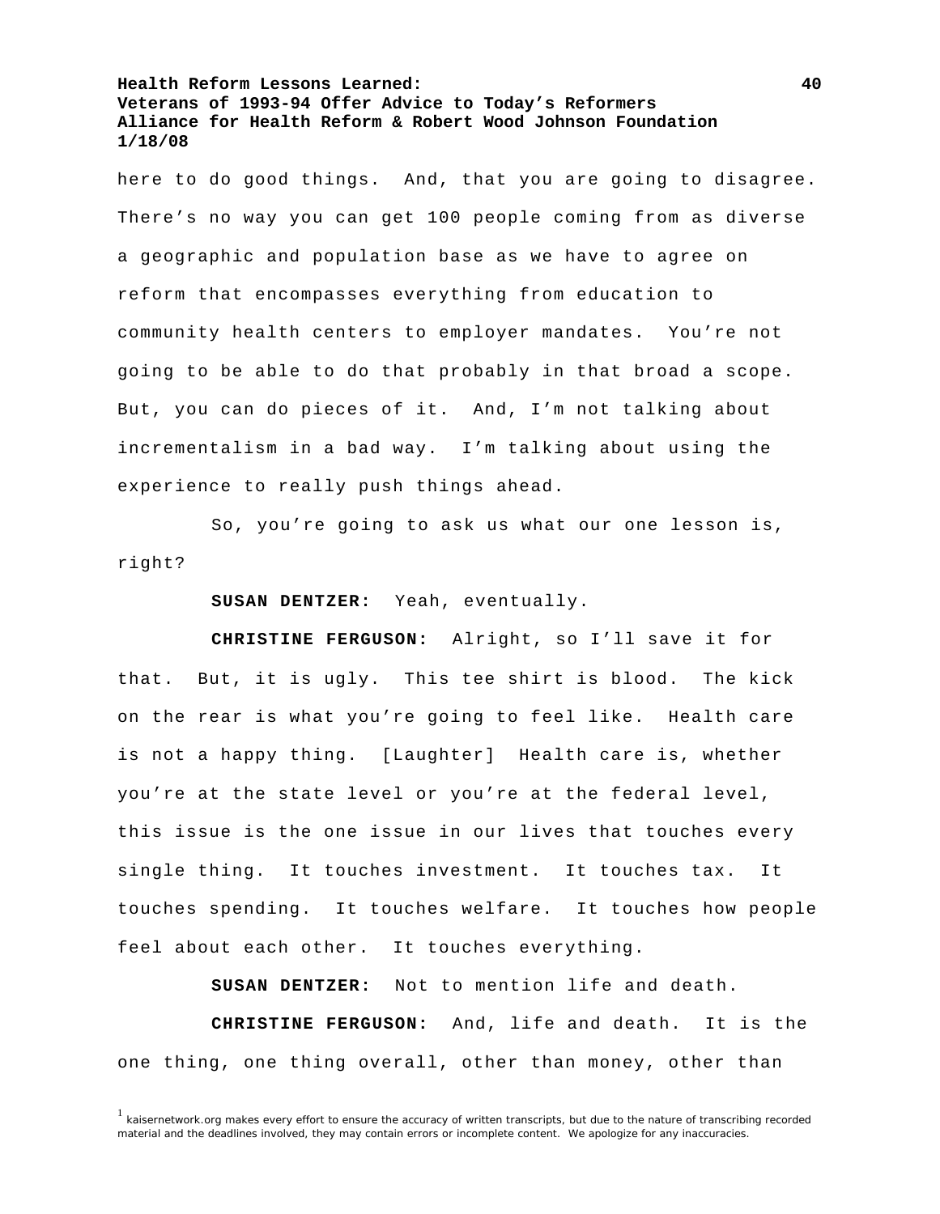here to do good things. And, that you are going to disagree. There's no way you can get 100 people coming from as diverse a geographic and population base as we have to agree on reform that encompasses everything from education to community health centers to employer mandates. You're not going to be able to do that probably in that broad a scope. But, you can do pieces of it. And, I'm not talking about incrementalism in a bad way. I'm talking about using the experience to really push things ahead.

So, you're going to ask us what our one lesson is, right?

**SUSAN DENTZER:** Yeah, eventually.

**CHRISTINE FERGUSON:** Alright, so I'll save it for that. But, it is ugly. This tee shirt is blood. The kick on the rear is what you're going to feel like. Health care is not a happy thing. [Laughter] Health care is, whether you're at the state level or you're at the federal level, this issue is the one issue in our lives that touches every single thing. It touches investment. It touches tax. It touches spending. It touches welfare. It touches how people feel about each other. It touches everything.

**SUSAN DENTZER:** Not to mention life and death.

**CHRISTINE FERGUSON:** And, life and death. It is the one thing, one thing overall, other than money, other than

[1] kaisernetwork.org makes every effort to ensure the accuracy of written transcripts, but due to the nature of transcribing recorded material and the deadlines involved, they may contain errors or incomplete content. We apologize for any inaccuracies.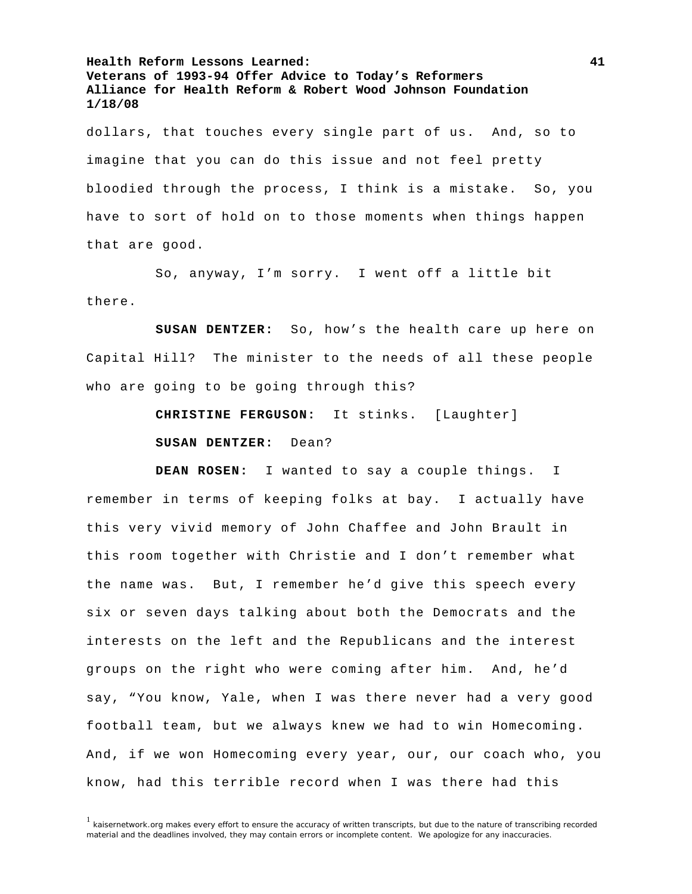dollars, that touches every single part of us. And, so to imagine that you can do this issue and not feel pretty bloodied through the process, I think is a mistake. So, you have to sort of hold on to those moments when things happen that are good.

So, anyway, I'm sorry. I went off a little bit there.

**SUSAN DENTZER:** So, how's the health care up here on Capital Hill? The minister to the needs of all these people who are going to be going through this?

**CHRISTINE FERGUSON:** It stinks. [Laughter]

**SUSAN DENTZER:** Dean?

**DEAN ROSEN:** I wanted to say a couple things. I remember in terms of keeping folks at bay. I actually have this very vivid memory of John Chaffee and John Brault in this room together with Christie and I don't remember what the name was. But, I remember he'd give this speech every six or seven days talking about both the Democrats and the interests on the left and the Republicans and the interest groups on the right who were coming after him. And, he'd say, "You know, Yale, when I was there never had a very good football team, but we always knew we had to win Homecoming. And, if we won Homecoming every year, our, our coach who, you know, had this terrible record when I was there had this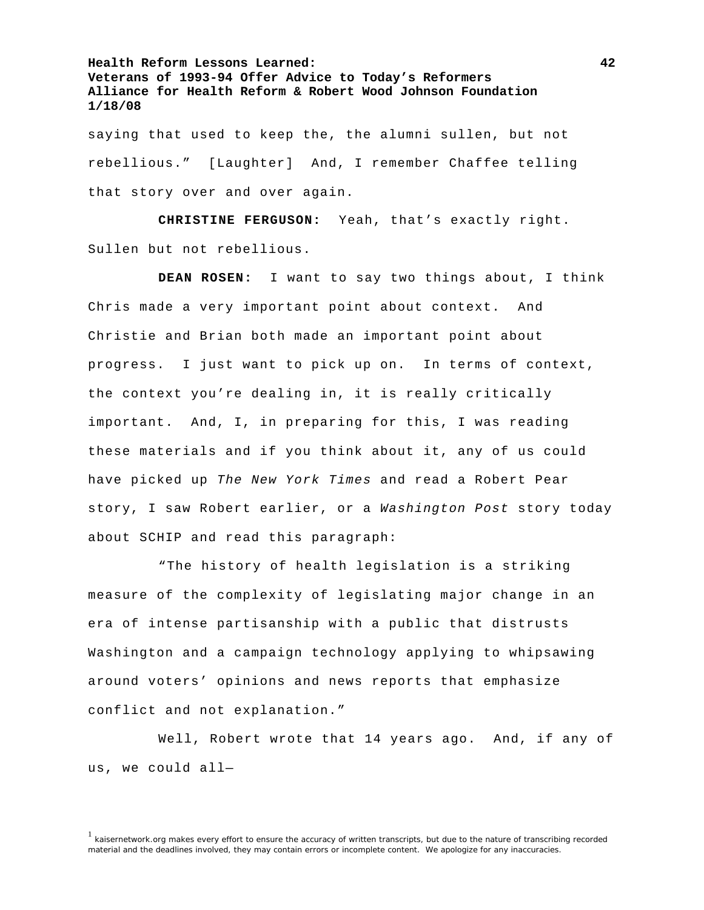saying that used to keep the, the alumni sullen, but not rebellious." [Laughter] And, I remember Chaffee telling that story over and over again.

**CHRISTINE FERGUSON:** Yeah, that's exactly right. Sullen but not rebellious.

**DEAN ROSEN:** I want to say two things about, I think Chris made a very important point about context. And Christie and Brian both made an important point about progress. I just want to pick up on. In terms of context, the context you're dealing in, it is really critically important. And, I, in preparing for this, I was reading these materials and if you think about it, any of us could have picked up *The New York Times* and read a Robert Pear story, I saw Robert earlier, or a *Washington Post* story today about SCHIP and read this paragraph:

"The history of health legislation is a striking measure of the complexity of legislating major change in an era of intense partisanship with a public that distrusts Washington and a campaign technology applying to whipsawing around voters' opinions and news reports that emphasize conflict and not explanation."

Well, Robert wrote that 14 years ago. And, if any of us, we could all—

[1] kaisernetwork.org makes every effort to ensure the accuracy of written transcripts, but due to the nature of transcribing recorded material and the deadlines involved, they may contain errors or incomplete content. We apologize for any inaccuracies.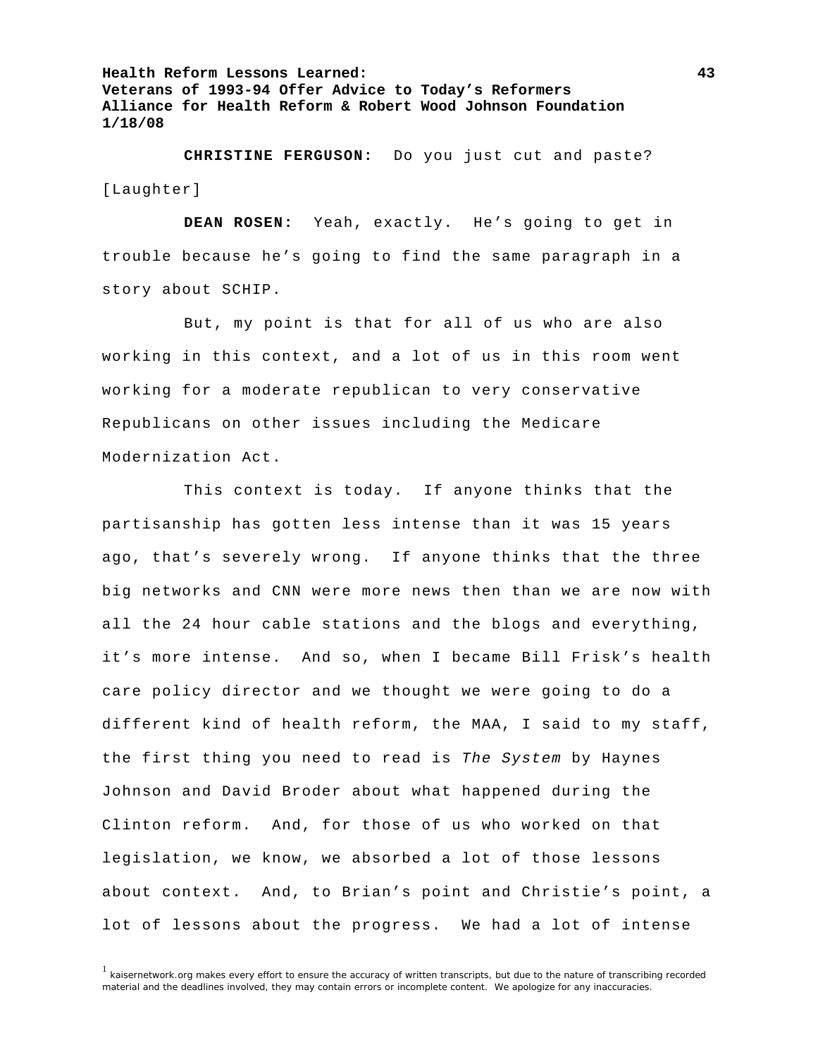**CHRISTINE FERGUSON:** Do you just cut and paste? [Laughter]

**DEAN ROSEN:** Yeah, exactly. He's going to get in trouble because he's going to find the same paragraph in a story about SCHIP.

But, my point is that for all of us who are also working in this context, and a lot of us in this room went working for a moderate republican to very conservative Republicans on other issues including the Medicare Modernization Act.

This context is today. If anyone thinks that the partisanship has gotten less intense than it was 15 years ago, that's severely wrong. If anyone thinks that the three big networks and CNN were more news then than we are now with all the 24 hour cable stations and the blogs and everything, it's more intense. And so, when I became Bill Frisk's health care policy director and we thought we were going to do a different kind of health reform, the MAA, I said to my staff, the first thing you need to read is *The System* by Haynes Johnson and David Broder about what happened during the Clinton reform. And, for those of us who worked on that legislation, we know, we absorbed a lot of those lessons about context. And, to Brian's point and Christie's point, a lot of lessons about the progress. We had a lot of intense

[1] kaisernetwork.org makes every effort to ensure the accuracy of written transcripts, but due to the nature of transcribing recorded material and the deadlines involved, they may contain errors or incomplete content. We apologize for any inaccuracies.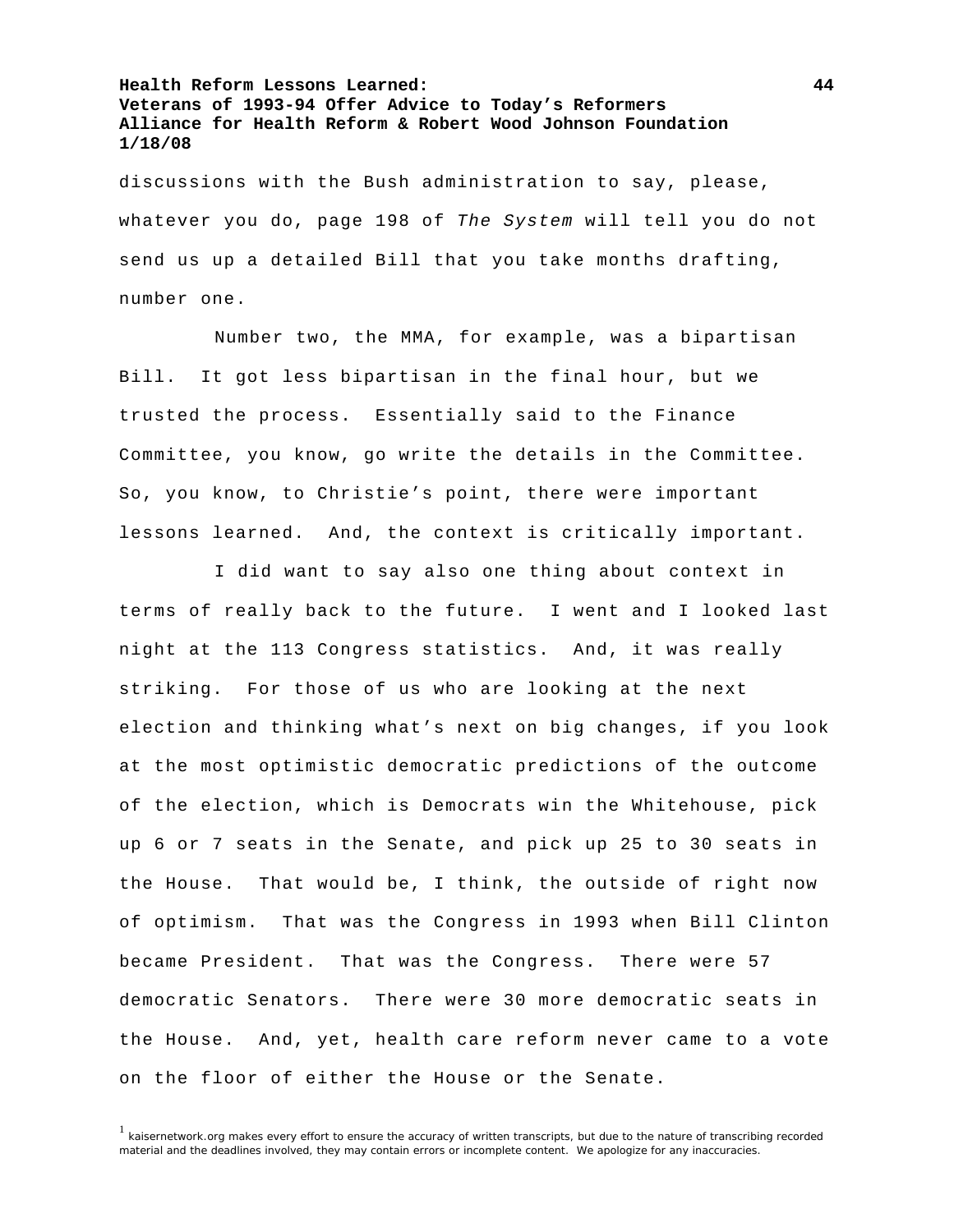discussions with the Bush administration to say, please, whatever you do, page 198 of *The System* will tell you do not send us up a detailed Bill that you take months drafting, number one.

Number two, the MMA, for example, was a bipartisan Bill. It got less bipartisan in the final hour, but we trusted the process. Essentially said to the Finance Committee, you know, go write the details in the Committee. So, you know, to Christie's point, there were important lessons learned. And, the context is critically important.

I did want to say also one thing about context in terms of really back to the future. I went and I looked last night at the 113 Congress statistics. And, it was really striking. For those of us who are looking at the next election and thinking what's next on big changes, if you look at the most optimistic democratic predictions of the outcome of the election, which is Democrats win the Whitehouse, pick up 6 or 7 seats in the Senate, and pick up 25 to 30 seats in the House. That would be, I think, the outside of right now of optimism. That was the Congress in 1993 when Bill Clinton became President. That was the Congress. There were 57 democratic Senators. There were 30 more democratic seats in the House. And, yet, health care reform never came to a vote on the floor of either the House or the Senate.

[1] kaisernetwork.org makes every effort to ensure the accuracy of written transcripts, but due to the nature of transcribing recorded material and the deadlines involved, they may contain errors or incomplete content. We apologize for any inaccuracies.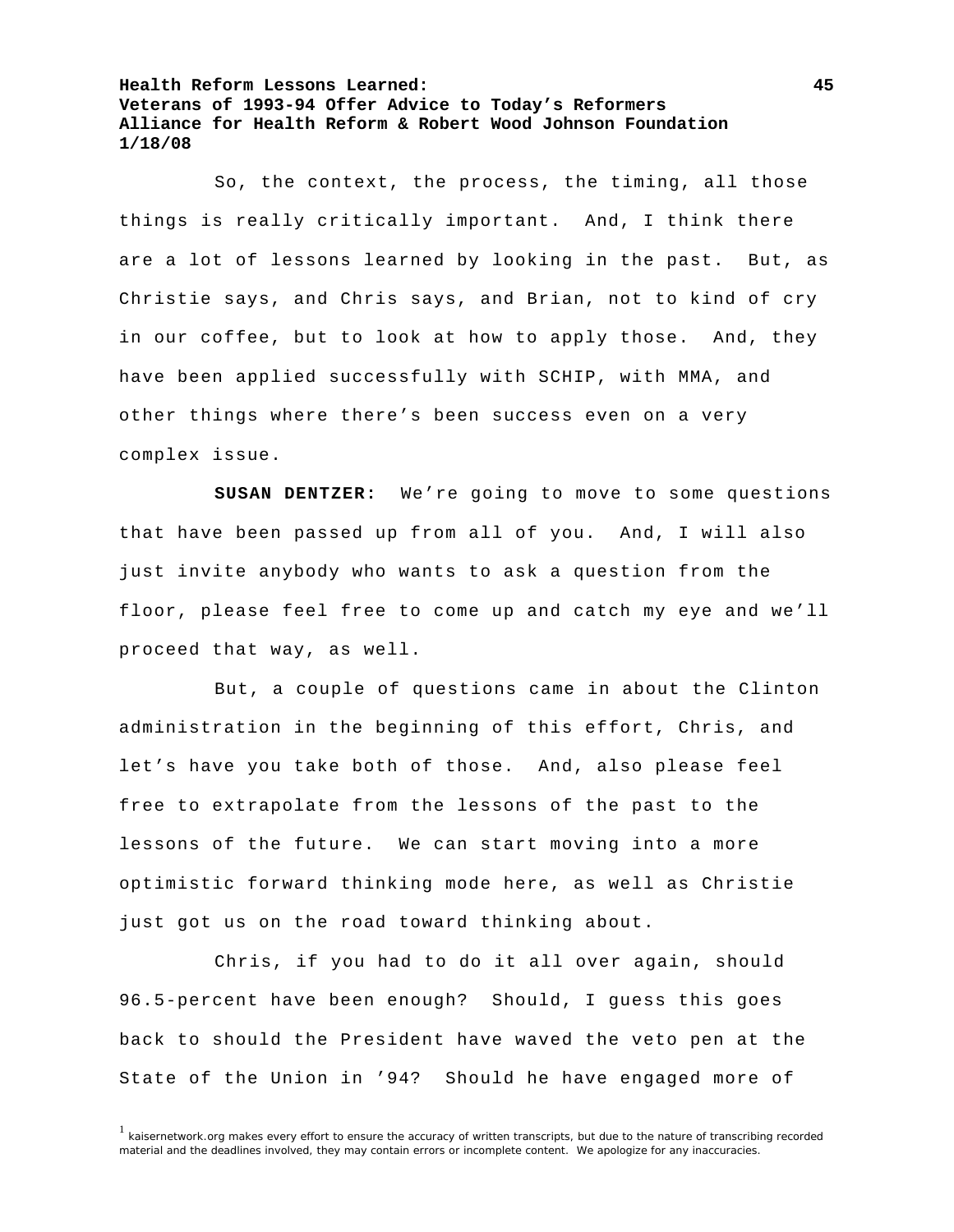So, the context, the process, the timing, all those things is really critically important. And, I think there are a lot of lessons learned by looking in the past. But, as Christie says, and Chris says, and Brian, not to kind of cry in our coffee, but to look at how to apply those. And, they have been applied successfully with SCHIP, with MMA, and other things where there's been success even on a very complex issue.

**SUSAN DENTZER:** We're going to move to some questions that have been passed up from all of you. And, I will also just invite anybody who wants to ask a question from the floor, please feel free to come up and catch my eye and we'll proceed that way, as well.

But, a couple of questions came in about the Clinton administration in the beginning of this effort, Chris, and let's have you take both of those. And, also please feel free to extrapolate from the lessons of the past to the lessons of the future. We can start moving into a more optimistic forward thinking mode here, as well as Christie just got us on the road toward thinking about.

Chris, if you had to do it all over again, should 96.5-percent have been enough? Should, I guess this goes back to should the President have waved the veto pen at the State of the Union in '94? Should he have engaged more of

[1] kaisernetwork.org makes every effort to ensure the accuracy of written transcripts, but due to the nature of transcribing recorded material and the deadlines involved, they may contain errors or incomplete content. We apologize for any inaccuracies.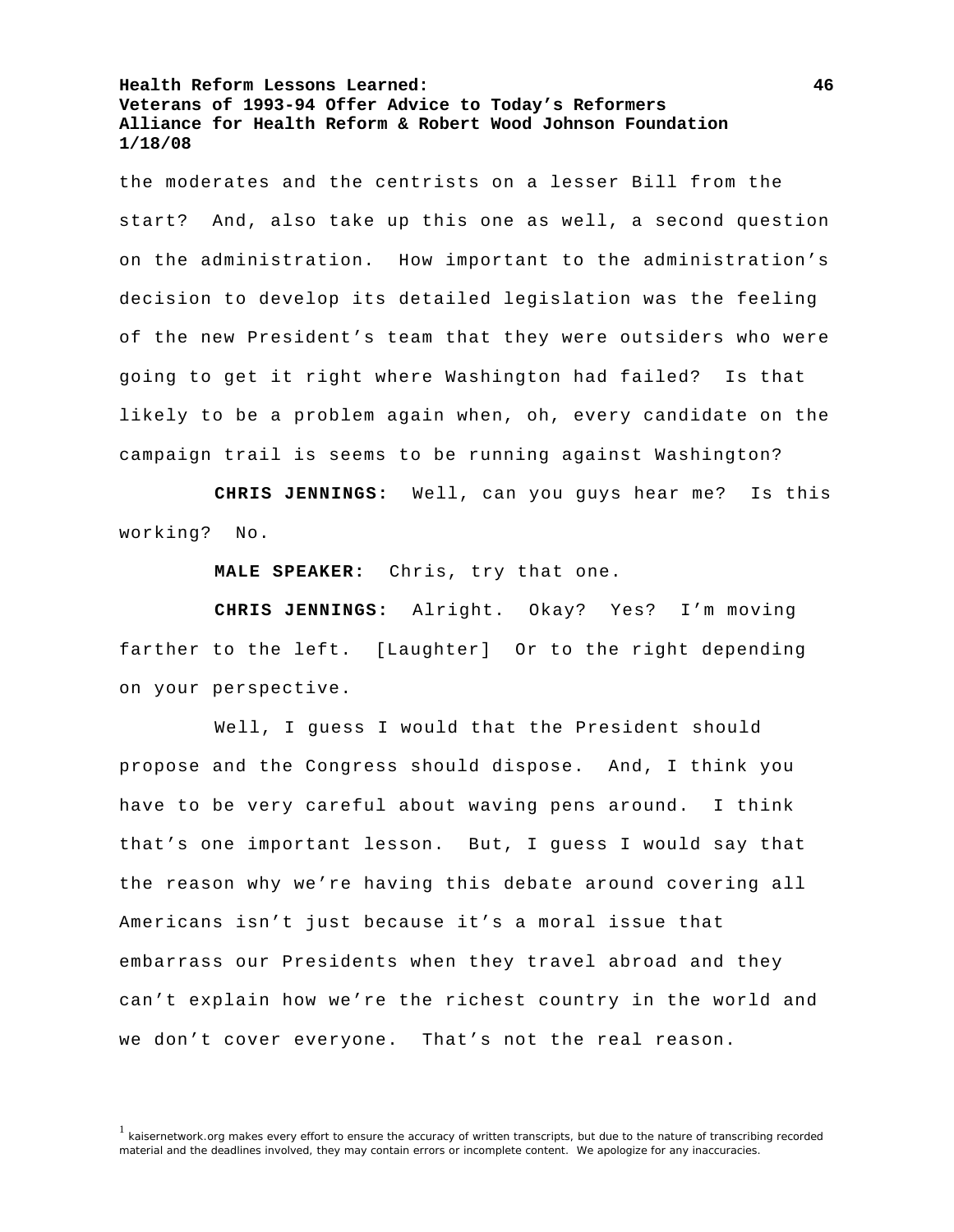the moderates and the centrists on a lesser Bill from the start? And, also take up this one as well, a second question on the administration. How important to the administration's decision to develop its detailed legislation was the feeling of the new President's team that they were outsiders who were going to get it right where Washington had failed? Is that likely to be a problem again when, oh, every candidate on the campaign trail is seems to be running against Washington?

**CHRIS JENNINGS:** Well, can you guys hear me? Is this working? No.

**MALE SPEAKER:** Chris, try that one.

**CHRIS JENNINGS:** Alright. Okay? Yes? I'm moving farther to the left. [Laughter] Or to the right depending on your perspective.

Well, I guess I would that the President should propose and the Congress should dispose. And, I think you have to be very careful about waving pens around. I think that's one important lesson. But, I guess I would say that the reason why we're having this debate around covering all Americans isn't just because it's a moral issue that embarrass our Presidents when they travel abroad and they can't explain how we're the richest country in the world and we don't cover everyone. That's not the real reason.

[1] kaisernetwork.org makes every effort to ensure the accuracy of written transcripts, but due to the nature of transcribing recorded material and the deadlines involved, they may contain errors or incomplete content. We apologize for any inaccuracies.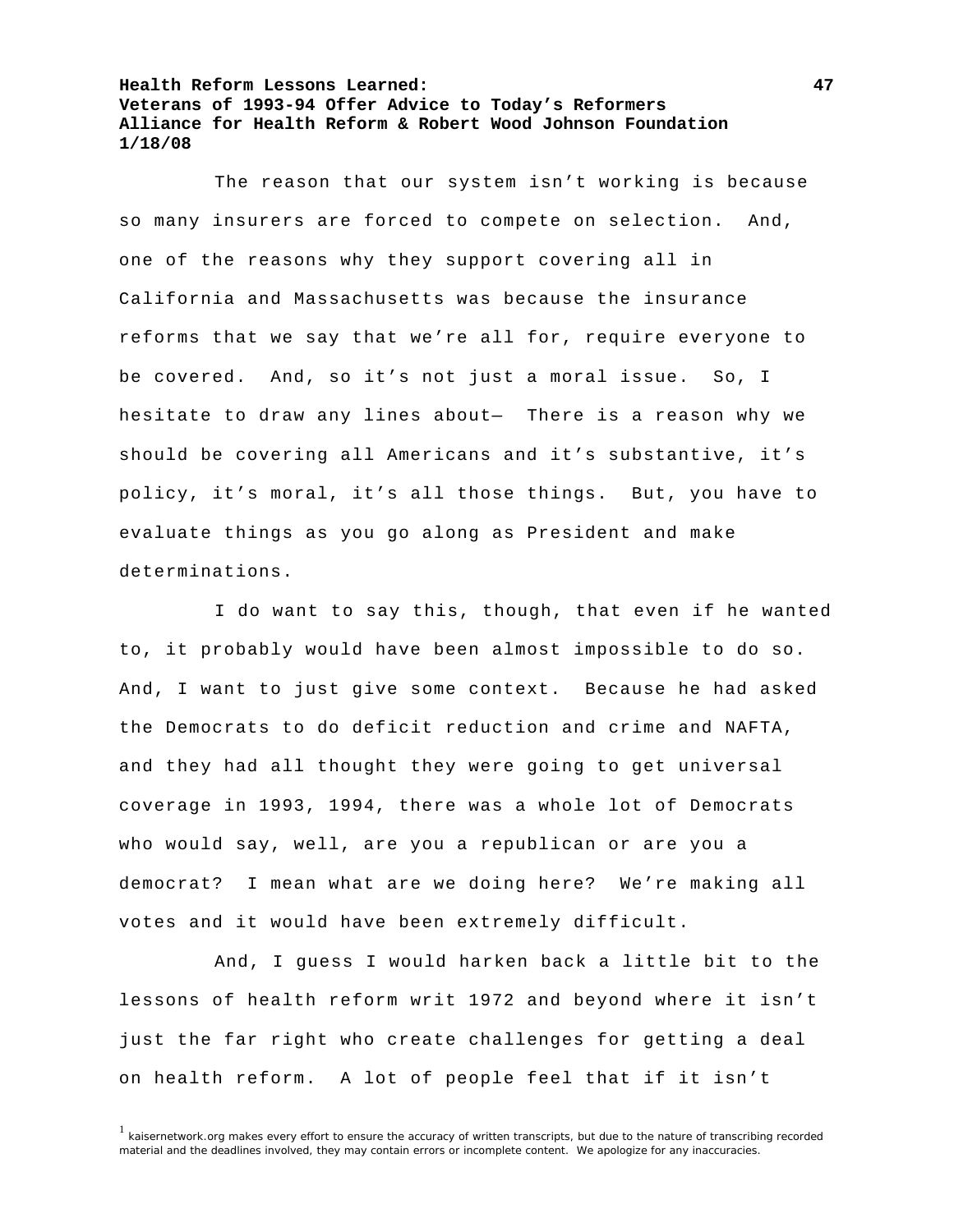The reason that our system isn't working is because so many insurers are forced to compete on selection. And, one of the reasons why they support covering all in California and Massachusetts was because the insurance reforms that we say that we're all for, require everyone to be covered. And, so it's not just a moral issue. So, I hesitate to draw any lines about— There is a reason why we should be covering all Americans and it's substantive, it's policy, it's moral, it's all those things. But, you have to evaluate things as you go along as President and make determinations.

I do want to say this, though, that even if he wanted to, it probably would have been almost impossible to do so. And, I want to just give some context. Because he had asked the Democrats to do deficit reduction and crime and NAFTA, and they had all thought they were going to get universal coverage in 1993, 1994, there was a whole lot of Democrats who would say, well, are you a republican or are you a democrat? I mean what are we doing here? We're making all votes and it would have been extremely difficult.

And, I guess I would harken back a little bit to the lessons of health reform writ 1972 and beyond where it isn't just the far right who create challenges for getting a deal on health reform. A lot of people feel that if it isn't

[1] kaisernetwork.org makes every effort to ensure the accuracy of written transcripts, but due to the nature of transcribing recorded material and the deadlines involved, they may contain errors or incomplete content. We apologize for any inaccuracies.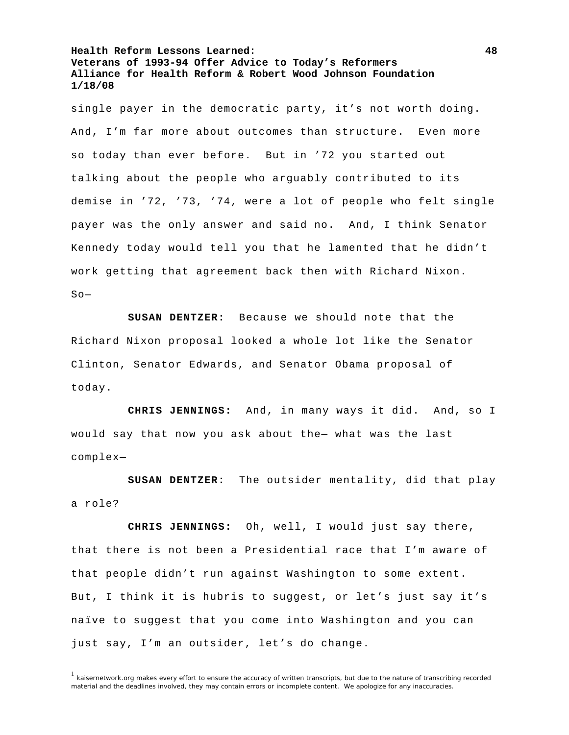single payer in the democratic party, it's not worth doing. And, I'm far more about outcomes than structure. Even more so today than ever before. But in '72 you started out talking about the people who arguably contributed to its demise in '72, '73, '74, were a lot of people who felt single payer was the only answer and said no. And, I think Senator Kennedy today would tell you that he lamented that he didn't work getting that agreement back then with Richard Nixon. So—

**SUSAN DENTZER:** Because we should note that the Richard Nixon proposal looked a whole lot like the Senator Clinton, Senator Edwards, and Senator Obama proposal of today.

**CHRIS JENNINGS:** And, in many ways it did. And, so I would say that now you ask about the— what was the last complex—

**SUSAN DENTZER:** The outsider mentality, did that play a role?

**CHRIS JENNINGS:** Oh, well, I would just say there, that there is not been a Presidential race that I'm aware of that people didn't run against Washington to some extent. But, I think it is hubris to suggest, or let's just say it's naïve to suggest that you come into Washington and you can just say, I'm an outsider, let's do change.

[1] kaisernetwork.org makes every effort to ensure the accuracy of written transcripts, but due to the nature of transcribing recorded material and the deadlines involved, they may contain errors or incomplete content. We apologize for any inaccuracies.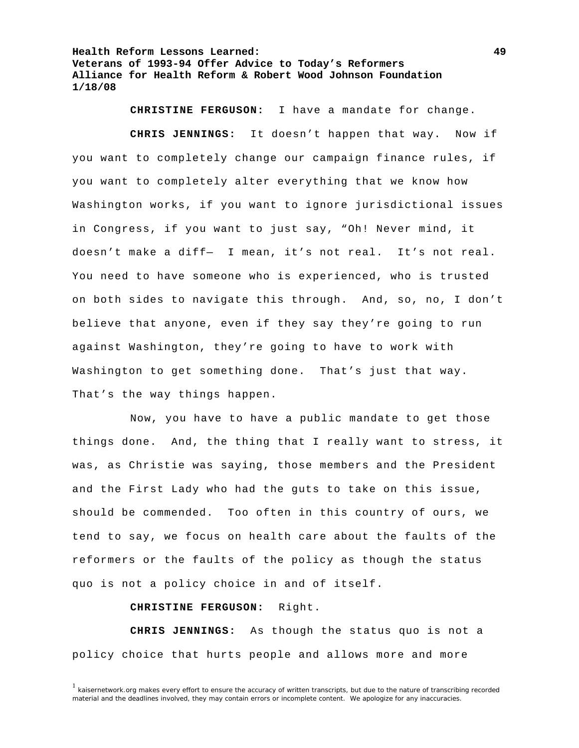**CHRISTINE FERGUSON:** I have a mandate for change.

**CHRIS JENNINGS:** It doesn't happen that way. Now if you want to completely change our campaign finance rules, if you want to completely alter everything that we know how Washington works, if you want to ignore jurisdictional issues in Congress, if you want to just say, "Oh! Never mind, it doesn't make a diff— I mean, it's not real. It's not real. You need to have someone who is experienced, who is trusted on both sides to navigate this through. And, so, no, I don't believe that anyone, even if they say they're going to run against Washington, they're going to have to work with Washington to get something done. That's just that way. That's the way things happen.

Now, you have to have a public mandate to get those things done. And, the thing that I really want to stress, it was, as Christie was saying, those members and the President and the First Lady who had the guts to take on this issue, should be commended. Too often in this country of ours, we tend to say, we focus on health care about the faults of the reformers or the faults of the policy as though the status quo is not a policy choice in and of itself.

**CHRISTINE FERGUSON:** Right.

**CHRIS JENNINGS:** As though the status quo is not a policy choice that hurts people and allows more and more

[1] kaisernetwork.org makes every effort to ensure the accuracy of written transcripts, but due to the nature of transcribing recorded material and the deadlines involved, they may contain errors or incomplete content. We apologize for any inaccuracies.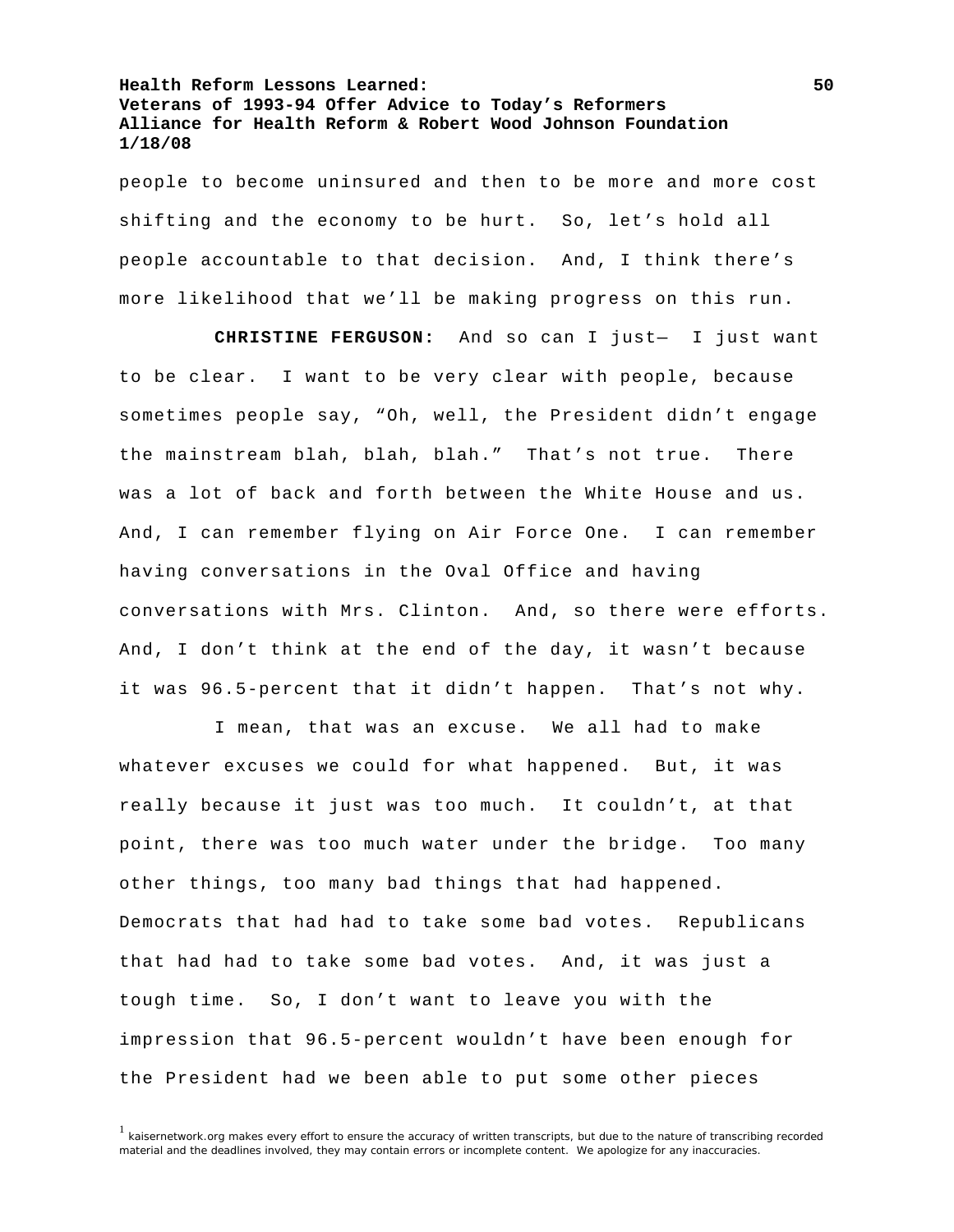people to become uninsured and then to be more and more cost shifting and the economy to be hurt. So, let's hold all people accountable to that decision. And, I think there's more likelihood that we'll be making progress on this run.

**CHRISTINE FERGUSON:** And so can I just— I just want to be clear. I want to be very clear with people, because sometimes people say, "Oh, well, the President didn't engage the mainstream blah, blah, blah." That's not true. There was a lot of back and forth between the White House and us. And, I can remember flying on Air Force One. I can remember having conversations in the Oval Office and having conversations with Mrs. Clinton. And, so there were efforts. And, I don't think at the end of the day, it wasn't because it was 96.5-percent that it didn't happen. That's not why.

I mean, that was an excuse. We all had to make whatever excuses we could for what happened. But, it was really because it just was too much. It couldn't, at that point, there was too much water under the bridge. Too many other things, too many bad things that had happened. Democrats that had had to take some bad votes. Republicans that had had to take some bad votes. And, it was just a tough time. So, I don't want to leave you with the impression that 96.5-percent wouldn't have been enough for the President had we been able to put some other pieces

[1] kaisernetwork.org makes every effort to ensure the accuracy of written transcripts, but due to the nature of transcribing recorded material and the deadlines involved, they may contain errors or incomplete content. We apologize for any inaccuracies.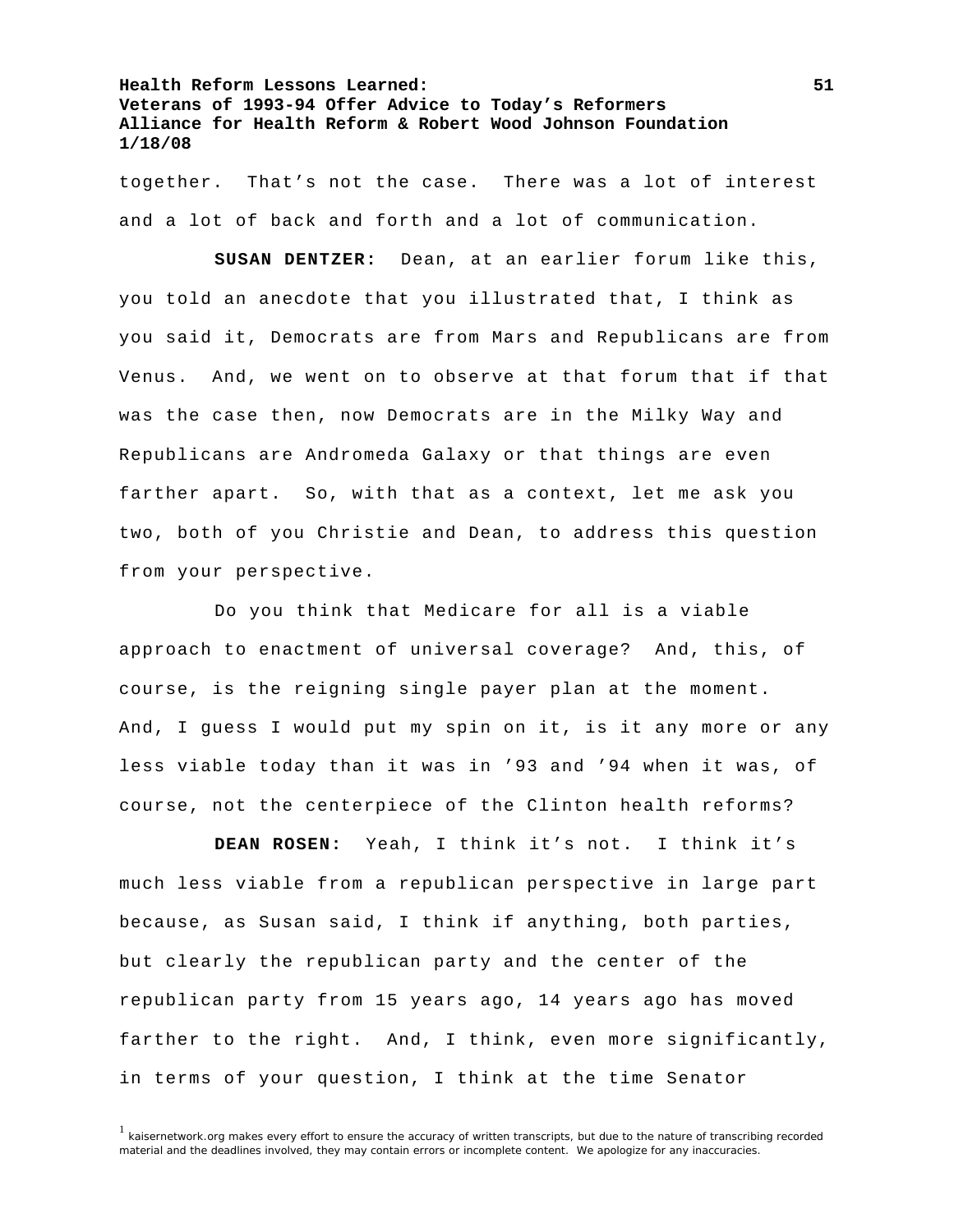together. That's not the case. There was a lot of interest and a lot of back and forth and a lot of communication.

**SUSAN DENTZER:** Dean, at an earlier forum like this, you told an anecdote that you illustrated that, I think as you said it, Democrats are from Mars and Republicans are from Venus. And, we went on to observe at that forum that if that was the case then, now Democrats are in the Milky Way and Republicans are Andromeda Galaxy or that things are even farther apart. So, with that as a context, let me ask you two, both of you Christie and Dean, to address this question from your perspective.

Do you think that Medicare for all is a viable approach to enactment of universal coverage? And, this, of course, is the reigning single payer plan at the moment. And, I guess I would put my spin on it, is it any more or any less viable today than it was in '93 and '94 when it was, of course, not the centerpiece of the Clinton health reforms?

**DEAN ROSEN:** Yeah, I think it's not. I think it's much less viable from a republican perspective in large part because, as Susan said, I think if anything, both parties, but clearly the republican party and the center of the republican party from 15 years ago, 14 years ago has moved farther to the right. And, I think, even more significantly, in terms of your question, I think at the time Senator

[1] kaisernetwork.org makes every effort to ensure the accuracy of written transcripts, but due to the nature of transcribing recorded material and the deadlines involved, they may contain errors or incomplete content. We apologize for any inaccuracies.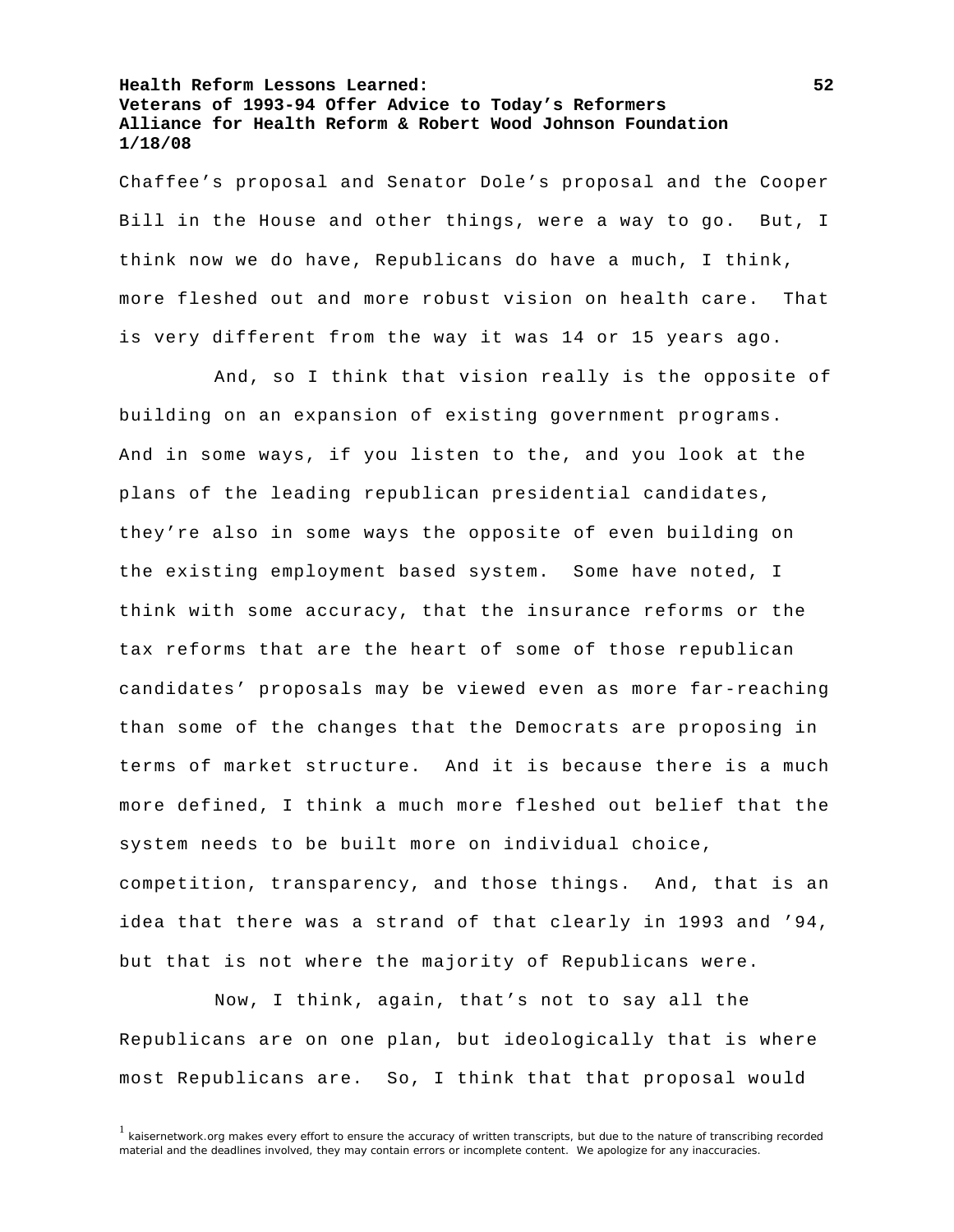Chaffee's proposal and Senator Dole's proposal and the Cooper Bill in the House and other things, were a way to go. But, I think now we do have, Republicans do have a much, I think, more fleshed out and more robust vision on health care. That is very different from the way it was 14 or 15 years ago.

And, so I think that vision really is the opposite of building on an expansion of existing government programs. And in some ways, if you listen to the, and you look at the plans of the leading republican presidential candidates, they're also in some ways the opposite of even building on the existing employment based system. Some have noted, I think with some accuracy, that the insurance reforms or the tax reforms that are the heart of some of those republican candidates' proposals may be viewed even as more far-reaching than some of the changes that the Democrats are proposing in terms of market structure. And it is because there is a much more defined, I think a much more fleshed out belief that the system needs to be built more on individual choice, competition, transparency, and those things. And, that is an idea that there was a strand of that clearly in 1993 and '94, but that is not where the majority of Republicans were.

Now, I think, again, that's not to say all the Republicans are on one plan, but ideologically that is where most Republicans are. So, I think that that proposal would

[1] kaisernetwork.org makes every effort to ensure the accuracy of written transcripts, but due to the nature of transcribing recorded material and the deadlines involved, they may contain errors or incomplete content. We apologize for any inaccuracies.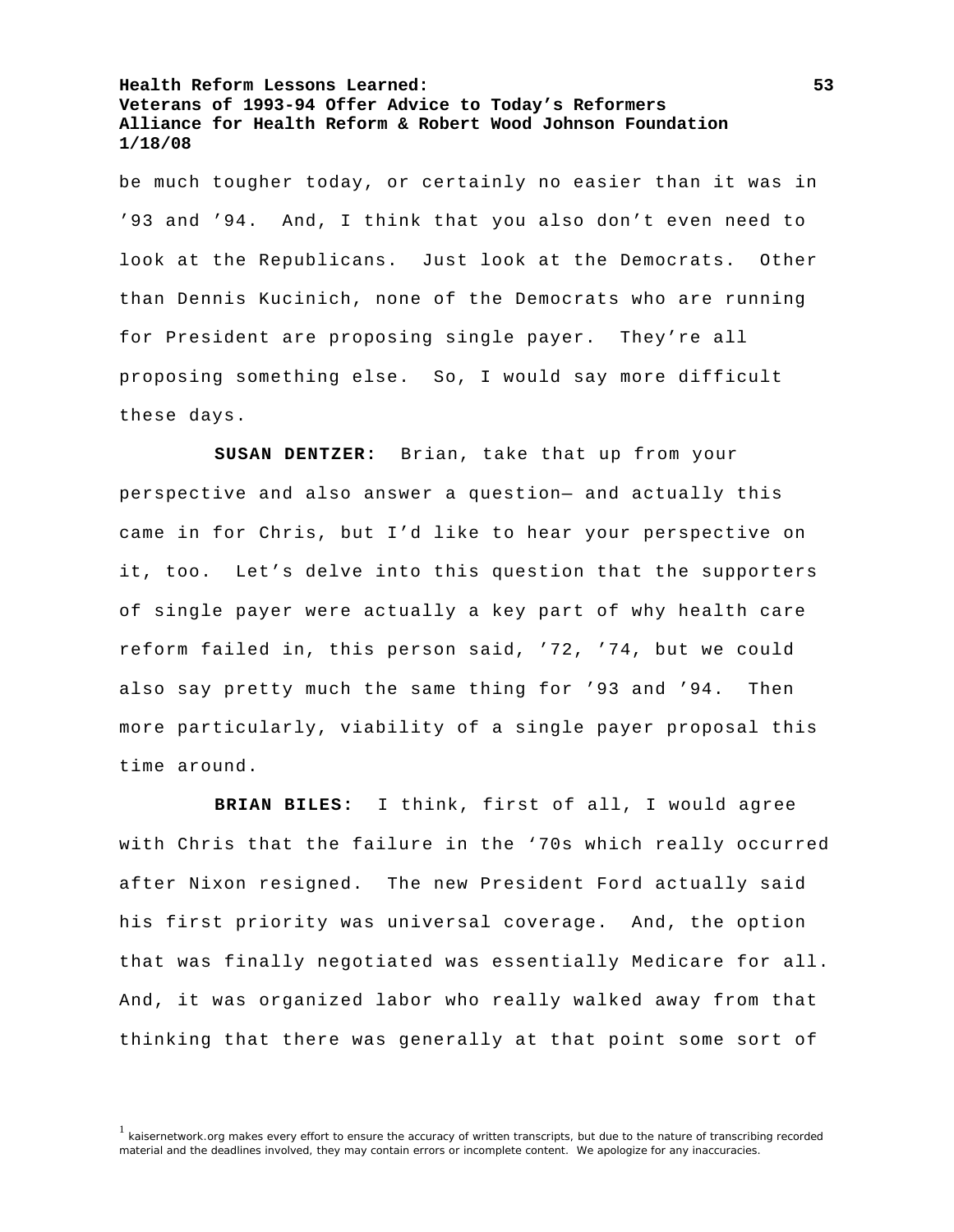be much tougher today, or certainly no easier than it was in '93 and '94. And, I think that you also don't even need to look at the Republicans. Just look at the Democrats. Other than Dennis Kucinich, none of the Democrats who are running for President are proposing single payer. They're all proposing something else. So, I would say more difficult these days.

**SUSAN DENTZER:** Brian, take that up from your perspective and also answer a question— and actually this came in for Chris, but I'd like to hear your perspective on it, too. Let's delve into this question that the supporters of single payer were actually a key part of why health care reform failed in, this person said, '72, '74, but we could also say pretty much the same thing for '93 and '94. Then more particularly, viability of a single payer proposal this time around.

**BRIAN BILES:** I think, first of all, I would agree with Chris that the failure in the '70s which really occurred after Nixon resigned. The new President Ford actually said his first priority was universal coverage. And, the option that was finally negotiated was essentially Medicare for all. And, it was organized labor who really walked away from that thinking that there was generally at that point some sort of

[1] kaisernetwork.org makes every effort to ensure the accuracy of written transcripts, but due to the nature of transcribing recorded material and the deadlines involved, they may contain errors or incomplete content. We apologize for any inaccuracies.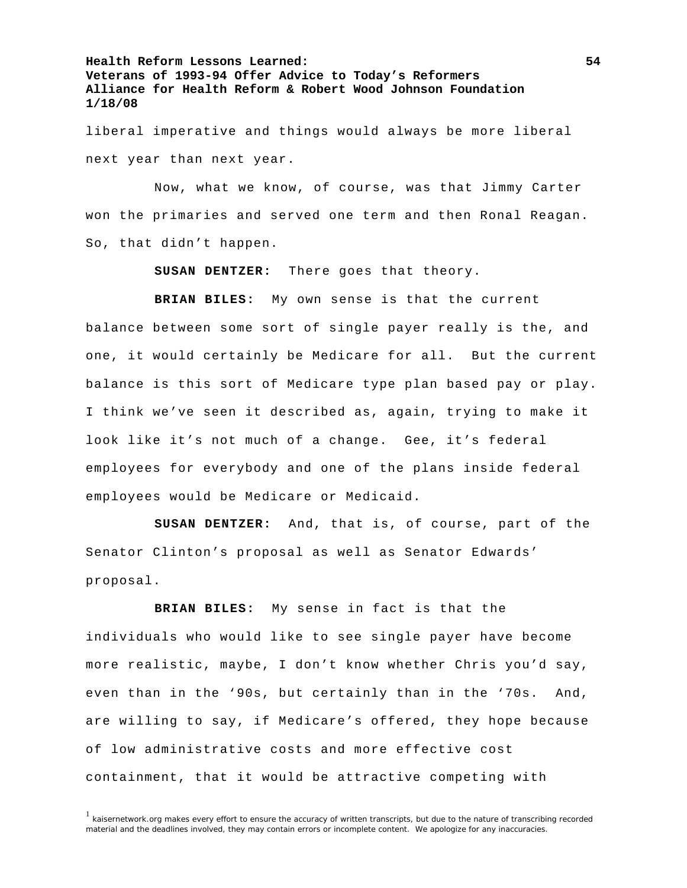liberal imperative and things would always be more liberal next year than next year.

Now, what we know, of course, was that Jimmy Carter won the primaries and served one term and then Ronal Reagan. So, that didn't happen.

**SUSAN DENTZER:** There goes that theory.

**BRIAN BILES:** My own sense is that the current balance between some sort of single payer really is the, and one, it would certainly be Medicare for all. But the current balance is this sort of Medicare type plan based pay or play. I think we've seen it described as, again, trying to make it look like it's not much of a change. Gee, it's federal employees for everybody and one of the plans inside federal employees would be Medicare or Medicaid.

**SUSAN DENTZER:** And, that is, of course, part of the Senator Clinton's proposal as well as Senator Edwards' proposal.

**BRIAN BILES:** My sense in fact is that the individuals who would like to see single payer have become more realistic, maybe, I don't know whether Chris you'd say, even than in the '90s, but certainly than in the '70s. And, are willing to say, if Medicare's offered, they hope because of low administrative costs and more effective cost containment, that it would be attractive competing with

[1] kaisernetwork.org makes every effort to ensure the accuracy of written transcripts, but due to the nature of transcribing recorded material and the deadlines involved, they may contain errors or incomplete content. We apologize for any inaccuracies.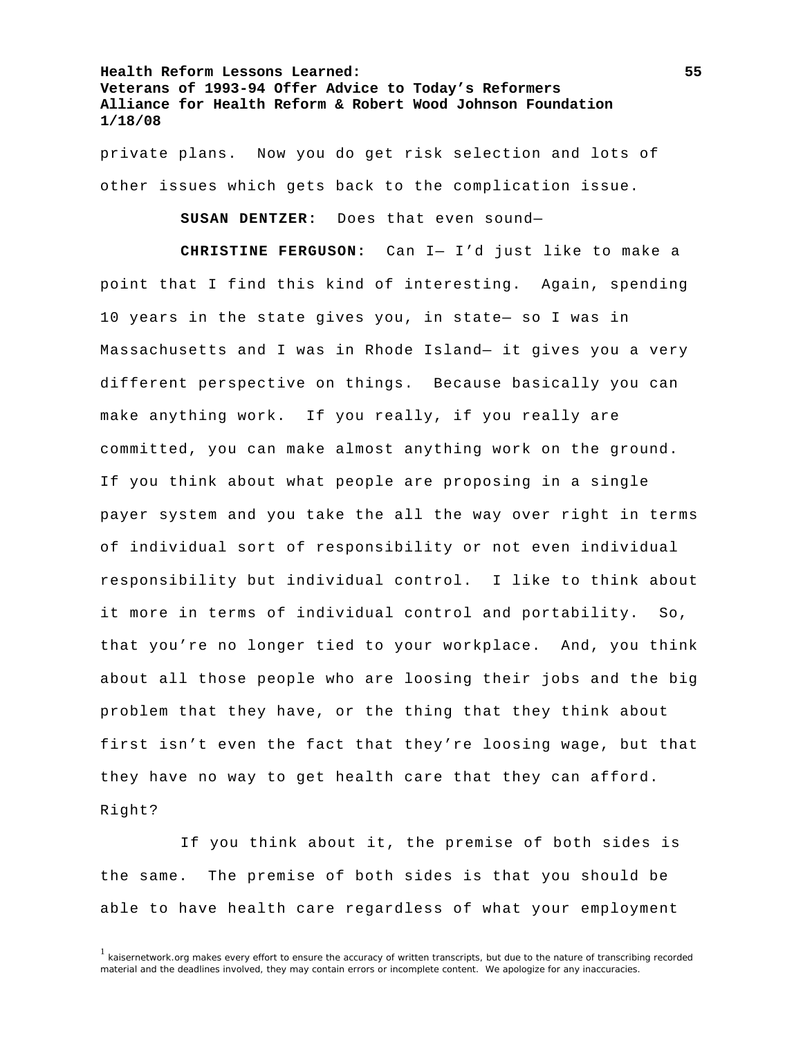private plans. Now you do get risk selection and lots of other issues which gets back to the complication issue.

**SUSAN DENTZER:** Does that even sound—

**CHRISTINE FERGUSON:** Can I— I'd just like to make a point that I find this kind of interesting. Again, spending 10 years in the state gives you, in state— so I was in Massachusetts and I was in Rhode Island— it gives you a very different perspective on things. Because basically you can make anything work. If you really, if you really are committed, you can make almost anything work on the ground. If you think about what people are proposing in a single payer system and you take the all the way over right in terms of individual sort of responsibility or not even individual responsibility but individual control. I like to think about it more in terms of individual control and portability. So, that you're no longer tied to your workplace. And, you think about all those people who are loosing their jobs and the big problem that they have, or the thing that they think about first isn't even the fact that they're loosing wage, but that they have no way to get health care that they can afford. Right?

If you think about it, the premise of both sides is the same. The premise of both sides is that you should be able to have health care regardless of what your employment

[1] kaisernetwork.org makes every effort to ensure the accuracy of written transcripts, but due to the nature of transcribing recorded material and the deadlines involved, they may contain errors or incomplete content. We apologize for any inaccuracies.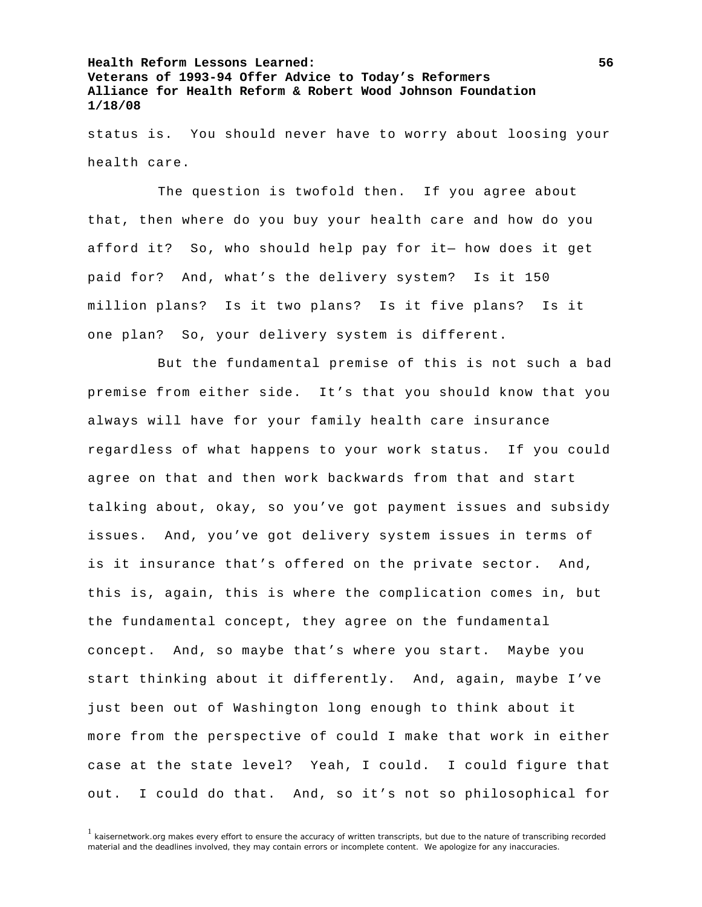status is. You should never have to worry about loosing your health care.

The question is twofold then. If you agree about that, then where do you buy your health care and how do you afford it? So, who should help pay for it— how does it get paid for? And, what's the delivery system? Is it 150 million plans? Is it two plans? Is it five plans? Is it one plan? So, your delivery system is different.

But the fundamental premise of this is not such a bad premise from either side. It's that you should know that you always will have for your family health care insurance regardless of what happens to your work status. If you could agree on that and then work backwards from that and start talking about, okay, so you've got payment issues and subsidy issues. And, you've got delivery system issues in terms of is it insurance that's offered on the private sector. And, this is, again, this is where the complication comes in, but the fundamental concept, they agree on the fundamental concept. And, so maybe that's where you start. Maybe you start thinking about it differently. And, again, maybe I've just been out of Washington long enough to think about it more from the perspective of could I make that work in either case at the state level? Yeah, I could. I could figure that out. I could do that. And, so it's not so philosophical for

[1] kaisernetwork.org makes every effort to ensure the accuracy of written transcripts, but due to the nature of transcribing recorded material and the deadlines involved, they may contain errors or incomplete content. We apologize for any inaccuracies.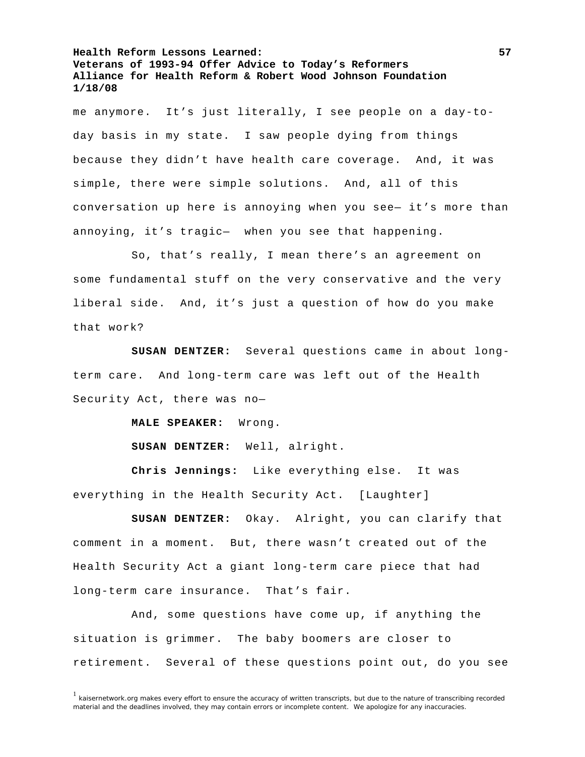me anymore. It's just literally, I see people on a day-to-day basis in my state. I saw people dying from things because they didn't have health care coverage. And, it was simple, there were simple solutions. And, all of this conversation up here is annoying when you see— it's more than annoying, it's tragic— when you see that happening.

So, that's really, I mean there's an agreement on some fundamental stuff on the very conservative and the very liberal side. And, it's just a question of how do you make that work?

**SUSAN DENTZER:** Several questions came in about long-term care. And long-term care was left out of the Health Security Act, there was no—

**MALE SPEAKER:** Wrong.

**SUSAN DENTZER:** Well, alright.

**Chris Jennings:** Like everything else. It was everything in the Health Security Act. [Laughter]

**SUSAN DENTZER:** Okay. Alright, you can clarify that comment in a moment. But, there wasn't created out of the Health Security Act a giant long-term care piece that had long-term care insurance. That's fair.

And, some questions have come up, if anything the situation is grimmer. The baby boomers are closer to retirement. Several of these questions point out, do you see

[1] kaisernetwork.org makes every effort to ensure the accuracy of written transcripts, but due to the nature of transcribing recorded material and the deadlines involved, they may contain errors or incomplete content. We apologize for any inaccuracies.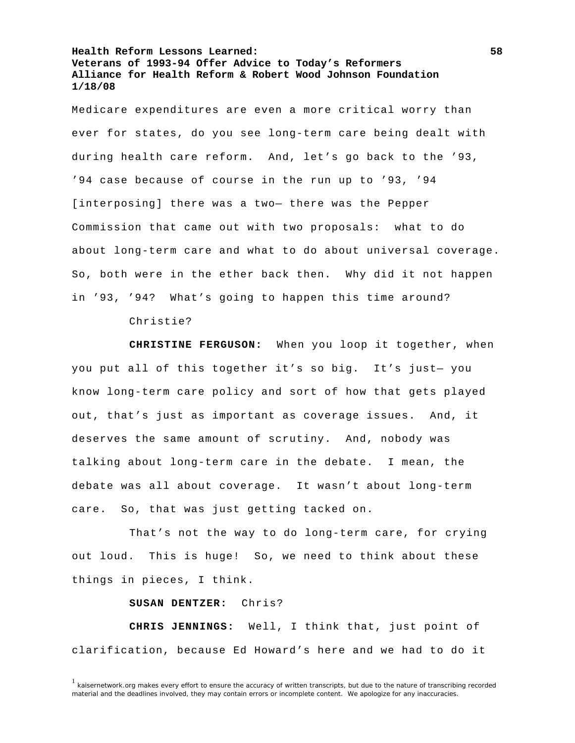Medicare expenditures are even a more critical worry than ever for states, do you see long-term care being dealt with during health care reform. And, let's go back to the '93, '94 case because of course in the run up to '93, '94 [interposing] there was a two— there was the Pepper Commission that came out with two proposals: what to do about long-term care and what to do about universal coverage. So, both were in the ether back then. Why did it not happen in '93, '94? What's going to happen this time around?

Christie?

**CHRISTINE FERGUSON:** When you loop it together, when you put all of this together it's so big. It's just— you know long-term care policy and sort of how that gets played out, that's just as important as coverage issues. And, it deserves the same amount of scrutiny. And, nobody was talking about long-term care in the debate. I mean, the debate was all about coverage. It wasn't about long-term care. So, that was just getting tacked on.

That's not the way to do long-term care, for crying out loud. This is huge! So, we need to think about these things in pieces, I think.

**SUSAN DENTZER:** Chris?

**CHRIS JENNINGS:** Well, I think that, just point of clarification, because Ed Howard's here and we had to do it

[1] kaisernetwork.org makes every effort to ensure the accuracy of written transcripts, but due to the nature of transcribing recorded material and the deadlines involved, they may contain errors or incomplete content. We apologize for any inaccuracies.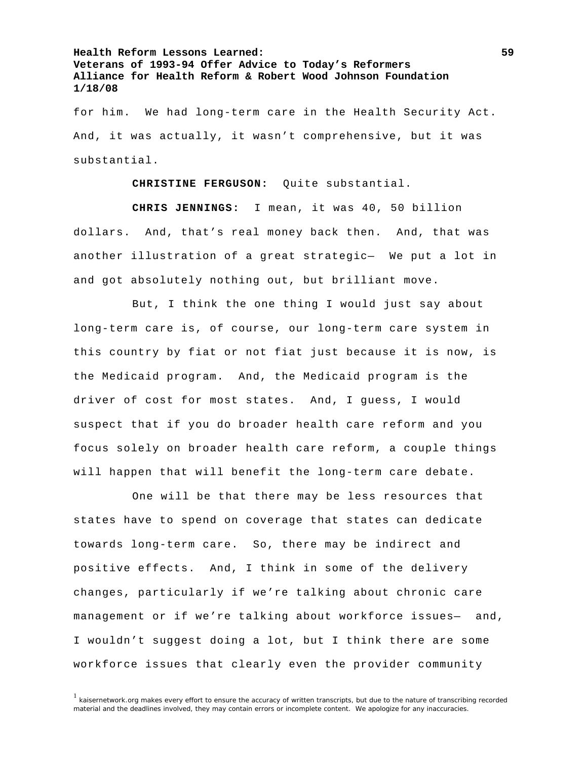for him. We had long-term care in the Health Security Act. And, it was actually, it wasn't comprehensive, but it was substantial.

**CHRISTINE FERGUSON:** Quite substantial.

**CHRIS JENNINGS:** I mean, it was 40, 50 billion dollars. And, that's real money back then. And, that was another illustration of a great strategic— We put a lot in and got absolutely nothing out, but brilliant move.

But, I think the one thing I would just say about long-term care is, of course, our long-term care system in this country by fiat or not fiat just because it is now, is the Medicaid program. And, the Medicaid program is the driver of cost for most states. And, I guess, I would suspect that if you do broader health care reform and you focus solely on broader health care reform, a couple things will happen that will benefit the long-term care debate.

One will be that there may be less resources that states have to spend on coverage that states can dedicate towards long-term care. So, there may be indirect and positive effects. And, I think in some of the delivery changes, particularly if we're talking about chronic care management or if we're talking about workforce issues— and, I wouldn't suggest doing a lot, but I think there are some workforce issues that clearly even the provider community

[1] kaisernetwork.org makes every effort to ensure the accuracy of written transcripts, but due to the nature of transcribing recorded material and the deadlines involved, they may contain errors or incomplete content. We apologize for any inaccuracies.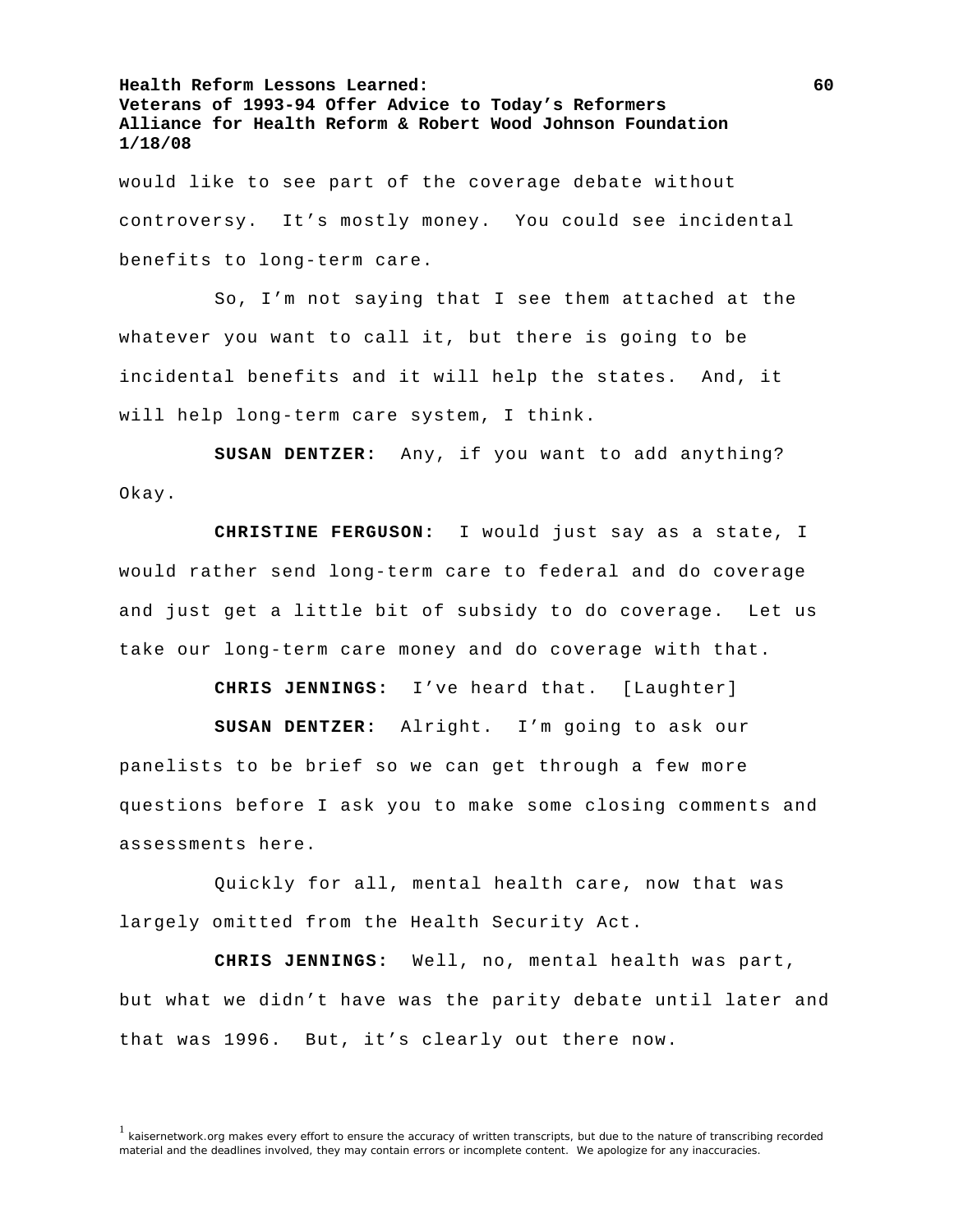would like to see part of the coverage debate without controversy. It's mostly money. You could see incidental benefits to long-term care.

So, I'm not saying that I see them attached at the whatever you want to call it, but there is going to be incidental benefits and it will help the states. And, it will help long-term care system, I think.

**SUSAN DENTZER:** Any, if you want to add anything? Okay.

**CHRISTINE FERGUSON:** I would just say as a state, I would rather send long-term care to federal and do coverage and just get a little bit of subsidy to do coverage. Let us take our long-term care money and do coverage with that.

**CHRIS JENNINGS:** I've heard that. [Laughter]

**SUSAN DENTZER:** Alright. I'm going to ask our panelists to be brief so we can get through a few more questions before I ask you to make some closing comments and assessments here.

Quickly for all, mental health care, now that was largely omitted from the Health Security Act.

**CHRIS JENNINGS:** Well, no, mental health was part, but what we didn't have was the parity debate until later and that was 1996. But, it's clearly out there now.

[1] kaisernetwork.org makes every effort to ensure the accuracy of written transcripts, but due to the nature of transcribing recorded material and the deadlines involved, they may contain errors or incomplete content. We apologize for any inaccuracies.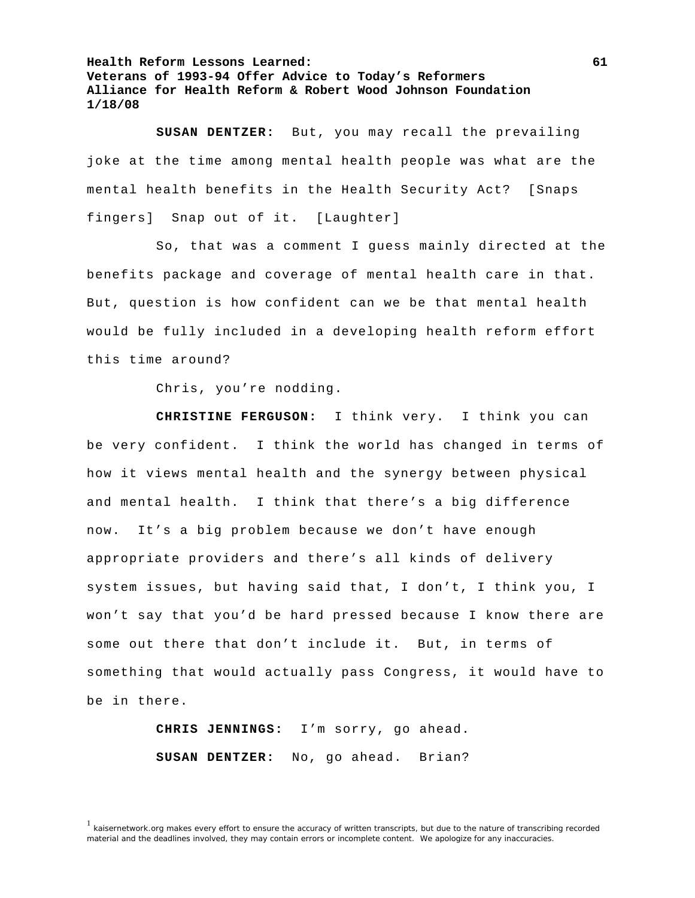**SUSAN DENTZER:** But, you may recall the prevailing joke at the time among mental health people was what are the mental health benefits in the Health Security Act? [Snaps fingers] Snap out of it. [Laughter]

So, that was a comment I guess mainly directed at the benefits package and coverage of mental health care in that. But, question is how confident can we be that mental health would be fully included in a developing health reform effort this time around?

Chris, you're nodding.

**CHRISTINE FERGUSON:** I think very. I think you can be very confident. I think the world has changed in terms of how it views mental health and the synergy between physical and mental health. I think that there's a big difference now. It's a big problem because we don't have enough appropriate providers and there's all kinds of delivery system issues, but having said that, I don't, I think you, I won't say that you'd be hard pressed because I know there are some out there that don't include it. But, in terms of something that would actually pass Congress, it would have to be in there.

**CHRIS JENNINGS:** I'm sorry, go ahead.

**SUSAN DENTZER:** No, go ahead. Brian?

[1] kaisernetwork.org makes every effort to ensure the accuracy of written transcripts, but due to the nature of transcribing recorded material and the deadlines involved, they may contain errors or incomplete content. We apologize for any inaccuracies.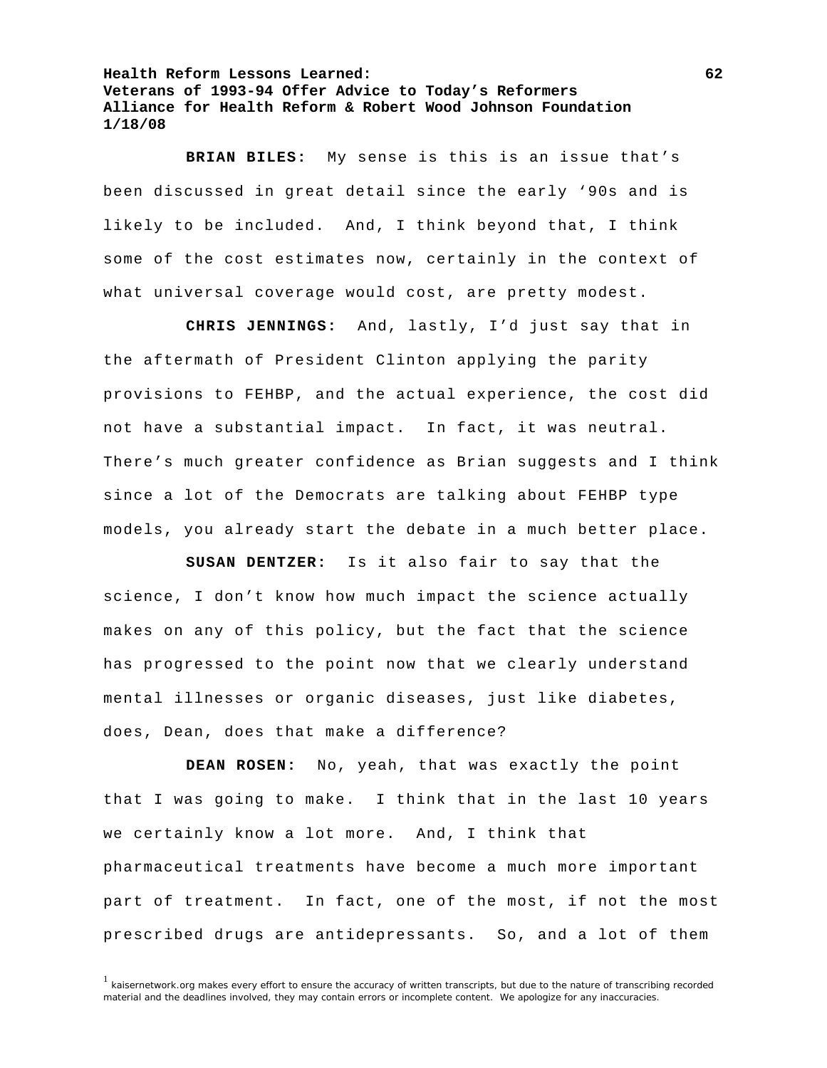**BRIAN BILES:** My sense is this is an issue that's been discussed in great detail since the early '90s and is likely to be included. And, I think beyond that, I think some of the cost estimates now, certainly in the context of what universal coverage would cost, are pretty modest.

**CHRIS JENNINGS:** And, lastly, I'd just say that in the aftermath of President Clinton applying the parity provisions to FEHBP, and the actual experience, the cost did not have a substantial impact. In fact, it was neutral. There's much greater confidence as Brian suggests and I think since a lot of the Democrats are talking about FEHBP type models, you already start the debate in a much better place.

**SUSAN DENTZER:** Is it also fair to say that the science, I don't know how much impact the science actually makes on any of this policy, but the fact that the science has progressed to the point now that we clearly understand mental illnesses or organic diseases, just like diabetes, does, Dean, does that make a difference?

**DEAN ROSEN:** No, yeah, that was exactly the point that I was going to make. I think that in the last 10 years we certainly know a lot more. And, I think that pharmaceutical treatments have become a much more important part of treatment. In fact, one of the most, if not the most prescribed drugs are antidepressants. So, and a lot of them

[1] kaisernetwork.org makes every effort to ensure the accuracy of written transcripts, but due to the nature of transcribing recorded material and the deadlines involved, they may contain errors or incomplete content. We apologize for any inaccuracies.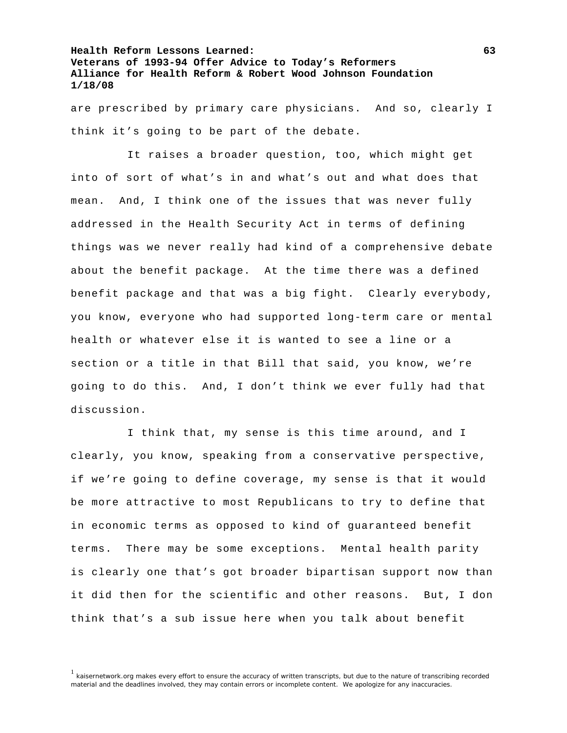are prescribed by primary care physicians. And so, clearly I think it's going to be part of the debate.

It raises a broader question, too, which might get into of sort of what's in and what's out and what does that mean. And, I think one of the issues that was never fully addressed in the Health Security Act in terms of defining things was we never really had kind of a comprehensive debate about the benefit package. At the time there was a defined benefit package and that was a big fight. Clearly everybody, you know, everyone who had supported long-term care or mental health or whatever else it is wanted to see a line or a section or a title in that Bill that said, you know, we're going to do this. And, I don't think we ever fully had that discussion.

I think that, my sense is this time around, and I clearly, you know, speaking from a conservative perspective, if we're going to define coverage, my sense is that it would be more attractive to most Republicans to try to define that in economic terms as opposed to kind of guaranteed benefit terms. There may be some exceptions. Mental health parity is clearly one that's got broader bipartisan support now than it did then for the scientific and other reasons. But, I don think that's a sub issue here when you talk about benefit

[1] kaisernetwork.org makes every effort to ensure the accuracy of written transcripts, but due to the nature of transcribing recorded material and the deadlines involved, they may contain errors or incomplete content. We apologize for any inaccuracies.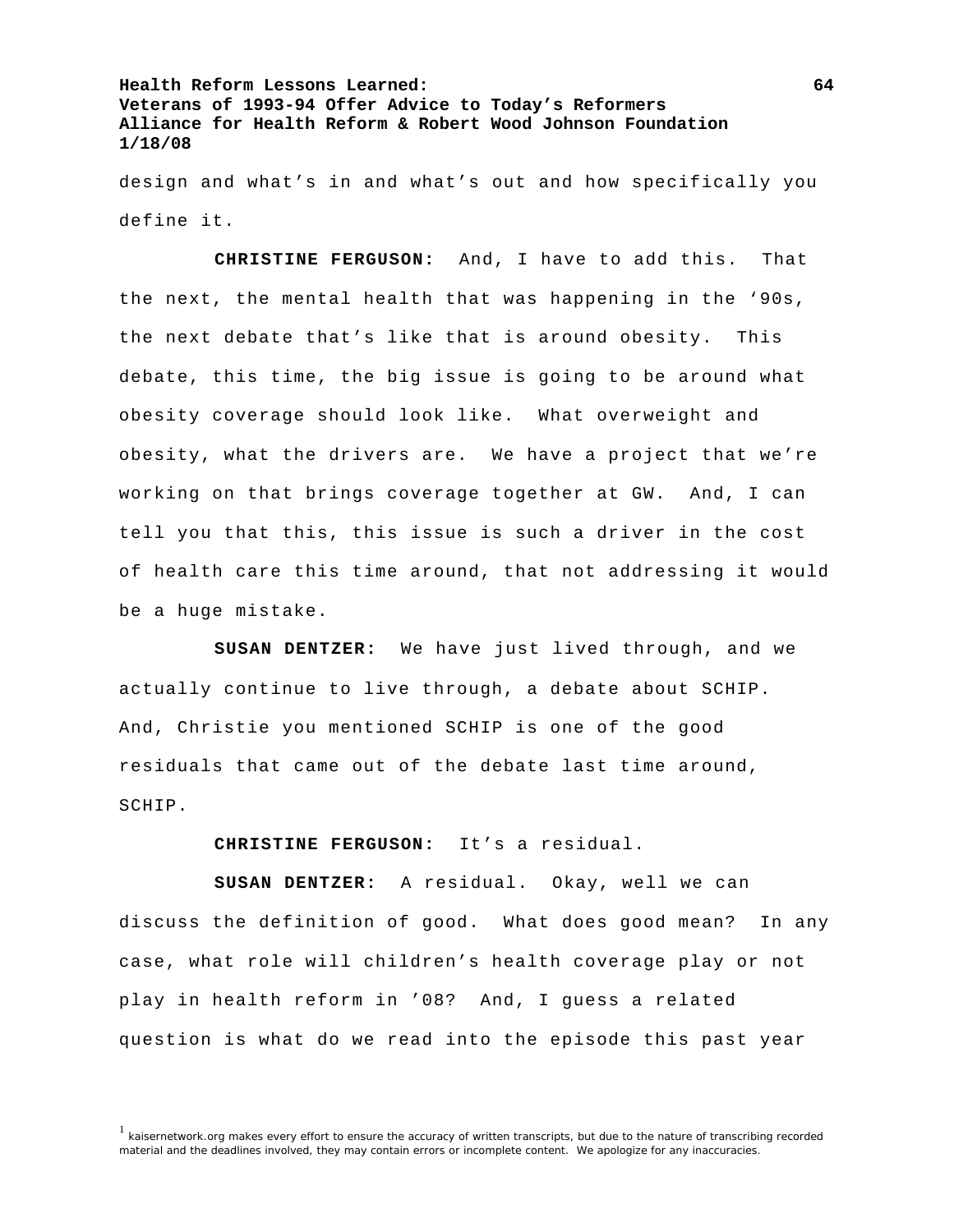design and what's in and what's out and how specifically you define it.

**CHRISTINE FERGUSON:** And, I have to add this. That the next, the mental health that was happening in the '90s, the next debate that's like that is around obesity. This debate, this time, the big issue is going to be around what obesity coverage should look like. What overweight and obesity, what the drivers are. We have a project that we're working on that brings coverage together at GW. And, I can tell you that this, this issue is such a driver in the cost of health care this time around, that not addressing it would be a huge mistake.

**SUSAN DENTZER:** We have just lived through, and we actually continue to live through, a debate about SCHIP. And, Christie you mentioned SCHIP is one of the good residuals that came out of the debate last time around, SCHIP.

**CHRISTINE FERGUSON:** It's a residual.

**SUSAN DENTZER:** A residual. Okay, well we can discuss the definition of good. What does good mean? In any case, what role will children's health coverage play or not play in health reform in '08? And, I guess a related question is what do we read into the episode this past year

[1] kaisernetwork.org makes every effort to ensure the accuracy of written transcripts, but due to the nature of transcribing recorded material and the deadlines involved, they may contain errors or incomplete content. We apologize for any inaccuracies.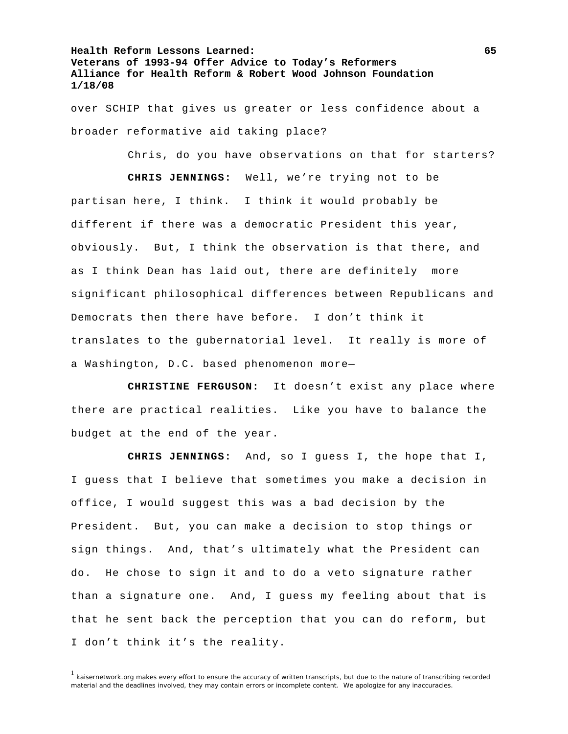over SCHIP that gives us greater or less confidence about a broader reformative aid taking place?

Chris, do you have observations on that for starters?

**CHRIS JENNINGS:** Well, we're trying not to be partisan here, I think. I think it would probably be different if there was a democratic President this year, obviously. But, I think the observation is that there, and as I think Dean has laid out, there are definitely more significant philosophical differences between Republicans and Democrats then there have before. I don't think it translates to the gubernatorial level. It really is more of a Washington, D.C. based phenomenon more—

**CHRISTINE FERGUSON:** It doesn't exist any place where there are practical realities. Like you have to balance the budget at the end of the year.

**CHRIS JENNINGS:** And, so I guess I, the hope that I, I guess that I believe that sometimes you make a decision in office, I would suggest this was a bad decision by the President. But, you can make a decision to stop things or sign things. And, that's ultimately what the President can do. He chose to sign it and to do a veto signature rather than a signature one. And, I guess my feeling about that is that he sent back the perception that you can do reform, but I don't think it's the reality.

[1] kaisernetwork.org makes every effort to ensure the accuracy of written transcripts, but due to the nature of transcribing recorded material and the deadlines involved, they may contain errors or incomplete content. We apologize for any inaccuracies.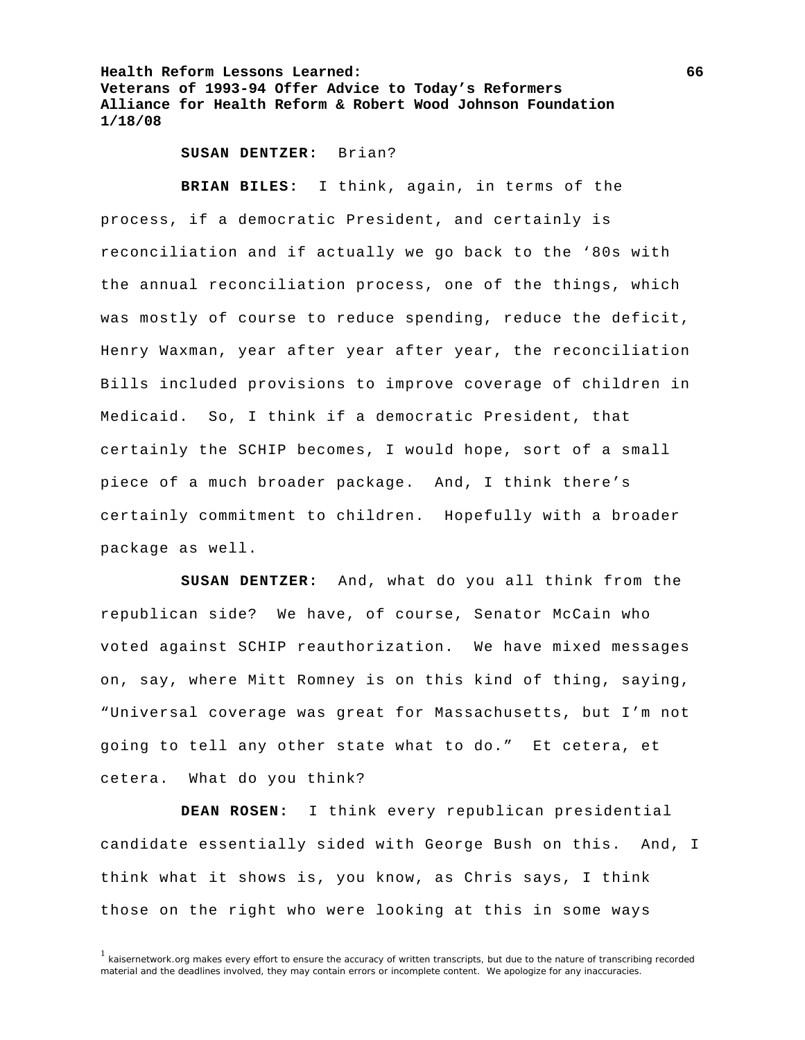**SUSAN DENTZER:** Brian?

**BRIAN BILES:** I think, again, in terms of the process, if a democratic President, and certainly is reconciliation and if actually we go back to the '80s with the annual reconciliation process, one of the things, which was mostly of course to reduce spending, reduce the deficit, Henry Waxman, year after year after year, the reconciliation Bills included provisions to improve coverage of children in Medicaid. So, I think if a democratic President, that certainly the SCHIP becomes, I would hope, sort of a small piece of a much broader package. And, I think there's certainly commitment to children. Hopefully with a broader package as well.

**SUSAN DENTZER:** And, what do you all think from the republican side? We have, of course, Senator McCain who voted against SCHIP reauthorization. We have mixed messages on, say, where Mitt Romney is on this kind of thing, saying, "Universal coverage was great for Massachusetts, but I'm not going to tell any other state what to do." Et cetera, et cetera. What do you think?

**DEAN ROSEN:** I think every republican presidential candidate essentially sided with George Bush on this. And, I think what it shows is, you know, as Chris says, I think those on the right who were looking at this in some ways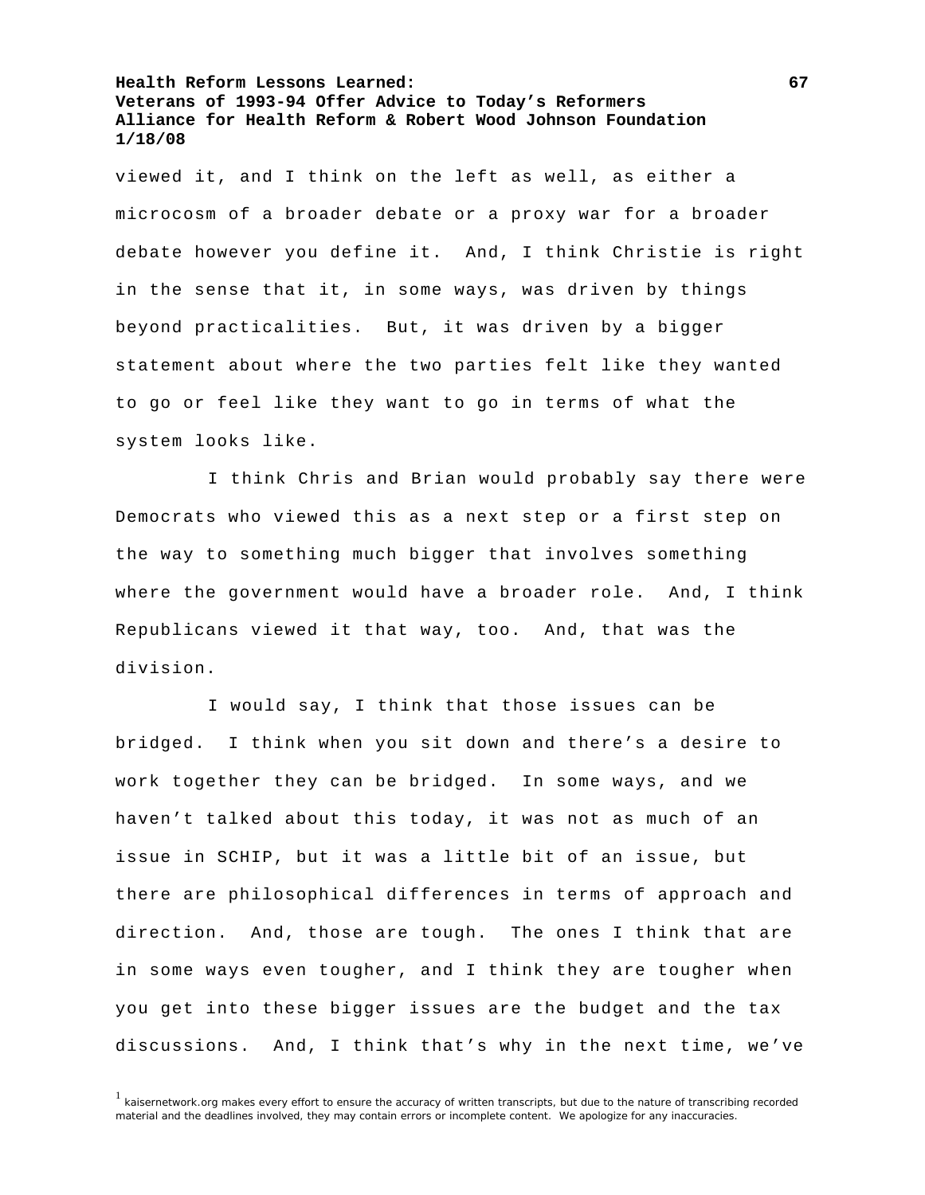viewed it, and I think on the left as well, as either a microcosm of a broader debate or a proxy war for a broader debate however you define it. And, I think Christie is right in the sense that it, in some ways, was driven by things beyond practicalities. But, it was driven by a bigger statement about where the two parties felt like they wanted to go or feel like they want to go in terms of what the system looks like.

I think Chris and Brian would probably say there were Democrats who viewed this as a next step or a first step on the way to something much bigger that involves something where the government would have a broader role. And, I think Republicans viewed it that way, too. And, that was the division.

I would say, I think that those issues can be bridged. I think when you sit down and there's a desire to work together they can be bridged. In some ways, and we haven't talked about this today, it was not as much of an issue in SCHIP, but it was a little bit of an issue, but there are philosophical differences in terms of approach and direction. And, those are tough. The ones I think that are in some ways even tougher, and I think they are tougher when you get into these bigger issues are the budget and the tax discussions. And, I think that's why in the next time, we've

[1] kaisernetwork.org makes every effort to ensure the accuracy of written transcripts, but due to the nature of transcribing recorded material and the deadlines involved, they may contain errors or incomplete content. We apologize for any inaccuracies.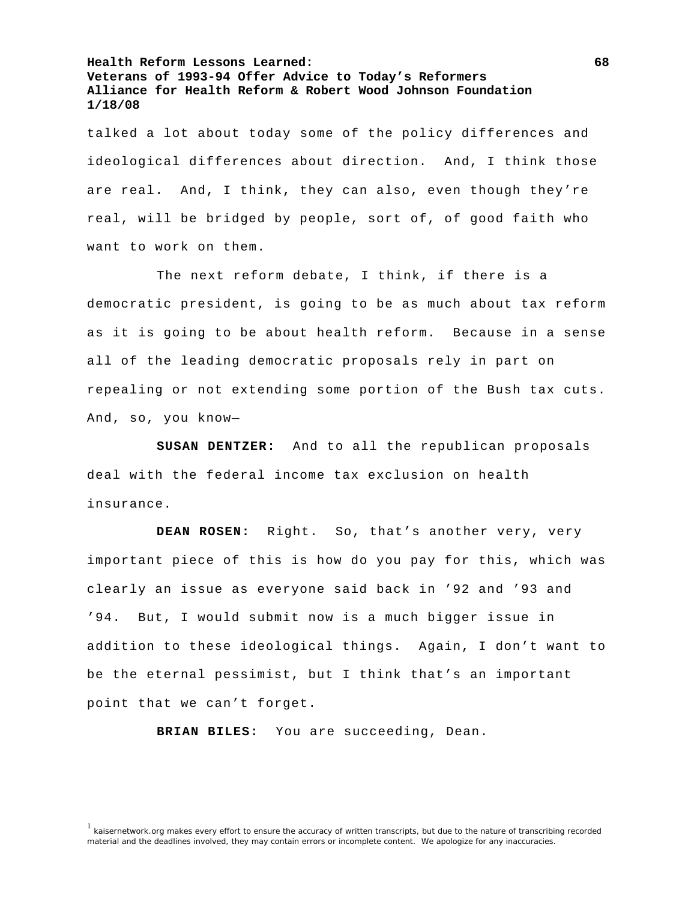talked a lot about today some of the policy differences and ideological differences about direction. And, I think those are real. And, I think, they can also, even though they're real, will be bridged by people, sort of, of good faith who want to work on them.

The next reform debate, I think, if there is a democratic president, is going to be as much about tax reform as it is going to be about health reform. Because in a sense all of the leading democratic proposals rely in part on repealing or not extending some portion of the Bush tax cuts. And, so, you know—

**SUSAN DENTZER:** And to all the republican proposals deal with the federal income tax exclusion on health insurance.

**DEAN ROSEN:** Right. So, that's another very, very important piece of this is how do you pay for this, which was clearly an issue as everyone said back in '92 and '93 and '94. But, I would submit now is a much bigger issue in addition to these ideological things. Again, I don't want to be the eternal pessimist, but I think that's an important point that we can't forget.

**BRIAN BILES:** You are succeeding, Dean.

[1] kaisernetwork.org makes every effort to ensure the accuracy of written transcripts, but due to the nature of transcribing recorded material and the deadlines involved, they may contain errors or incomplete content. We apologize for any inaccuracies.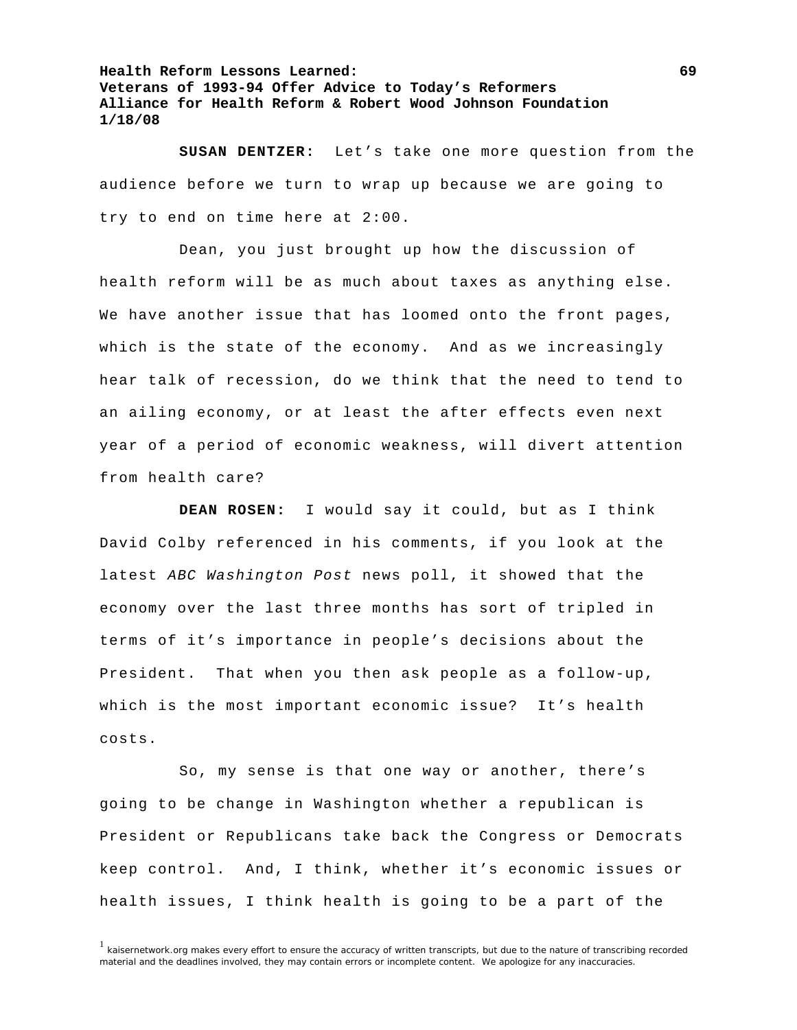**SUSAN DENTZER:** Let's take one more question from the audience before we turn to wrap up because we are going to try to end on time here at 2:00.

Dean, you just brought up how the discussion of health reform will be as much about taxes as anything else. We have another issue that has loomed onto the front pages, which is the state of the economy. And as we increasingly hear talk of recession, do we think that the need to tend to an ailing economy, or at least the after effects even next year of a period of economic weakness, will divert attention from health care?

**DEAN ROSEN:** I would say it could, but as I think David Colby referenced in his comments, if you look at the latest *ABC Washington Post* news poll, it showed that the economy over the last three months has sort of tripled in terms of it's importance in people's decisions about the President. That when you then ask people as a follow-up, which is the most important economic issue? It's health costs.

So, my sense is that one way or another, there's going to be change in Washington whether a republican is President or Republicans take back the Congress or Democrats keep control. And, I think, whether it's economic issues or health issues, I think health is going to be a part of the

[1] kaisernetwork.org makes every effort to ensure the accuracy of written transcripts, but due to the nature of transcribing recorded material and the deadlines involved, they may contain errors or incomplete content. We apologize for any inaccuracies.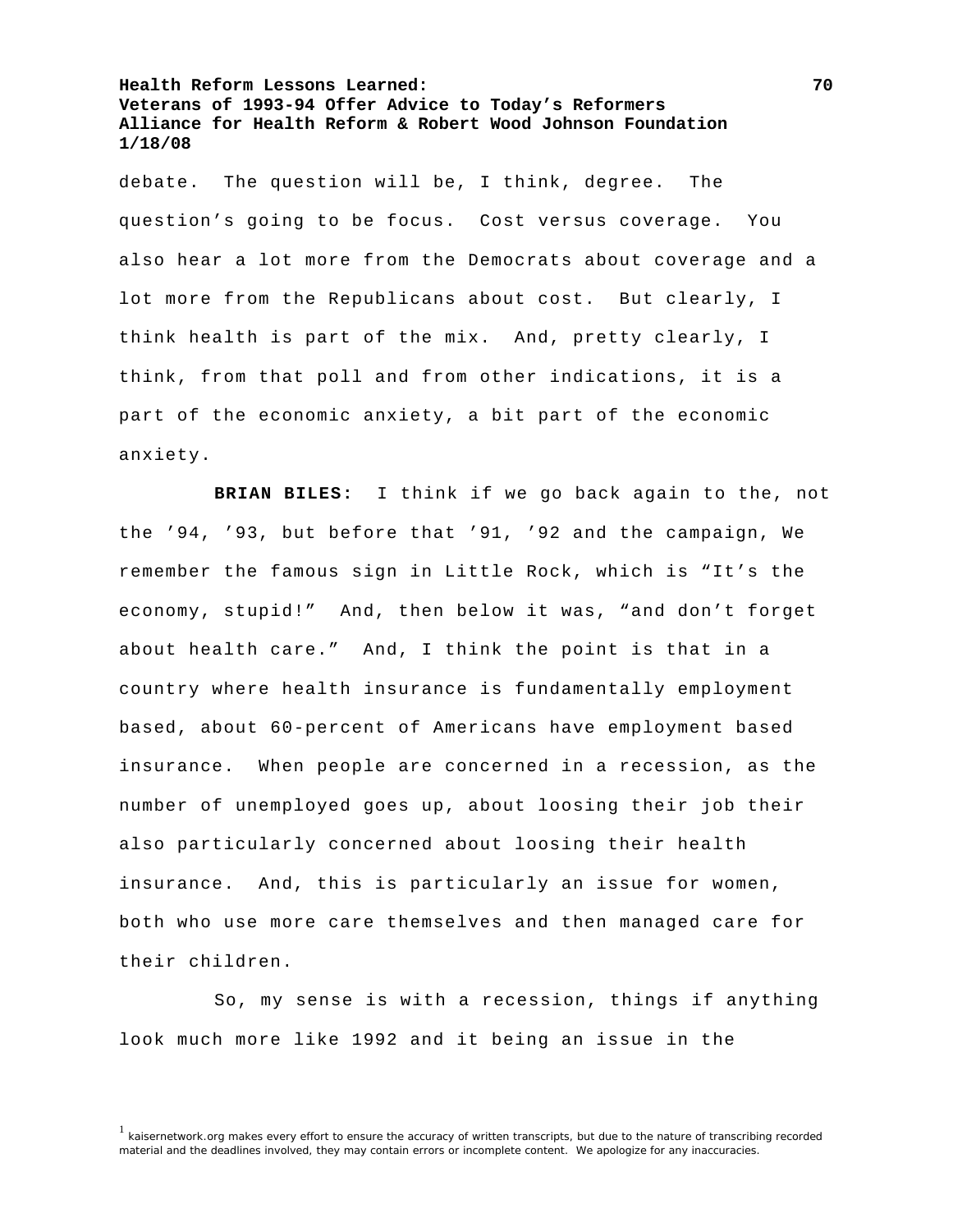debate. The question will be, I think, degree. The question's going to be focus. Cost versus coverage. You also hear a lot more from the Democrats about coverage and a lot more from the Republicans about cost. But clearly, I think health is part of the mix. And, pretty clearly, I think, from that poll and from other indications, it is a part of the economic anxiety, a bit part of the economic anxiety.

**BRIAN BILES:** I think if we go back again to the, not the '94, '93, but before that '91, '92 and the campaign, We remember the famous sign in Little Rock, which is "It's the economy, stupid!" And, then below it was, "and don't forget about health care." And, I think the point is that in a country where health insurance is fundamentally employment based, about 60-percent of Americans have employment based insurance. When people are concerned in a recession, as the number of unemployed goes up, about loosing their job their also particularly concerned about loosing their health insurance. And, this is particularly an issue for women, both who use more care themselves and then managed care for their children.

So, my sense is with a recession, things if anything look much more like 1992 and it being an issue in the

[1] kaisernetwork.org makes every effort to ensure the accuracy of written transcripts, but due to the nature of transcribing recorded material and the deadlines involved, they may contain errors or incomplete content. We apologize for any inaccuracies.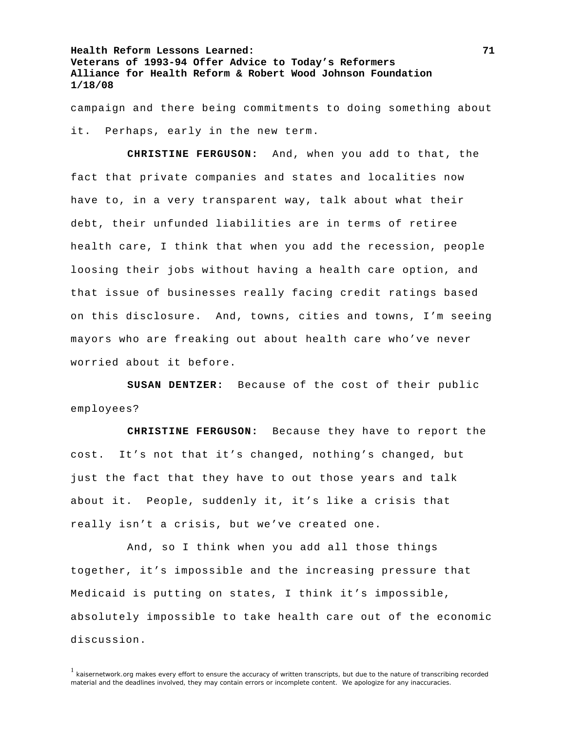campaign and there being commitments to doing something about it. Perhaps, early in the new term.

**CHRISTINE FERGUSON:** And, when you add to that, the fact that private companies and states and localities now have to, in a very transparent way, talk about what their debt, their unfunded liabilities are in terms of retiree health care, I think that when you add the recession, people loosing their jobs without having a health care option, and that issue of businesses really facing credit ratings based on this disclosure. And, towns, cities and towns, I'm seeing mayors who are freaking out about health care who've never worried about it before.

**SUSAN DENTZER:** Because of the cost of their public employees?

**CHRISTINE FERGUSON:** Because they have to report the cost. It's not that it's changed, nothing's changed, but just the fact that they have to out those years and talk about it. People, suddenly it, it's like a crisis that really isn't a crisis, but we've created one.

And, so I think when you add all those things together, it's impossible and the increasing pressure that Medicaid is putting on states, I think it's impossible, absolutely impossible to take health care out of the economic discussion.

[1] kaisernetwork.org makes every effort to ensure the accuracy of written transcripts, but due to the nature of transcribing recorded material and the deadlines involved, they may contain errors or incomplete content. We apologize for any inaccuracies.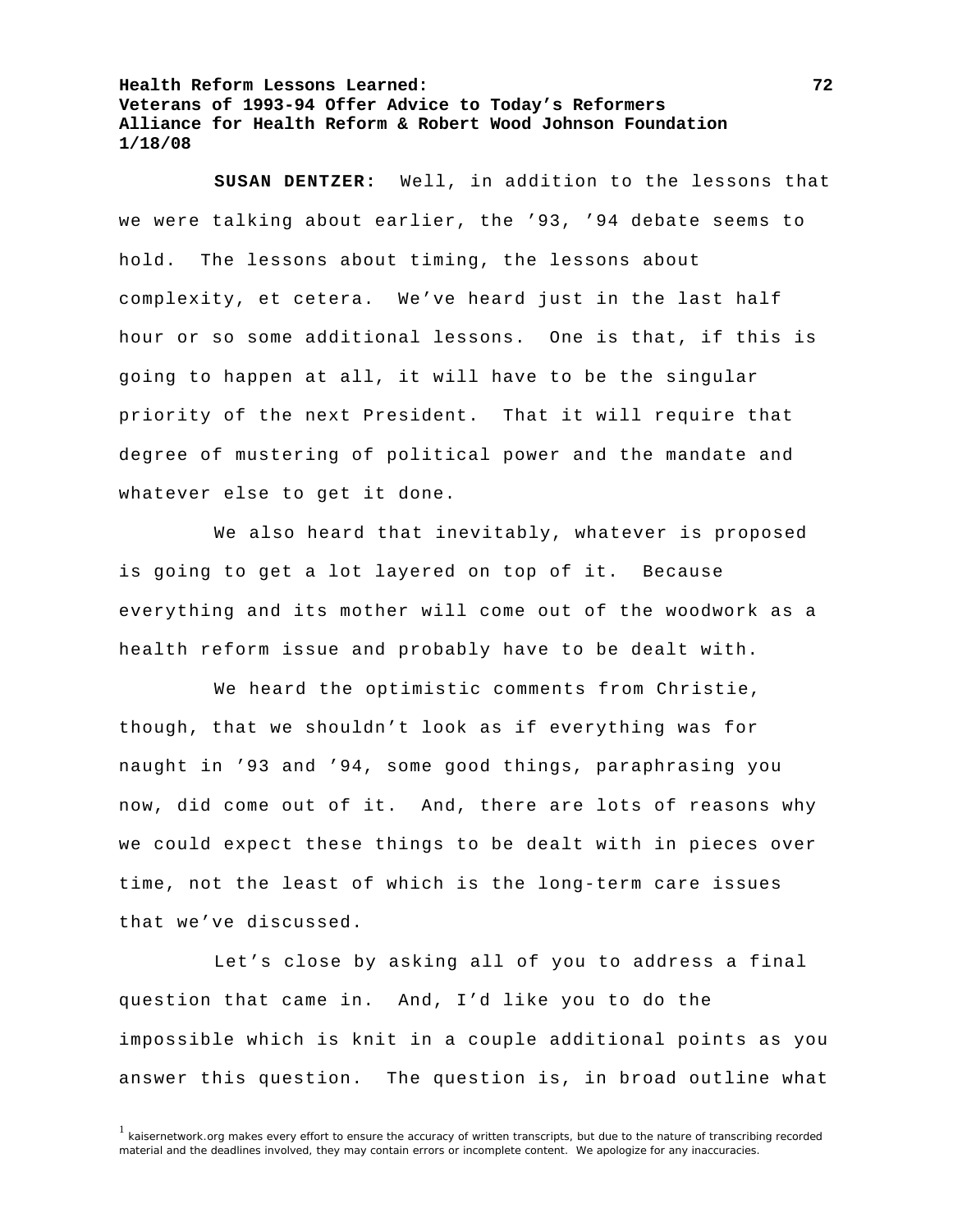**SUSAN DENTZER:** Well, in addition to the lessons that we were talking about earlier, the '93, '94 debate seems to hold. The lessons about timing, the lessons about complexity, et cetera. We've heard just in the last half hour or so some additional lessons. One is that, if this is going to happen at all, it will have to be the singular priority of the next President. That it will require that degree of mustering of political power and the mandate and whatever else to get it done.

We also heard that inevitably, whatever is proposed is going to get a lot layered on top of it. Because everything and its mother will come out of the woodwork as a health reform issue and probably have to be dealt with.

We heard the optimistic comments from Christie, though, that we shouldn't look as if everything was for naught in '93 and '94, some good things, paraphrasing you now, did come out of it. And, there are lots of reasons why we could expect these things to be dealt with in pieces over time, not the least of which is the long-term care issues that we've discussed.

Let's close by asking all of you to address a final question that came in. And, I'd like you to do the impossible which is knit in a couple additional points as you answer this question. The question is, in broad outline what

[1] kaisernetwork.org makes every effort to ensure the accuracy of written transcripts, but due to the nature of transcribing recorded material and the deadlines involved, they may contain errors or incomplete content. We apologize for any inaccuracies.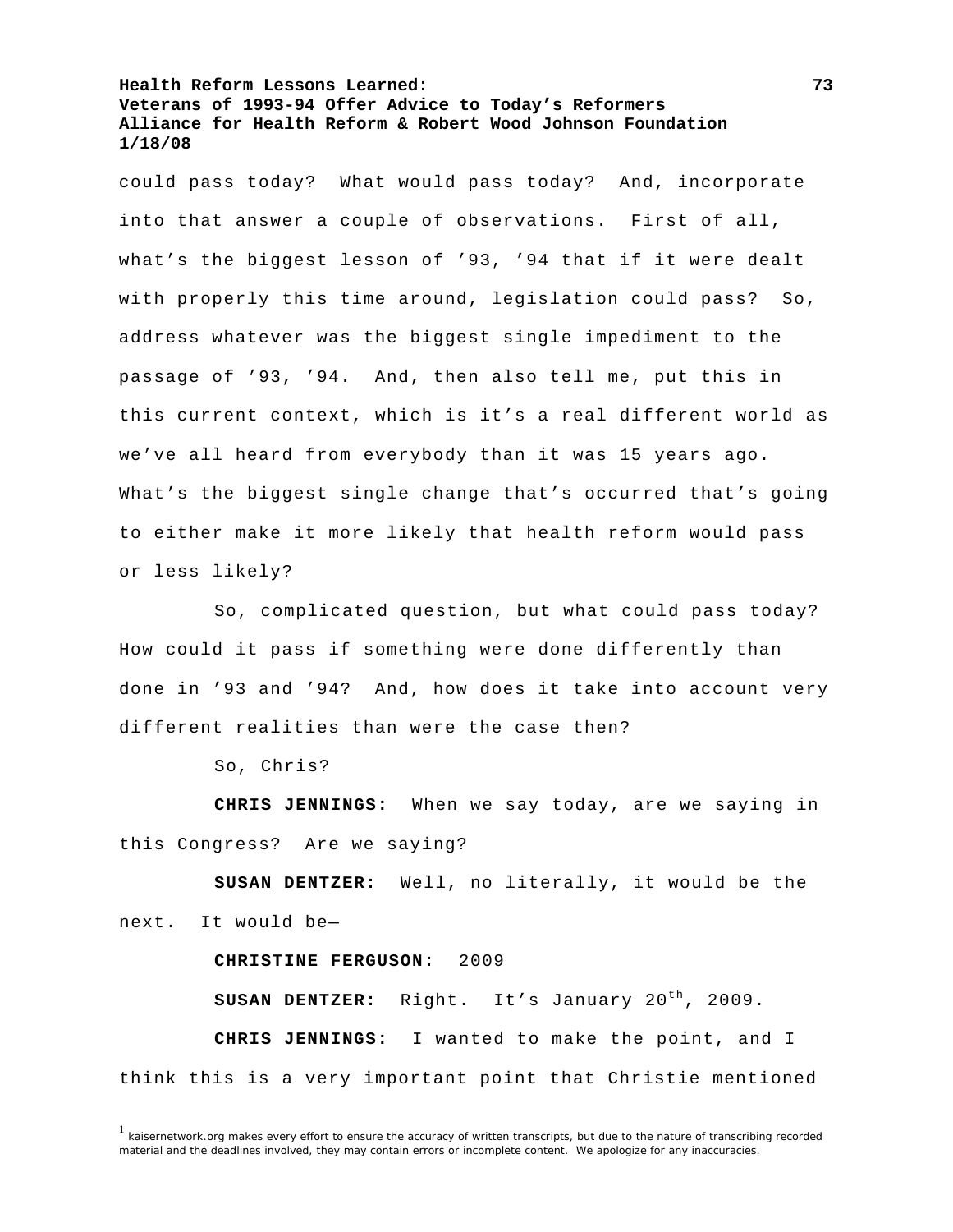could pass today? What would pass today? And, incorporate into that answer a couple of observations. First of all, what's the biggest lesson of '93, '94 that if it were dealt with properly this time around, legislation could pass? So, address whatever was the biggest single impediment to the passage of '93, '94. And, then also tell me, put this in this current context, which is it's a real different world as we've all heard from everybody than it was 15 years ago. What's the biggest single change that's occurred that's going to either make it more likely that health reform would pass or less likely?

So, complicated question, but what could pass today? How could it pass if something were done differently than done in '93 and '94? And, how does it take into account very different realities than were the case then?

So, Chris?

**CHRIS JENNINGS:** When we say today, are we saying in this Congress? Are we saying?

**SUSAN DENTZER:** Well, no literally, it would be the next. It would be—

**CHRISTINE FERGUSON:** 2009

**SUSAN DENTZER:** Right. It's January 20th, 2009.

**CHRIS JENNINGS:** I wanted to make the point, and I think this is a very important point that Christie mentioned

[1] kaisernetwork.org makes every effort to ensure the accuracy of written transcripts, but due to the nature of transcribing recorded material and the deadlines involved, they may contain errors or incomplete content. We apologize for any inaccuracies.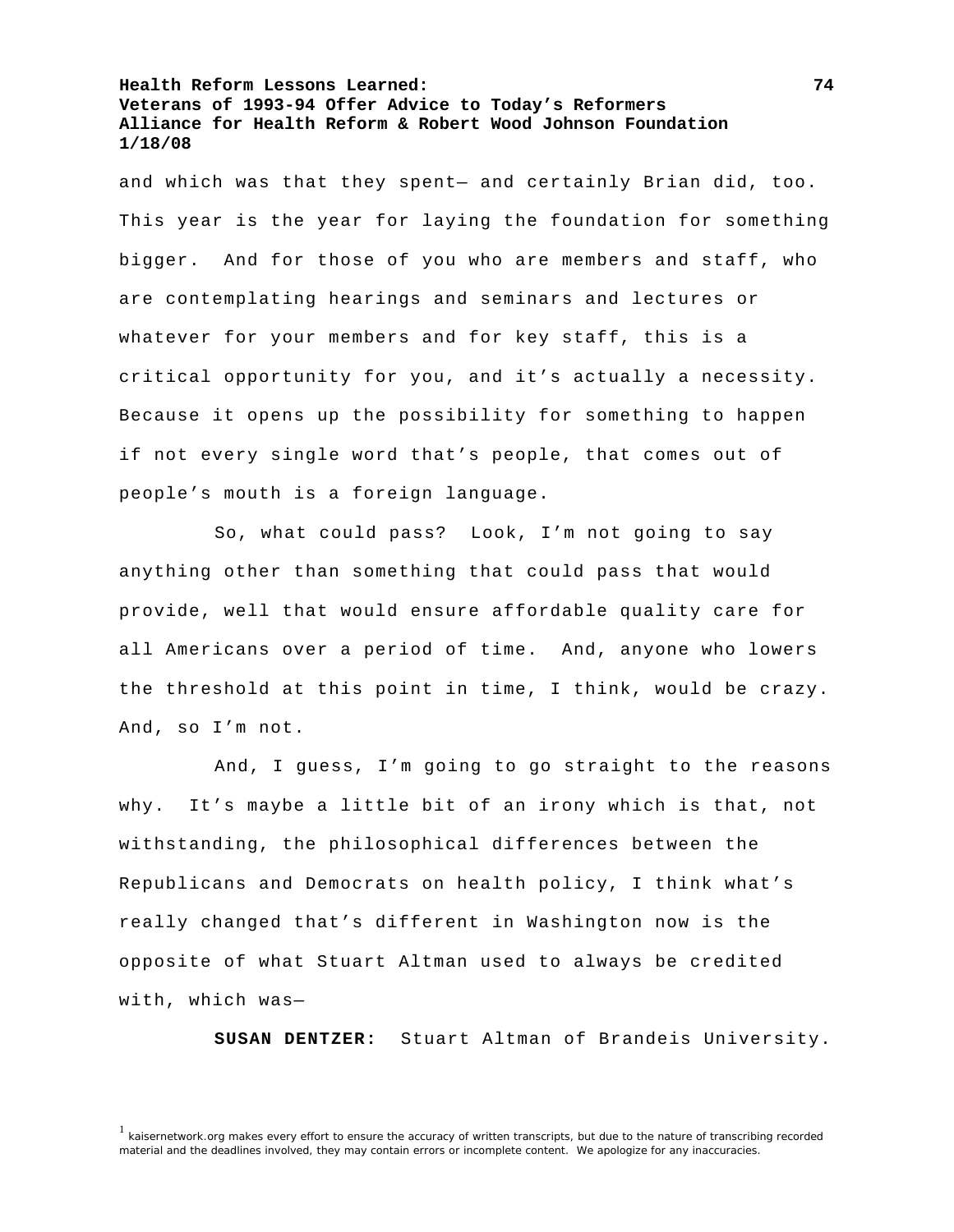and which was that they spent— and certainly Brian did, too. This year is the year for laying the foundation for something bigger. And for those of you who are members and staff, who are contemplating hearings and seminars and lectures or whatever for your members and for key staff, this is a critical opportunity for you, and it's actually a necessity. Because it opens up the possibility for something to happen if not every single word that's people, that comes out of people's mouth is a foreign language.

So, what could pass? Look, I'm not going to say anything other than something that could pass that would provide, well that would ensure affordable quality care for all Americans over a period of time. And, anyone who lowers the threshold at this point in time, I think, would be crazy. And, so I'm not.

And, I guess, I'm going to go straight to the reasons why. It's maybe a little bit of an irony which is that, not withstanding, the philosophical differences between the Republicans and Democrats on health policy, I think what's really changed that's different in Washington now is the opposite of what Stuart Altman used to always be credited with, which was—

**SUSAN DENTZER:** Stuart Altman of Brandeis University.

[1] kaisernetwork.org makes every effort to ensure the accuracy of written transcripts, but due to the nature of transcribing recorded material and the deadlines involved, they may contain errors or incomplete content. We apologize for any inaccuracies.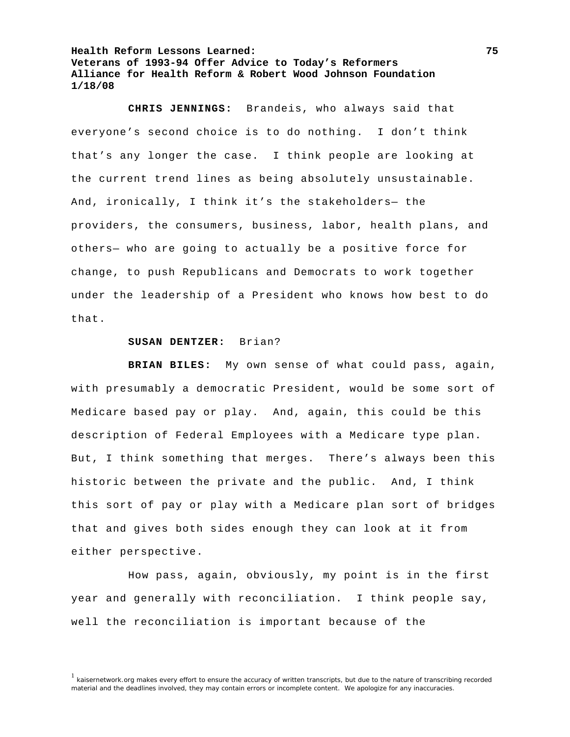**CHRIS JENNINGS:** Brandeis, who always said that everyone's second choice is to do nothing. I don't think that's any longer the case. I think people are looking at the current trend lines as being absolutely unsustainable. And, ironically, I think it's the stakeholders— the providers, the consumers, business, labor, health plans, and others— who are going to actually be a positive force for change, to push Republicans and Democrats to work together under the leadership of a President who knows how best to do that.

**SUSAN DENTZER:** Brian?

**BRIAN BILES:** My own sense of what could pass, again, with presumably a democratic President, would be some sort of Medicare based pay or play. And, again, this could be this description of Federal Employees with a Medicare type plan. But, I think something that merges. There's always been this historic between the private and the public. And, I think this sort of pay or play with a Medicare plan sort of bridges that and gives both sides enough they can look at it from either perspective.

How pass, again, obviously, my point is in the first year and generally with reconciliation. I think people say, well the reconciliation is important because of the

[1] kaisernetwork.org makes every effort to ensure the accuracy of written transcripts, but due to the nature of transcribing recorded material and the deadlines involved, they may contain errors or incomplete content. We apologize for any inaccuracies.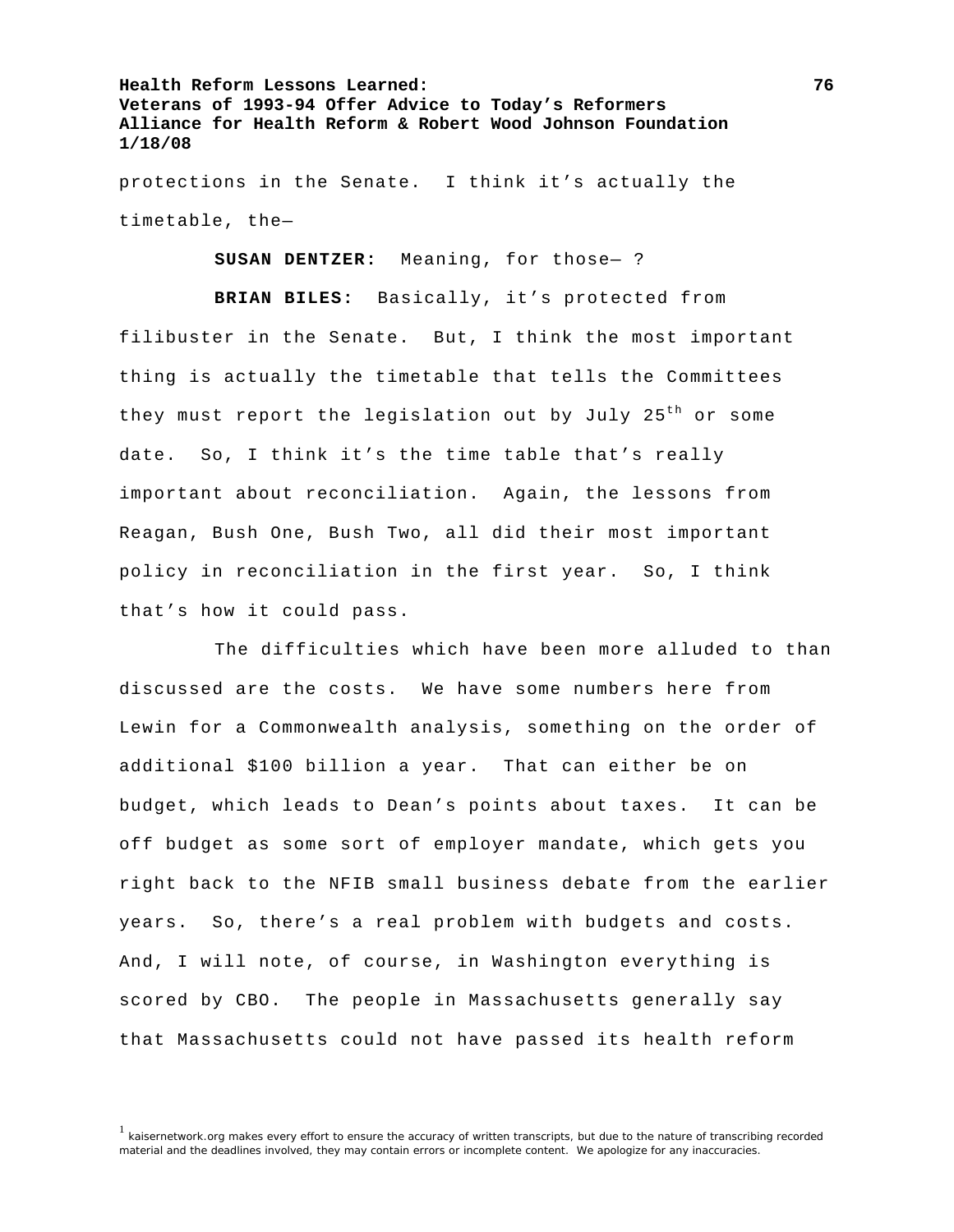protections in the Senate. I think it's actually the timetable, the—

**SUSAN DENTZER:** Meaning, for those— ?

**BRIAN BILES:** Basically, it's protected from filibuster in the Senate. But, I think the most important thing is actually the timetable that tells the Committees they must report the legislation out by July 25th or some date. So, I think it's the time table that's really important about reconciliation. Again, the lessons from Reagan, Bush One, Bush Two, all did their most important policy in reconciliation in the first year. So, I think that's how it could pass.

The difficulties which have been more alluded to than discussed are the costs. We have some numbers here from Lewin for a Commonwealth analysis, something on the order of additional $100 billion a year. That can either be on budget, which leads to Dean's points about taxes. It can be off budget as some sort of employer mandate, which gets you right back to the NFIB small business debate from the earlier years. So, there's a real problem with budgets and costs. And, I will note, of course, in Washington everything is scored by CBO. The people in Massachusetts generally say that Massachusetts could not have passed its health reform

[1] kaisernetwork.org makes every effort to ensure the accuracy of written transcripts, but due to the nature of transcribing recorded material and the deadlines involved, they may contain errors or incomplete content. We apologize for any inaccuracies.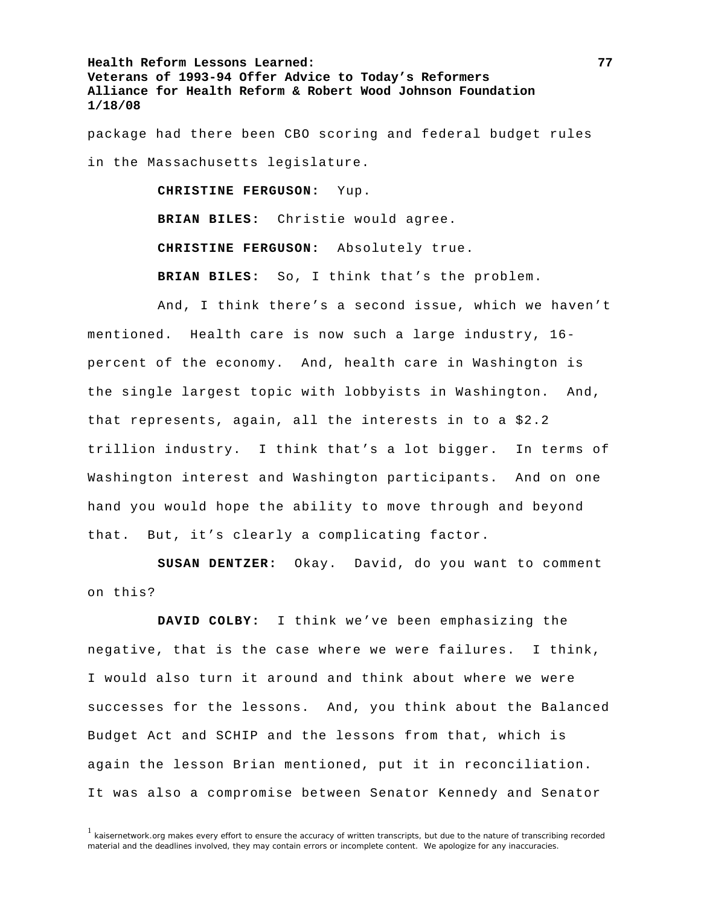package had there been CBO scoring and federal budget rules in the Massachusetts legislature.

**CHRISTINE FERGUSON:** Yup.

**BRIAN BILES:** Christie would agree.

**CHRISTINE FERGUSON:** Absolutely true.

**BRIAN BILES:** So, I think that's the problem.

And, I think there's a second issue, which we haven't mentioned. Health care is now such a large industry, 16-percent of the economy. And, health care in Washington is the single largest topic with lobbyists in Washington. And, that represents, again, all the interests in to a $2.2 trillion industry. I think that's a lot bigger. In terms of Washington interest and Washington participants. And on one hand you would hope the ability to move through and beyond that. But, it's clearly a complicating factor.

**SUSAN DENTZER:** Okay. David, do you want to comment on this?

**DAVID COLBY:** I think we've been emphasizing the negative, that is the case where we were failures. I think, I would also turn it around and think about where we were successes for the lessons. And, you think about the Balanced Budget Act and SCHIP and the lessons from that, which is again the lesson Brian mentioned, put it in reconciliation. It was also a compromise between Senator Kennedy and Senator

[1] kaisernetwork.org makes every effort to ensure the accuracy of written transcripts, but due to the nature of transcribing recorded material and the deadlines involved, they may contain errors or incomplete content. We apologize for any inaccuracies.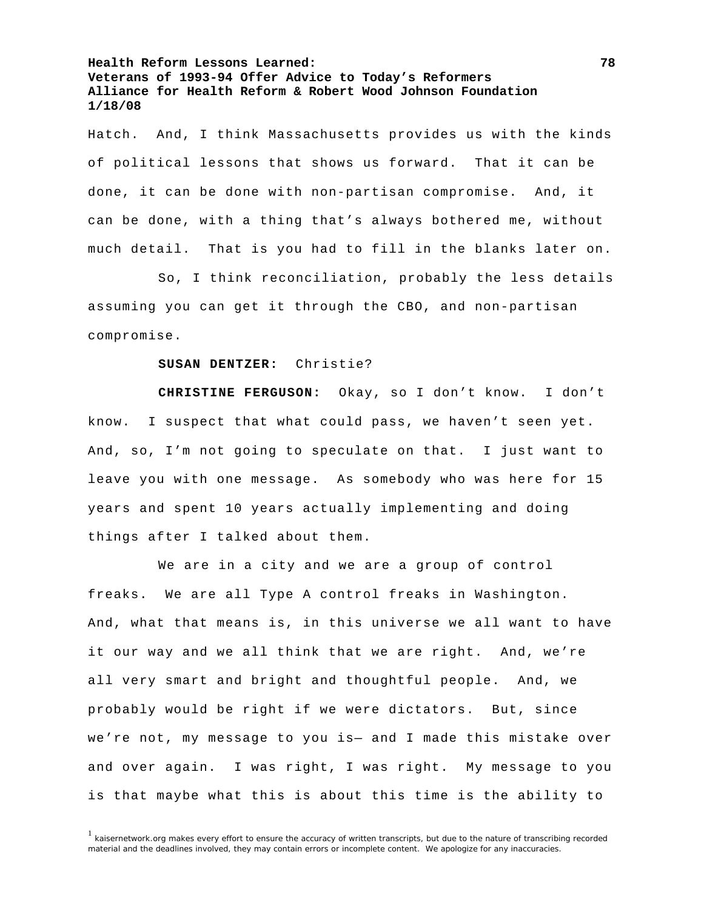Hatch. And, I think Massachusetts provides us with the kinds of political lessons that shows us forward. That it can be done, it can be done with non-partisan compromise. And, it can be done, with a thing that's always bothered me, without much detail. That is you had to fill in the blanks later on.

So, I think reconciliation, probably the less details assuming you can get it through the CBO, and non-partisan compromise.

**SUSAN DENTZER:** Christie?

**CHRISTINE FERGUSON:** Okay, so I don't know. I don't know. I suspect that what could pass, we haven't seen yet. And, so, I'm not going to speculate on that. I just want to leave you with one message. As somebody who was here for 15 years and spent 10 years actually implementing and doing things after I talked about them.

We are in a city and we are a group of control freaks. We are all Type A control freaks in Washington. And, what that means is, in this universe we all want to have it our way and we all think that we are right. And, we're all very smart and bright and thoughtful people. And, we probably would be right if we were dictators. But, since we're not, my message to you is— and I made this mistake over and over again. I was right, I was right. My message to you is that maybe what this is about this time is the ability to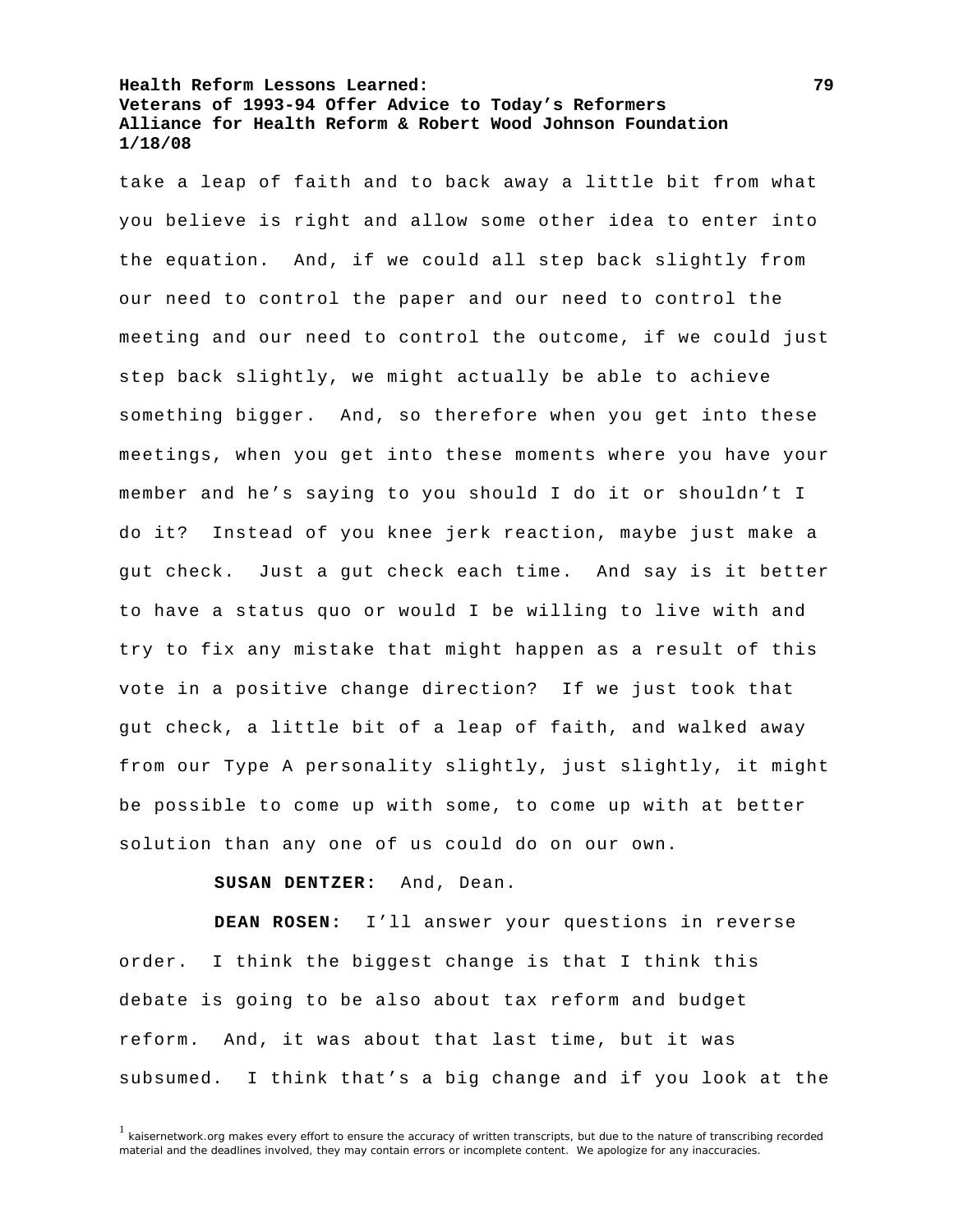take a leap of faith and to back away a little bit from what you believe is right and allow some other idea to enter into the equation. And, if we could all step back slightly from our need to control the paper and our need to control the meeting and our need to control the outcome, if we could just step back slightly, we might actually be able to achieve something bigger. And, so therefore when you get into these meetings, when you get into these moments where you have your member and he's saying to you should I do it or shouldn't I do it? Instead of you knee jerk reaction, maybe just make a gut check. Just a gut check each time. And say is it better to have a status quo or would I be willing to live with and try to fix any mistake that might happen as a result of this vote in a positive change direction? If we just took that gut check, a little bit of a leap of faith, and walked away from our Type A personality slightly, just slightly, it might be possible to come up with some, to come up with at better solution than any one of us could do on our own.

**SUSAN DENTZER:** And, Dean.

**DEAN ROSEN:** I'll answer your questions in reverse order. I think the biggest change is that I think this debate is going to be also about tax reform and budget reform. And, it was about that last time, but it was subsumed. I think that's a big change and if you look at the

[1] kaisernetwork.org makes every effort to ensure the accuracy of written transcripts, but due to the nature of transcribing recorded material and the deadlines involved, they may contain errors or incomplete content. We apologize for any inaccuracies.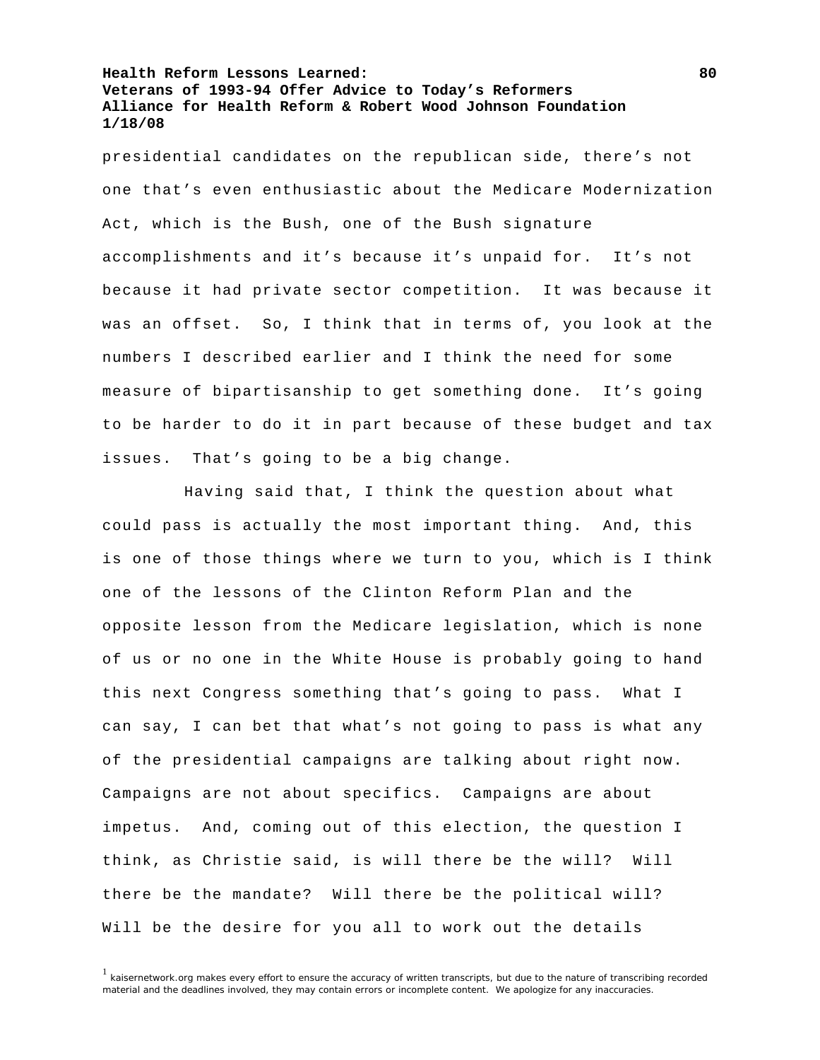presidential candidates on the republican side, there's not one that's even enthusiastic about the Medicare Modernization Act, which is the Bush, one of the Bush signature accomplishments and it's because it's unpaid for. It's not because it had private sector competition. It was because it was an offset. So, I think that in terms of, you look at the numbers I described earlier and I think the need for some measure of bipartisanship to get something done. It's going to be harder to do it in part because of these budget and tax issues. That's going to be a big change.

Having said that, I think the question about what could pass is actually the most important thing. And, this is one of those things where we turn to you, which is I think one of the lessons of the Clinton Reform Plan and the opposite lesson from the Medicare legislation, which is none of us or no one in the White House is probably going to hand this next Congress something that's going to pass. What I can say, I can bet that what's not going to pass is what any of the presidential campaigns are talking about right now. Campaigns are not about specifics. Campaigns are about impetus. And, coming out of this election, the question I think, as Christie said, is will there be the will? Will there be the mandate? Will there be the political will? Will be the desire for you all to work out the details

[1] kaisernetwork.org makes every effort to ensure the accuracy of written transcripts, but due to the nature of transcribing recorded material and the deadlines involved, they may contain errors or incomplete content. We apologize for any inaccuracies.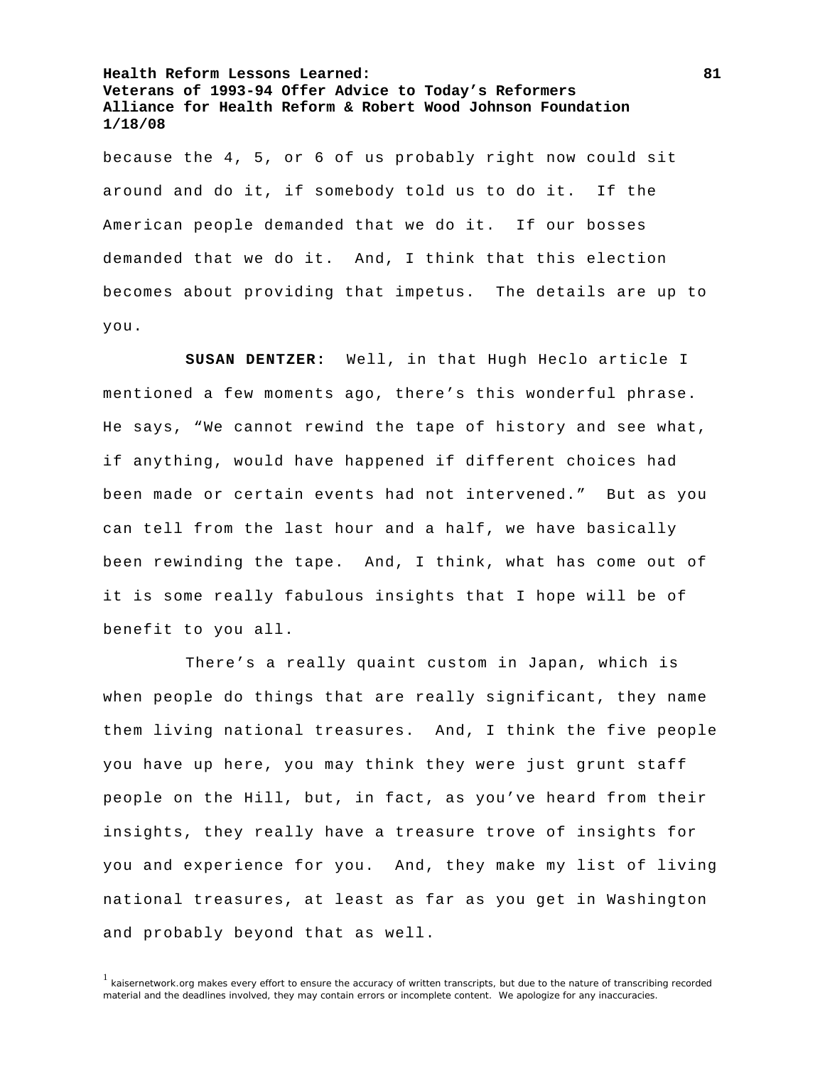because the 4, 5, or 6 of us probably right now could sit around and do it, if somebody told us to do it. If the American people demanded that we do it. If our bosses demanded that we do it. And, I think that this election becomes about providing that impetus. The details are up to you.

**SUSAN DENTZER:** Well, in that Hugh Heclo article I mentioned a few moments ago, there's this wonderful phrase. He says, "We cannot rewind the tape of history and see what, if anything, would have happened if different choices had been made or certain events had not intervened." But as you can tell from the last hour and a half, we have basically been rewinding the tape. And, I think, what has come out of it is some really fabulous insights that I hope will be of benefit to you all.

There's a really quaint custom in Japan, which is when people do things that are really significant, they name them living national treasures. And, I think the five people you have up here, you may think they were just grunt staff people on the Hill, but, in fact, as you've heard from their insights, they really have a treasure trove of insights for you and experience for you. And, they make my list of living national treasures, at least as far as you get in Washington and probably beyond that as well.

[1] kaisernetwork.org makes every effort to ensure the accuracy of written transcripts, but due to the nature of transcribing recorded material and the deadlines involved, they may contain errors or incomplete content. We apologize for any inaccuracies.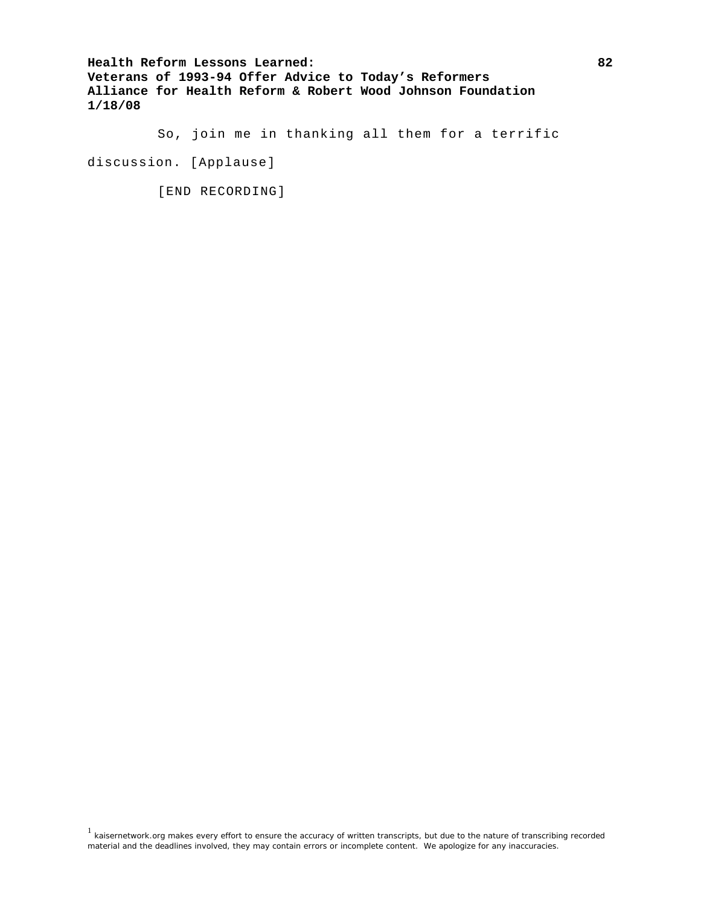So, join me in thanking all them for a terrific discussion. [Applause]

[END RECORDING]

[1] kaisernetwork.org makes every effort to ensure the accuracy of written transcripts, but due to the nature of transcribing recorded material and the deadlines involved, they may contain errors or incomplete content. We apologize for any inaccuracies.